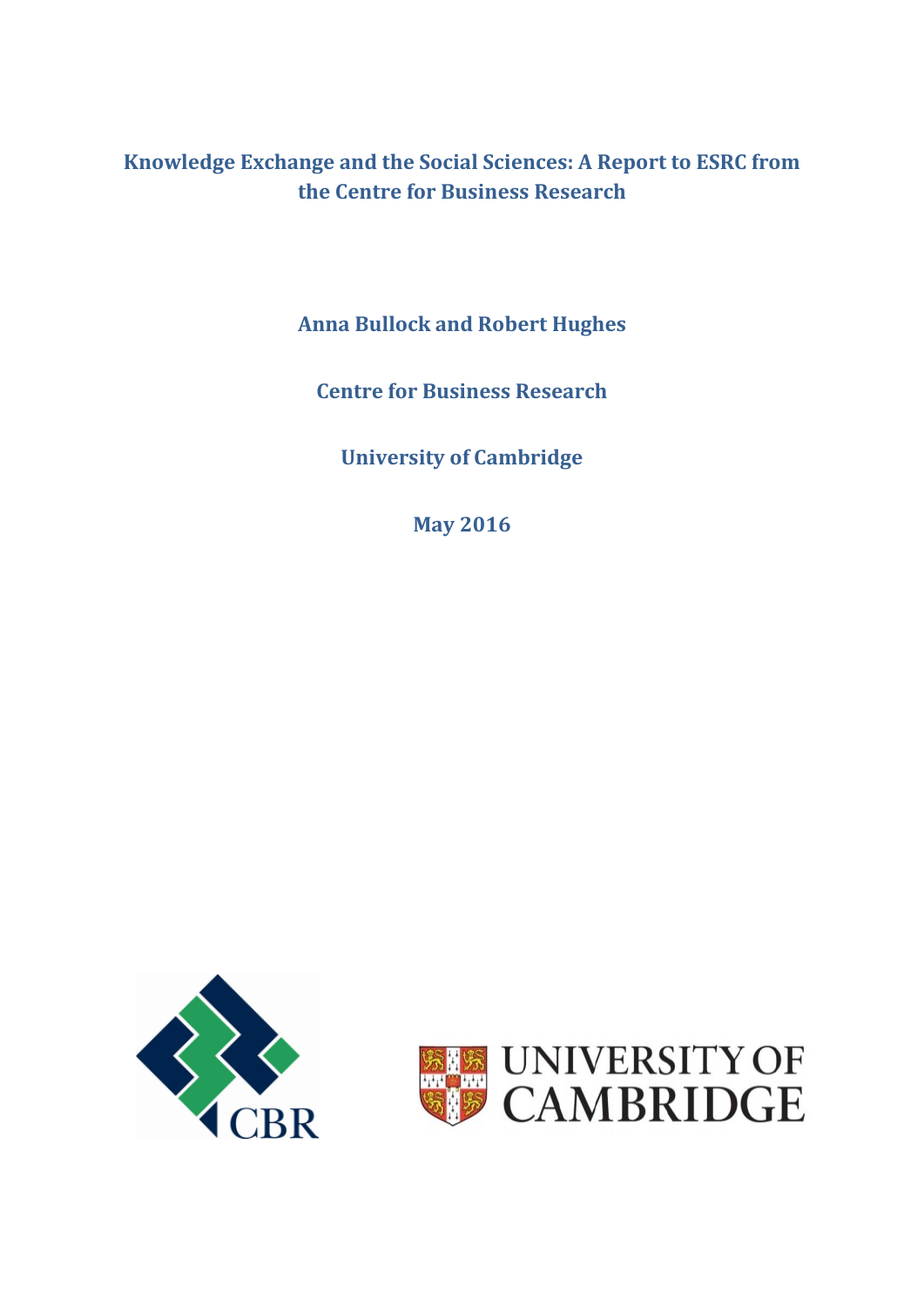# Knowledge Exchange and the Social Sciences: A Report to ESRC from the Centre for Business Research

**Anna Bullock and Robert Hughes**

**Centre for Business Research**

**University of Cambridge**

**May 2016**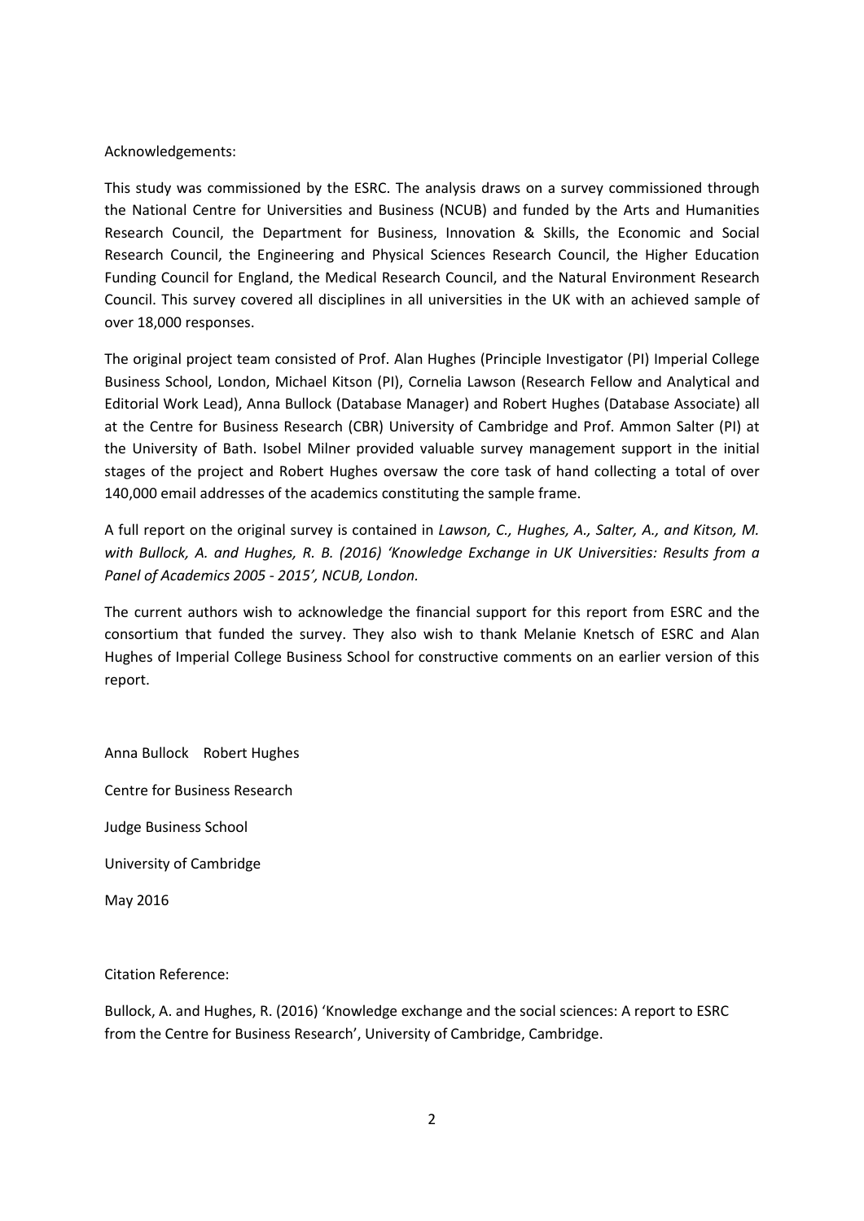Acknowledgements:

This study was commissioned by the ESRC. The analysis draws on a survey commissioned through the National Centre for Universities and Business (NCUB) and funded by the Arts and Humanities Research Council, the Department for Business, Innovation & Skills, the Economic and Social Research Council, the Engineering and Physical Sciences Research Council, the Higher Education Funding Council for England, the Medical Research Council, and the Natural Environment Research Council. This survey covered all disciplines in all universities in the UK with an achieved sample of over 18,000 responses.

The original project team consisted of Prof. Alan Hughes (Principle Investigator (PI) Imperial College Business School, London, Michael Kitson (PI), Cornelia Lawson (Research Fellow and Analytical and Editorial Work Lead), Anna Bullock (Database Manager) and Robert Hughes (Database Associate) all at the Centre for Business Research (CBR) University of Cambridge and Prof. Ammon Salter (PI) at the University of Bath. Isobel Milner provided valuable survey management support in the initial stages of the project and Robert Hughes oversaw the core task of hand collecting a total of over 140,000 email addresses of the academics constituting the sample frame.

A full report on the original survey is contained in *Lawson, C., Hughes, A., Salter, A., and Kitson, M. with Bullock, A. and Hughes, R. B. (2016) 'Knowledge Exchange in UK Universities: Results from a Panel of Academics 2005 - 2015', NCUB, London.*

The current authors wish to acknowledge the financial support for this report from ESRC and the consortium that funded the survey. They also wish to thank Melanie Knetsch of ESRC and Alan Hughes of Imperial College Business School for constructive comments on an earlier version of this report.

Anna Bullock    Robert Hughes

Centre for Business Research

Judge Business School

University of Cambridge

May 2016

Citation Reference:

Bullock, A. and Hughes, R. (2016) 'Knowledge exchange and the social sciences: A report to ESRC from the Centre for Business Research', University of Cambridge, Cambridge.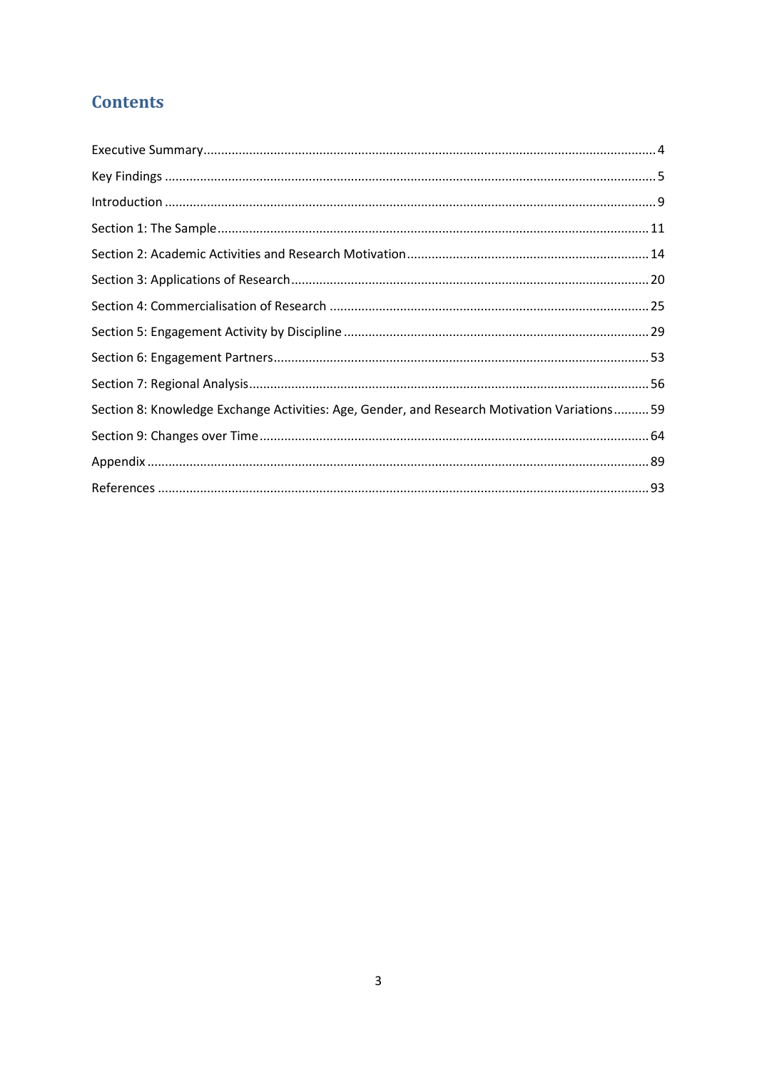# Contents

Executive Summary ........ 4

Key Findings ........ 5

Introduction ........ 9

Section 1: The Sample ........ 11

Section 2: Academic Activities and Research Motivation ........ 14

Section 3: Applications of Research ........ 20

Section 4: Commercialisation of Research ........ 25

Section 5: Engagement Activity by Discipline ........ 29

Section 6: Engagement Partners ........ 53

Section 7: Regional Analysis ........ 56

Section 8: Knowledge Exchange Activities: Age, Gender, and Research Motivation Variations ........ 59

Section 9: Changes over Time ........ 64

Appendix ........ 89

References ........ 93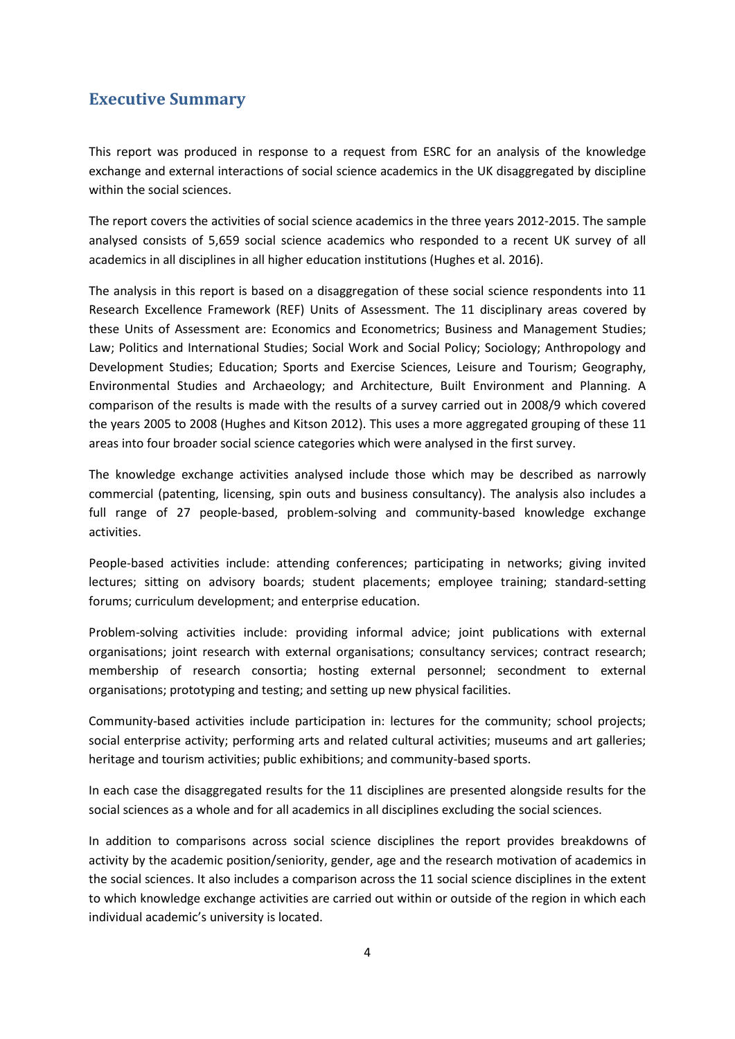## Executive Summary

This report was produced in response to a request from ESRC for an analysis of the knowledge exchange and external interactions of social science academics in the UK disaggregated by discipline within the social sciences.

The report covers the activities of social science academics in the three years 2012-2015. The sample analysed consists of 5,659 social science academics who responded to a recent UK survey of all academics in all disciplines in all higher education institutions (Hughes et al. 2016).

The analysis in this report is based on a disaggregation of these social science respondents into 11 Research Excellence Framework (REF) Units of Assessment. The 11 disciplinary areas covered by these Units of Assessment are: Economics and Econometrics; Business and Management Studies; Law; Politics and International Studies; Social Work and Social Policy; Sociology; Anthropology and Development Studies; Education; Sports and Exercise Sciences, Leisure and Tourism; Geography, Environmental Studies and Archaeology; and Architecture, Built Environment and Planning. A comparison of the results is made with the results of a survey carried out in 2008/9 which covered the years 2005 to 2008 (Hughes and Kitson 2012). This uses a more aggregated grouping of these 11 areas into four broader social science categories which were analysed in the first survey.

The knowledge exchange activities analysed include those which may be described as narrowly commercial (patenting, licensing, spin outs and business consultancy). The analysis also includes a full range of 27 people-based, problem-solving and community-based knowledge exchange activities.

People-based activities include: attending conferences; participating in networks; giving invited lectures; sitting on advisory boards; student placements; employee training; standard-setting forums; curriculum development; and enterprise education.

Problem-solving activities include: providing informal advice; joint publications with external organisations; joint research with external organisations; consultancy services; contract research; membership of research consortia; hosting external personnel; secondment to external organisations; prototyping and testing; and setting up new physical facilities.

Community-based activities include participation in: lectures for the community; school projects; social enterprise activity; performing arts and related cultural activities; museums and art galleries; heritage and tourism activities; public exhibitions; and community-based sports.

In each case the disaggregated results for the 11 disciplines are presented alongside results for the social sciences as a whole and for all academics in all disciplines excluding the social sciences.

In addition to comparisons across social science disciplines the report provides breakdowns of activity by the academic position/seniority, gender, age and the research motivation of academics in the social sciences. It also includes a comparison across the 11 social science disciplines in the extent to which knowledge exchange activities are carried out within or outside of the region in which each individual academic's university is located.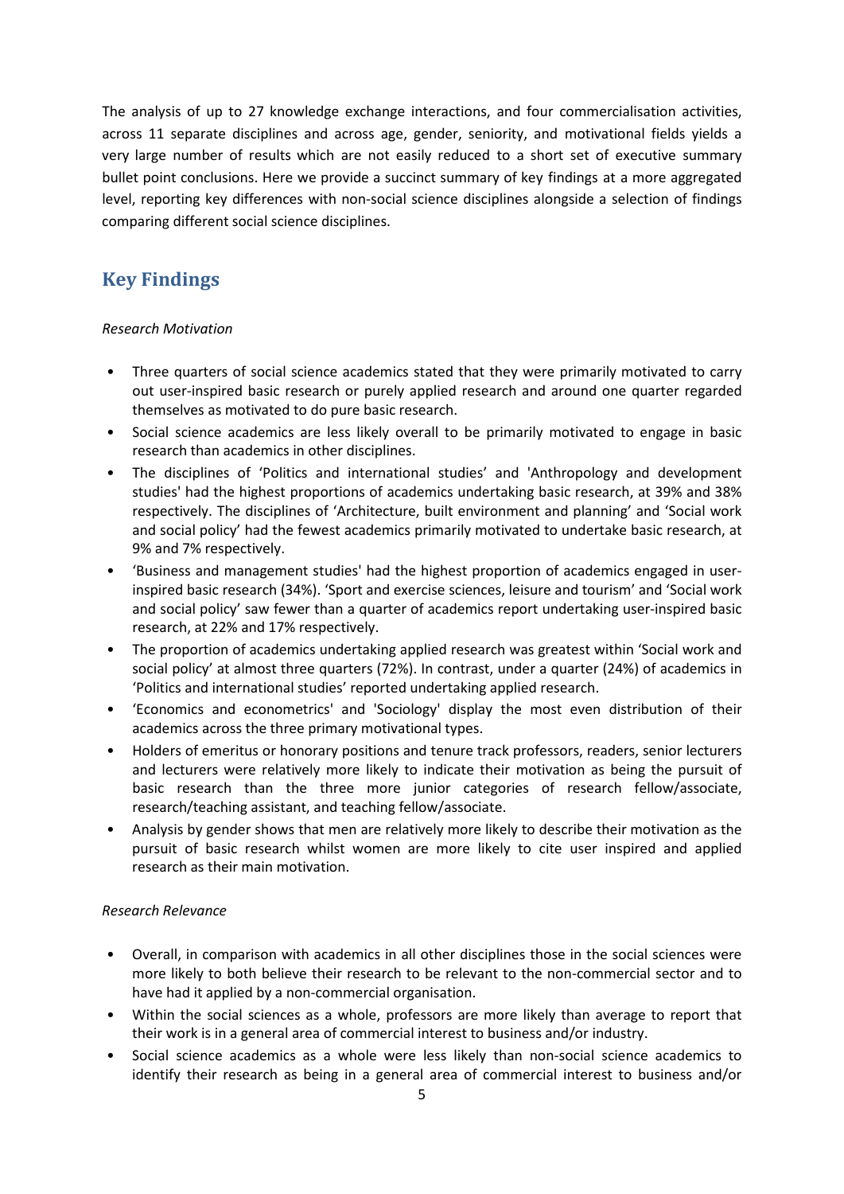The analysis of up to 27 knowledge exchange interactions, and four commercialisation activities, across 11 separate disciplines and across age, gender, seniority, and motivational fields yields a very large number of results which are not easily reduced to a short set of executive summary bullet point conclusions. Here we provide a succinct summary of key findings at a more aggregated level, reporting key differences with non-social science disciplines alongside a selection of findings comparing different social science disciplines.

## Key Findings

*Research Motivation*

- Three quarters of social science academics stated that they were primarily motivated to carry out user-inspired basic research or purely applied research and around one quarter regarded themselves as motivated to do pure basic research.
- Social science academics are less likely overall to be primarily motivated to engage in basic research than academics in other disciplines.
- The disciplines of 'Politics and international studies' and 'Anthropology and development studies' had the highest proportions of academics undertaking basic research, at 39% and 38% respectively. The disciplines of 'Architecture, built environment and planning' and 'Social work and social policy' had the fewest academics primarily motivated to undertake basic research, at 9% and 7% respectively.
- 'Business and management studies' had the highest proportion of academics engaged in user-inspired basic research (34%). 'Sport and exercise sciences, leisure and tourism' and 'Social work and social policy' saw fewer than a quarter of academics report undertaking user-inspired basic research, at 22% and 17% respectively.
- The proportion of academics undertaking applied research was greatest within 'Social work and social policy' at almost three quarters (72%). In contrast, under a quarter (24%) of academics in 'Politics and international studies' reported undertaking applied research.
- 'Economics and econometrics' and 'Sociology' display the most even distribution of their academics across the three primary motivational types.
- Holders of emeritus or honorary positions and tenure track professors, readers, senior lecturers and lecturers were relatively more likely to indicate their motivation as being the pursuit of basic research than the three more junior categories of research fellow/associate, research/teaching assistant, and teaching fellow/associate.
- Analysis by gender shows that men are relatively more likely to describe their motivation as the pursuit of basic research whilst women are more likely to cite user inspired and applied research as their main motivation.

*Research Relevance*

- Overall, in comparison with academics in all other disciplines those in the social sciences were more likely to both believe their research to be relevant to the non-commercial sector and to have had it applied by a non-commercial organisation.
- Within the social sciences as a whole, professors are more likely than average to report that their work is in a general area of commercial interest to business and/or industry.
- Social science academics as a whole were less likely than non-social science academics to identify their research as being in a general area of commercial interest to business and/or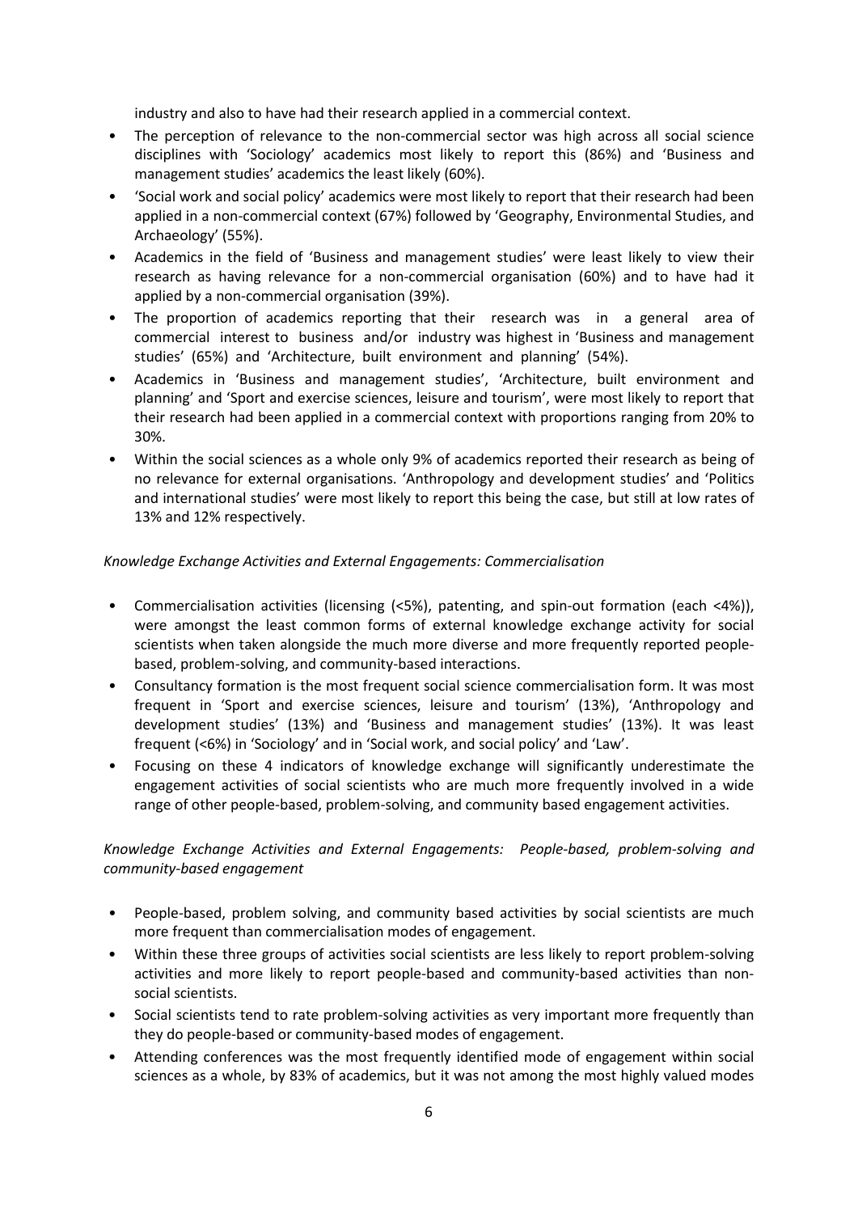industry and also to have had their research applied in a commercial context.

- The perception of relevance to the non-commercial sector was high across all social science disciplines with 'Sociology' academics most likely to report this (86%) and 'Business and management studies' academics the least likely (60%).
- 'Social work and social policy' academics were most likely to report that their research had been applied in a non-commercial context (67%) followed by 'Geography, Environmental Studies, and Archaeology' (55%).
- Academics in the field of 'Business and management studies' were least likely to view their research as having relevance for a non-commercial organisation (60%) and to have had it applied by a non-commercial organisation (39%).
- The proportion of academics reporting that their research was in a general area of commercial interest to business and/or industry was highest in 'Business and management studies' (65%) and 'Architecture, built environment and planning' (54%).
- Academics in 'Business and management studies', 'Architecture, built environment and planning' and 'Sport and exercise sciences, leisure and tourism', were most likely to report that their research had been applied in a commercial context with proportions ranging from 20% to 30%.
- Within the social sciences as a whole only 9% of academics reported their research as being of no relevance for external organisations. 'Anthropology and development studies' and 'Politics and international studies' were most likely to report this being the case, but still at low rates of 13% and 12% respectively.

*Knowledge Exchange Activities and External Engagements: Commercialisation*

- Commercialisation activities (licensing (<5%), patenting, and spin-out formation (each <4%)), were amongst the least common forms of external knowledge exchange activity for social scientists when taken alongside the much more diverse and more frequently reported people-based, problem-solving, and community-based interactions.
- Consultancy formation is the most frequent social science commercialisation form. It was most frequent in 'Sport and exercise sciences, leisure and tourism' (13%), 'Anthropology and development studies' (13%) and 'Business and management studies' (13%). It was least frequent (<6%) in 'Sociology' and in 'Social work, and social policy' and 'Law'.
- Focusing on these 4 indicators of knowledge exchange will significantly underestimate the engagement activities of social scientists who are much more frequently involved in a wide range of other people-based, problem-solving, and community based engagement activities.

*Knowledge Exchange Activities and External Engagements: People-based, problem-solving and community-based engagement*

- People-based, problem solving, and community based activities by social scientists are much more frequent than commercialisation modes of engagement.
- Within these three groups of activities social scientists are less likely to report problem-solving activities and more likely to report people-based and community-based activities than non-social scientists.
- Social scientists tend to rate problem-solving activities as very important more frequently than they do people-based or community-based modes of engagement.
- Attending conferences was the most frequently identified mode of engagement within social sciences as a whole, by 83% of academics, but it was not among the most highly valued modes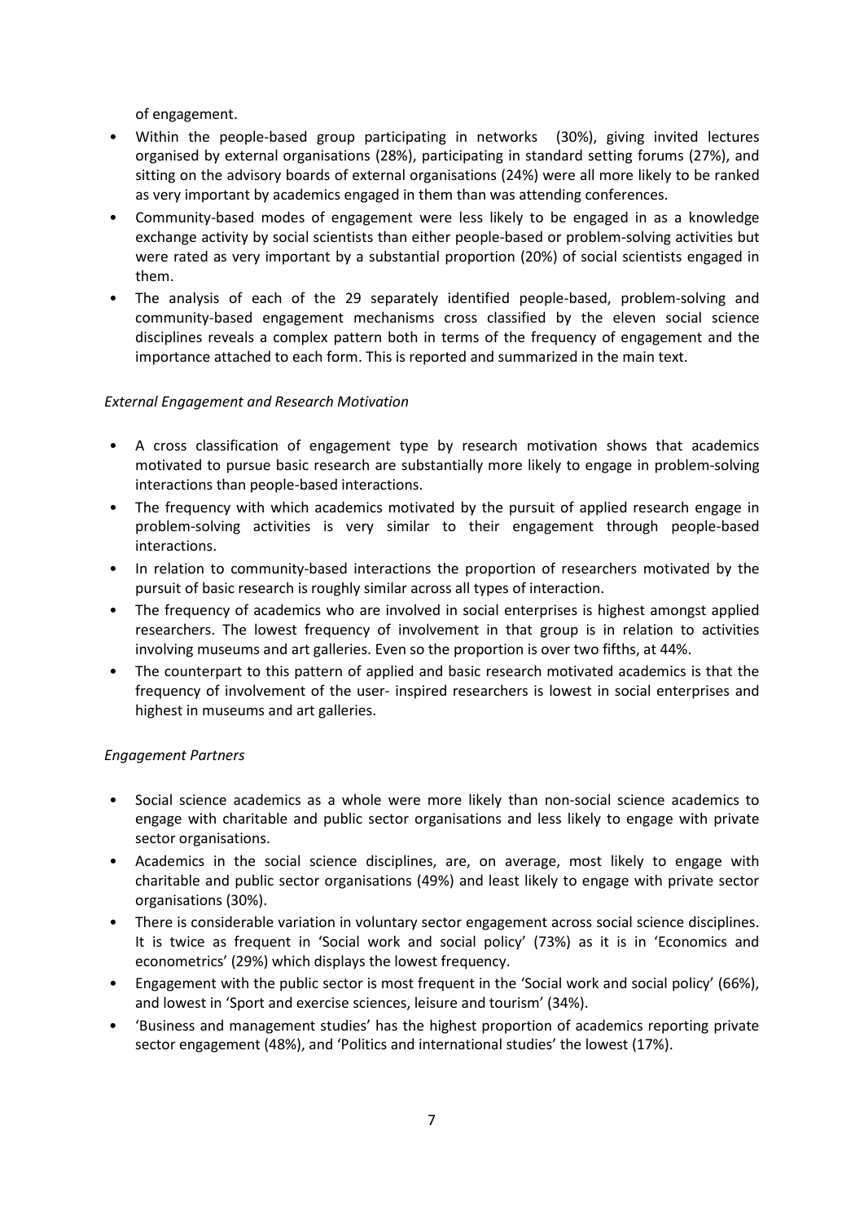of engagement.

- Within the people-based group participating in networks (30%), giving invited lectures organised by external organisations (28%), participating in standard setting forums (27%), and sitting on the advisory boards of external organisations (24%) were all more likely to be ranked as very important by academics engaged in them than was attending conferences.
- Community-based modes of engagement were less likely to be engaged in as a knowledge exchange activity by social scientists than either people-based or problem-solving activities but were rated as very important by a substantial proportion (20%) of social scientists engaged in them.
- The analysis of each of the 29 separately identified people-based, problem-solving and community-based engagement mechanisms cross classified by the eleven social science disciplines reveals a complex pattern both in terms of the frequency of engagement and the importance attached to each form. This is reported and summarized in the main text.

*External Engagement and Research Motivation*

- A cross classification of engagement type by research motivation shows that academics motivated to pursue basic research are substantially more likely to engage in problem-solving interactions than people-based interactions.
- The frequency with which academics motivated by the pursuit of applied research engage in problem-solving activities is very similar to their engagement through people-based interactions.
- In relation to community-based interactions the proportion of researchers motivated by the pursuit of basic research is roughly similar across all types of interaction.
- The frequency of academics who are involved in social enterprises is highest amongst applied researchers. The lowest frequency of involvement in that group is in relation to activities involving museums and art galleries. Even so the proportion is over two fifths, at 44%.
- The counterpart to this pattern of applied and basic research motivated academics is that the frequency of involvement of the user- inspired researchers is lowest in social enterprises and highest in museums and art galleries.

*Engagement Partners*

- Social science academics as a whole were more likely than non-social science academics to engage with charitable and public sector organisations and less likely to engage with private sector organisations.
- Academics in the social science disciplines, are, on average, most likely to engage with charitable and public sector organisations (49%) and least likely to engage with private sector organisations (30%).
- There is considerable variation in voluntary sector engagement across social science disciplines. It is twice as frequent in 'Social work and social policy' (73%) as it is in 'Economics and econometrics' (29%) which displays the lowest frequency.
- Engagement with the public sector is most frequent in the 'Social work and social policy' (66%), and lowest in 'Sport and exercise sciences, leisure and tourism' (34%).
- 'Business and management studies' has the highest proportion of academics reporting private sector engagement (48%), and 'Politics and international studies' the lowest (17%).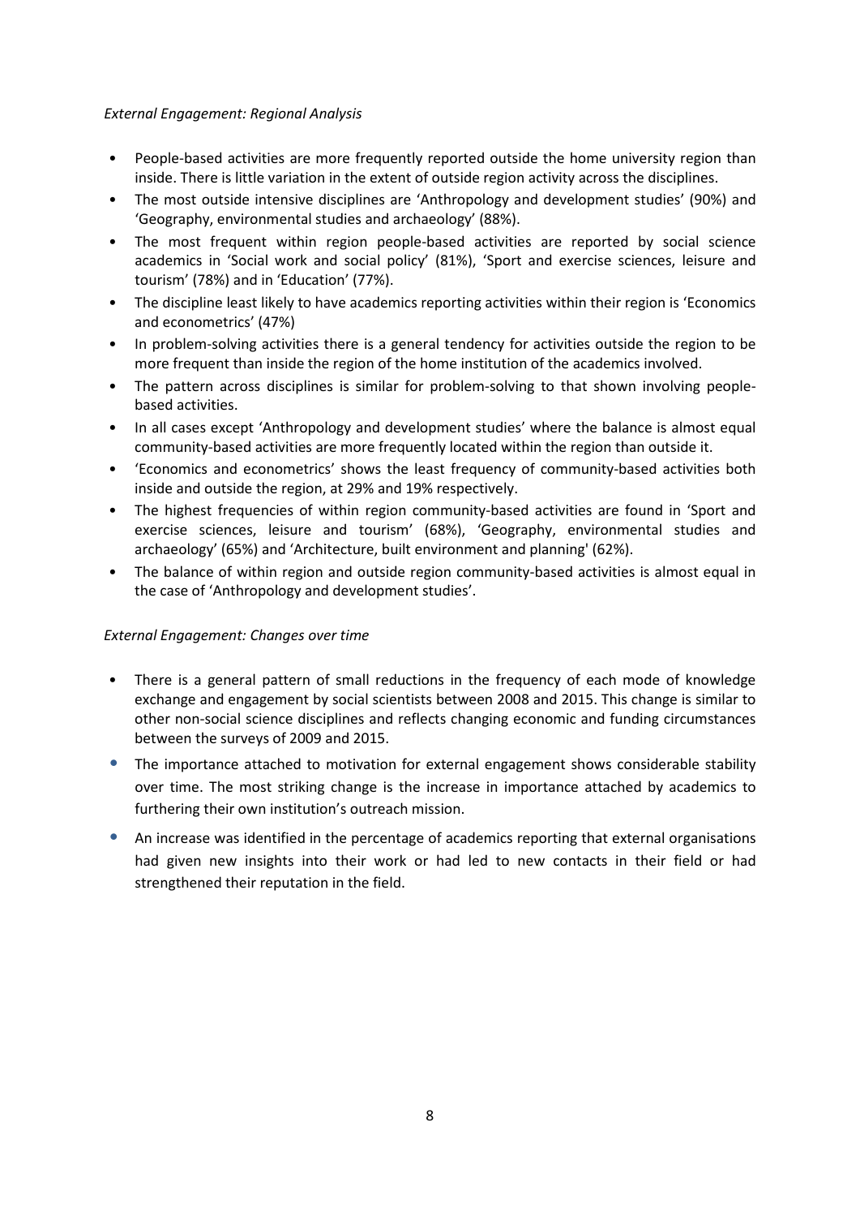*External Engagement: Regional Analysis*

- People-based activities are more frequently reported outside the home university region than inside. There is little variation in the extent of outside region activity across the disciplines.
- The most outside intensive disciplines are 'Anthropology and development studies' (90%) and 'Geography, environmental studies and archaeology' (88%).
- The most frequent within region people-based activities are reported by social science academics in 'Social work and social policy' (81%), 'Sport and exercise sciences, leisure and tourism' (78%) and in 'Education' (77%).
- The discipline least likely to have academics reporting activities within their region is 'Economics and econometrics' (47%)
- In problem-solving activities there is a general tendency for activities outside the region to be more frequent than inside the region of the home institution of the academics involved.
- The pattern across disciplines is similar for problem-solving to that shown involving people-based activities.
- In all cases except 'Anthropology and development studies' where the balance is almost equal community-based activities are more frequently located within the region than outside it.
- 'Economics and econometrics' shows the least frequency of community-based activities both inside and outside the region, at 29% and 19% respectively.
- The highest frequencies of within region community-based activities are found in 'Sport and exercise sciences, leisure and tourism' (68%), 'Geography, environmental studies and archaeology' (65%) and 'Architecture, built environment and planning' (62%).
- The balance of within region and outside region community-based activities is almost equal in the case of 'Anthropology and development studies'.

*External Engagement: Changes over time*

- There is a general pattern of small reductions in the frequency of each mode of knowledge exchange and engagement by social scientists between 2008 and 2015. This change is similar to other non-social science disciplines and reflects changing economic and funding circumstances between the surveys of 2009 and 2015.
- The importance attached to motivation for external engagement shows considerable stability over time. The most striking change is the increase in importance attached by academics to furthering their own institution's outreach mission.
- An increase was identified in the percentage of academics reporting that external organisations had given new insights into their work or had led to new contacts in their field or had strengthened their reputation in the field.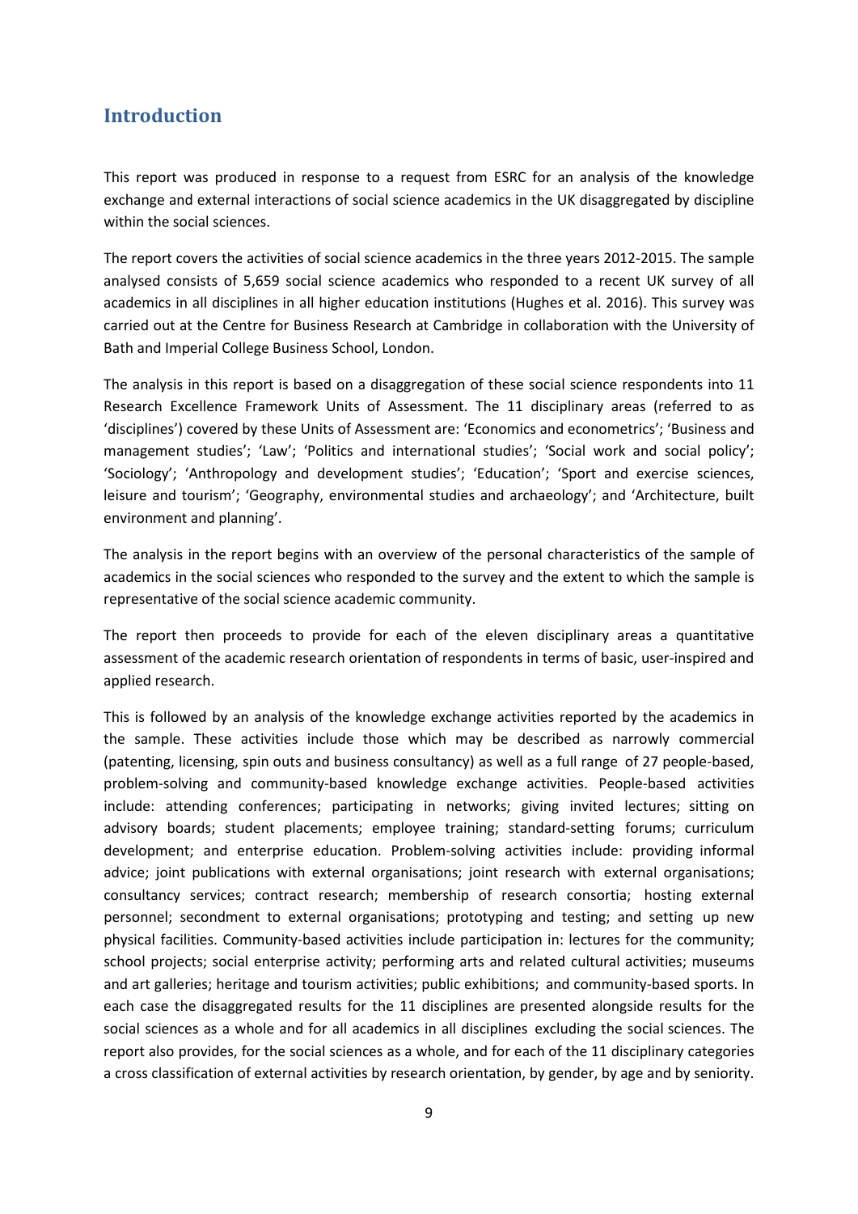## Introduction

This report was produced in response to a request from ESRC for an analysis of the knowledge exchange and external interactions of social science academics in the UK disaggregated by discipline within the social sciences.

The report covers the activities of social science academics in the three years 2012-2015. The sample analysed consists of 5,659 social science academics who responded to a recent UK survey of all academics in all disciplines in all higher education institutions (Hughes et al. 2016). This survey was carried out at the Centre for Business Research at Cambridge in collaboration with the University of Bath and Imperial College Business School, London.

The analysis in this report is based on a disaggregation of these social science respondents into 11 Research Excellence Framework Units of Assessment. The 11 disciplinary areas (referred to as 'disciplines') covered by these Units of Assessment are: 'Economics and econometrics'; 'Business and management studies'; 'Law'; 'Politics and international studies'; 'Social work and social policy'; 'Sociology'; 'Anthropology and development studies'; 'Education'; 'Sport and exercise sciences, leisure and tourism'; 'Geography, environmental studies and archaeology'; and 'Architecture, built environment and planning'.

The analysis in the report begins with an overview of the personal characteristics of the sample of academics in the social sciences who responded to the survey and the extent to which the sample is representative of the social science academic community.

The report then proceeds to provide for each of the eleven disciplinary areas a quantitative assessment of the academic research orientation of respondents in terms of basic, user-inspired and applied research.

This is followed by an analysis of the knowledge exchange activities reported by the academics in the sample. These activities include those which may be described as narrowly commercial (patenting, licensing, spin outs and business consultancy) as well as a full range of 27 people-based, problem-solving and community-based knowledge exchange activities. People-based activities include: attending conferences; participating in networks; giving invited lectures; sitting on advisory boards; student placements; employee training; standard-setting forums; curriculum development; and enterprise education. Problem-solving activities include: providing informal advice; joint publications with external organisations; joint research with external organisations; consultancy services; contract research; membership of research consortia; hosting external personnel; secondment to external organisations; prototyping and testing; and setting up new physical facilities. Community-based activities include participation in: lectures for the community; school projects; social enterprise activity; performing arts and related cultural activities; museums and art galleries; heritage and tourism activities; public exhibitions; and community-based sports. In each case the disaggregated results for the 11 disciplines are presented alongside results for the social sciences as a whole and for all academics in all disciplines excluding the social sciences. The report also provides, for the social sciences as a whole, and for each of the 11 disciplinary categories a cross classification of external activities by research orientation, by gender, by age and by seniority.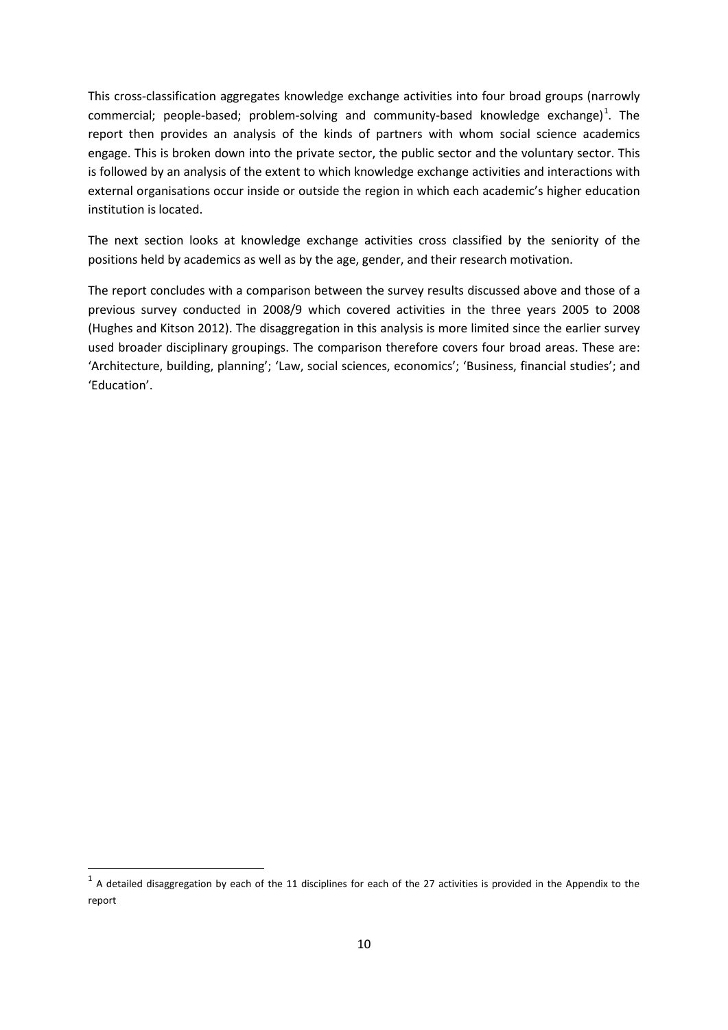This cross-classification aggregates knowledge exchange activities into four broad groups (narrowly commercial; people-based; problem-solving and community-based knowledge exchange)[1]. The report then provides an analysis of the kinds of partners with whom social science academics engage. This is broken down into the private sector, the public sector and the voluntary sector. This is followed by an analysis of the extent to which knowledge exchange activities and interactions with external organisations occur inside or outside the region in which each academic's higher education institution is located.

The next section looks at knowledge exchange activities cross classified by the seniority of the positions held by academics as well as by the age, gender, and their research motivation.

The report concludes with a comparison between the survey results discussed above and those of a previous survey conducted in 2008/9 which covered activities in the three years 2005 to 2008 (Hughes and Kitson 2012). The disaggregation in this analysis is more limited since the earlier survey used broader disciplinary groupings. The comparison therefore covers four broad areas. These are: 'Architecture, building, planning'; 'Law, social sciences, economics'; 'Business, financial studies'; and 'Education'.

[1] A detailed disaggregation by each of the 11 disciplines for each of the 27 activities is provided in the Appendix to the report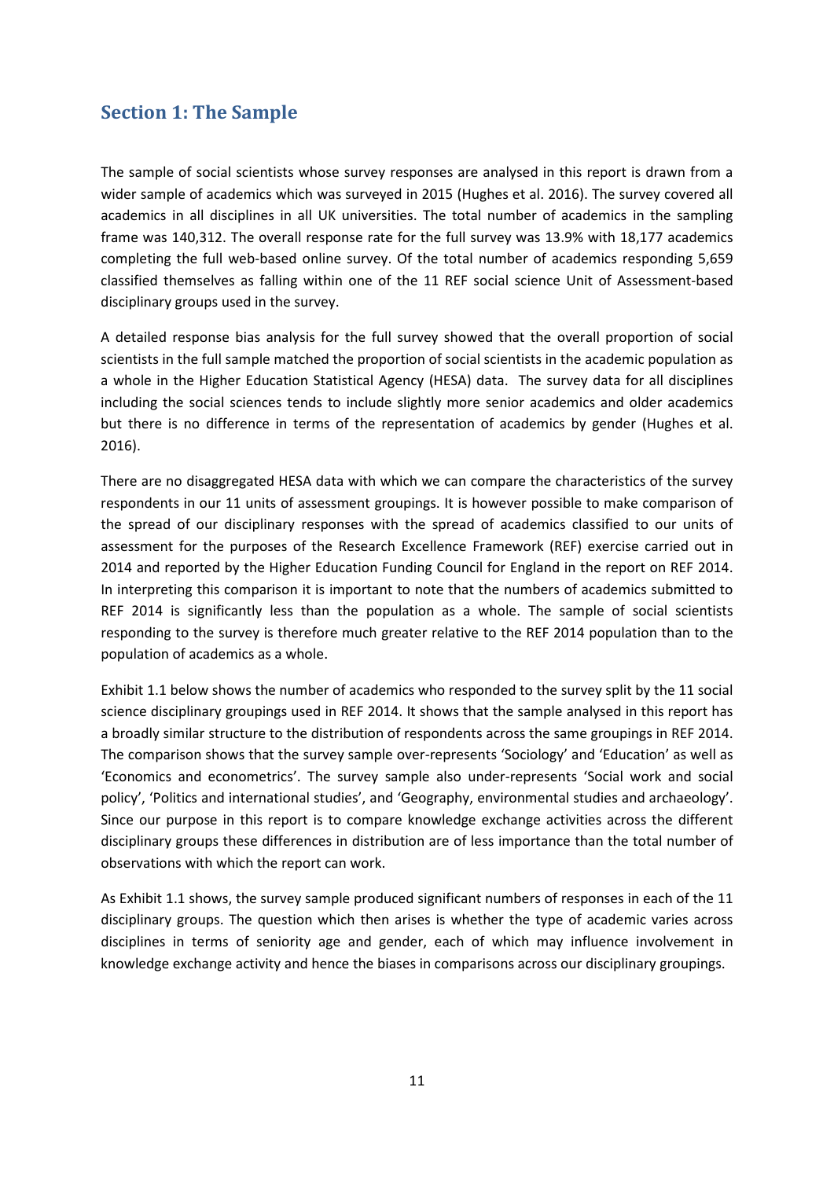## Section 1: The Sample

The sample of social scientists whose survey responses are analysed in this report is drawn from a wider sample of academics which was surveyed in 2015 (Hughes et al. 2016). The survey covered all academics in all disciplines in all UK universities. The total number of academics in the sampling frame was 140,312. The overall response rate for the full survey was 13.9% with 18,177 academics completing the full web-based online survey. Of the total number of academics responding 5,659 classified themselves as falling within one of the 11 REF social science Unit of Assessment-based disciplinary groups used in the survey.

A detailed response bias analysis for the full survey showed that the overall proportion of social scientists in the full sample matched the proportion of social scientists in the academic population as a whole in the Higher Education Statistical Agency (HESA) data. The survey data for all disciplines including the social sciences tends to include slightly more senior academics and older academics but there is no difference in terms of the representation of academics by gender (Hughes et al. 2016).

There are no disaggregated HESA data with which we can compare the characteristics of the survey respondents in our 11 units of assessment groupings. It is however possible to make comparison of the spread of our disciplinary responses with the spread of academics classified to our units of assessment for the purposes of the Research Excellence Framework (REF) exercise carried out in 2014 and reported by the Higher Education Funding Council for England in the report on REF 2014. In interpreting this comparison it is important to note that the numbers of academics submitted to REF 2014 is significantly less than the population as a whole. The sample of social scientists responding to the survey is therefore much greater relative to the REF 2014 population than to the population of academics as a whole.

Exhibit 1.1 below shows the number of academics who responded to the survey split by the 11 social science disciplinary groupings used in REF 2014. It shows that the sample analysed in this report has a broadly similar structure to the distribution of respondents across the same groupings in REF 2014. The comparison shows that the survey sample over-represents 'Sociology' and 'Education' as well as 'Economics and econometrics'. The survey sample also under-represents 'Social work and social policy', 'Politics and international studies', and 'Geography, environmental studies and archaeology'. Since our purpose in this report is to compare knowledge exchange activities across the different disciplinary groups these differences in distribution are of less importance than the total number of observations with which the report can work.

As Exhibit 1.1 shows, the survey sample produced significant numbers of responses in each of the 11 disciplinary groups. The question which then arises is whether the type of academic varies across disciplines in terms of seniority age and gender, each of which may influence involvement in knowledge exchange activity and hence the biases in comparisons across our disciplinary groupings.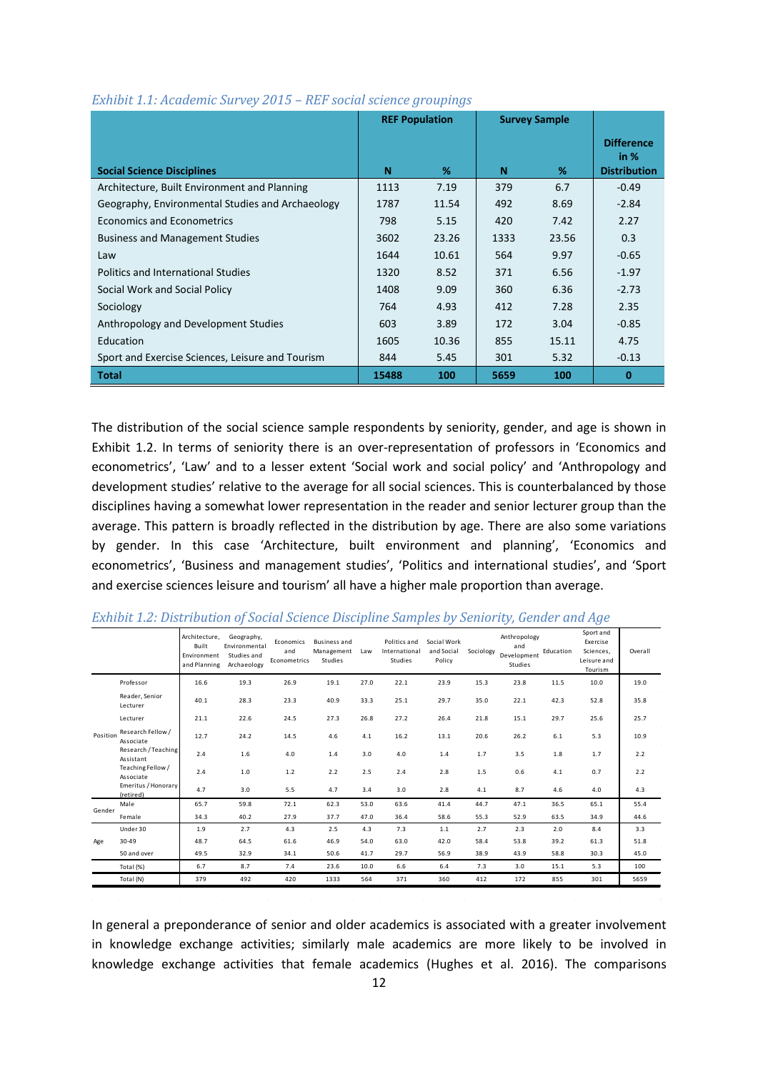*Exhibit 1.1: Academic Survey 2015 – REF social science groupings*

| Social Science Disciplines | REF Population | | Survey Sample | | Difference in % Distribution |
|---|---|---|---|---|---|
| | N | % | N | % | |
| Architecture, Built Environment and Planning | 1113 | 7.19 | 379 | 6.7 | -0.49 |
| Geography, Environmental Studies and Archaeology | 1787 | 11.54 | 492 | 8.69 | -2.84 |
| Economics and Econometrics | 798 | 5.15 | 420 | 7.42 | 2.27 |
| Business and Management Studies | 3602 | 23.26 | 1333 | 23.56 | 0.3 |
| Law | 1644 | 10.61 | 564 | 9.97 | -0.65 |
| Politics and International Studies | 1320 | 8.52 | 371 | 6.56 | -1.97 |
| Social Work and Social Policy | 1408 | 9.09 | 360 | 6.36 | -2.73 |
| Sociology | 764 | 4.93 | 412 | 7.28 | 2.35 |
| Anthropology and Development Studies | 603 | 3.89 | 172 | 3.04 | -0.85 |
| Education | 1605 | 10.36 | 855 | 15.11 | 4.75 |
| Sport and Exercise Sciences, Leisure and Tourism | 844 | 5.45 | 301 | 5.32 | -0.13 |
| **Total** | **15488** | **100** | **5659** | **100** | **0** |

The distribution of the social science sample respondents by seniority, gender, and age is shown in Exhibit 1.2. In terms of seniority there is an over-representation of professors in 'Economics and econometrics', 'Law' and to a lesser extent 'Social work and social policy' and 'Anthropology and development studies' relative to the average for all social sciences. This is counterbalanced by those disciplines having a somewhat lower representation in the reader and senior lecturer group than the average. This pattern is broadly reflected in the distribution by age. There are also some variations by gender. In this case 'Architecture, built environment and planning', 'Economics and econometrics', 'Business and management studies', 'Politics and international studies', and 'Sport and exercise sciences leisure and tourism' all have a higher male proportion than average.

*Exhibit 1.2: Distribution of Social Science Discipline Samples by Seniority, Gender and Age*

| | | Architecture, Built Environment and Planning | Geography, Environmental Studies and Archaeology | Economics and Econometrics | Business and Management Studies | Law | Politics and International Studies | Social Work and Social Policy | Sociology | Anthropology and Development Studies | Education | Sport and Exercise Sciences, Leisure and Tourism | Overall |
|---|---|---|---|---|---|---|---|---|---|---|---|---|---|
| Position | Professor | 16.6 | 19.3 | 26.9 | 19.1 | 27.0 | 22.1 | 23.9 | 15.3 | 23.8 | 11.5 | 10.0 | 19.0 |
| | Reader, Senior Lecturer | 40.1 | 28.3 | 23.3 | 40.9 | 33.3 | 25.1 | 29.7 | 35.0 | 22.1 | 42.3 | 52.8 | 35.8 |
| | Lecturer | 21.1 | 22.6 | 24.5 | 27.3 | 26.8 | 27.2 | 26.4 | 21.8 | 15.1 | 29.7 | 25.6 | 25.7 |
| | Research Fellow / Associate | 12.7 | 24.2 | 14.5 | 4.6 | 4.1 | 16.2 | 13.1 | 20.6 | 26.2 | 6.1 | 5.3 | 10.9 |
| | Research / Teaching Assistant | 2.4 | 1.6 | 4.0 | 1.4 | 3.0 | 4.0 | 1.4 | 1.7 | 3.5 | 1.8 | 1.7 | 2.2 |
| | Teaching Fellow / Associate | 2.4 | 1.0 | 1.2 | 2.2 | 2.5 | 2.4 | 2.8 | 1.5 | 0.6 | 4.1 | 0.7 | 2.2 |
| | Emeritus / Honorary (retired) | 4.7 | 3.0 | 5.5 | 4.7 | 3.4 | 3.0 | 2.8 | 4.1 | 8.7 | 4.6 | 4.0 | 4.3 |
| Gender | Male | 65.7 | 59.8 | 72.1 | 62.3 | 53.0 | 63.6 | 41.4 | 44.7 | 47.1 | 36.5 | 65.1 | 55.4 |
| | Female | 34.3 | 40.2 | 27.9 | 37.7 | 47.0 | 36.4 | 58.6 | 55.3 | 52.9 | 63.5 | 34.9 | 44.6 |
| Age | Under 30 | 1.9 | 2.7 | 4.3 | 2.5 | 4.3 | 7.3 | 1.1 | 2.7 | 2.3 | 2.0 | 8.4 | 3.3 |
| | 30-49 | 48.7 | 64.5 | 61.6 | 46.9 | 54.0 | 63.0 | 42.0 | 58.4 | 53.8 | 39.2 | 61.3 | 51.8 |
| | 50 and over | 49.5 | 32.9 | 34.1 | 50.6 | 41.7 | 29.7 | 56.9 | 38.9 | 43.9 | 58.8 | 30.3 | 45.0 |
| | Total (%) | 6.7 | 8.7 | 7.4 | 23.6 | 10.0 | 6.6 | 6.4 | 7.3 | 3.0 | 15.1 | 5.3 | 100 |
| | Total (N) | 379 | 492 | 420 | 1333 | 564 | 371 | 360 | 412 | 172 | 855 | 301 | 5659 |

In general a preponderance of senior and older academics is associated with a greater involvement in knowledge exchange activities; similarly male academics are more likely to be involved in knowledge exchange activities that female academics (Hughes et al. 2016). The comparisons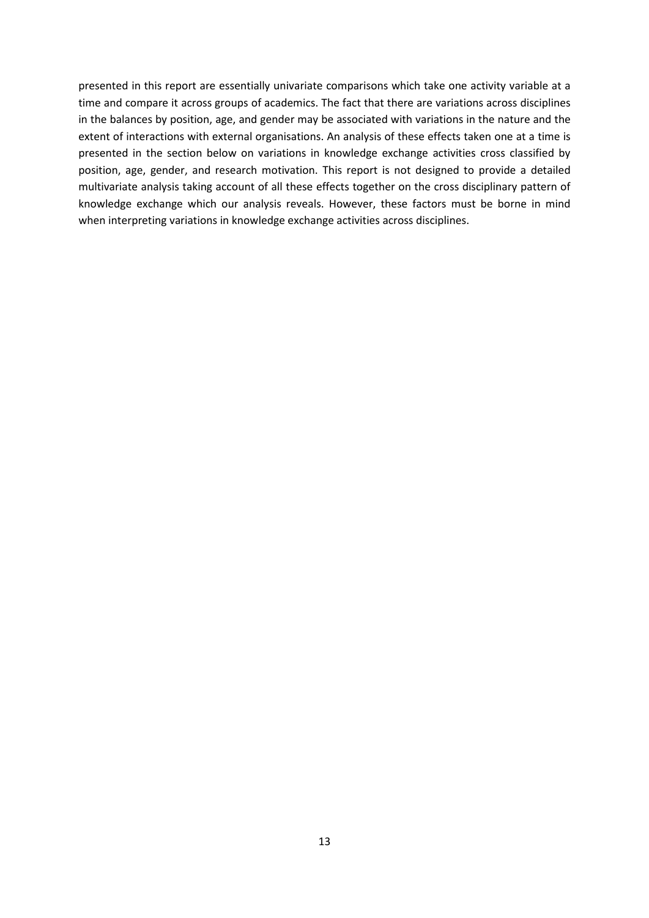presented in this report are essentially univariate comparisons which take one activity variable at a time and compare it across groups of academics. The fact that there are variations across disciplines in the balances by position, age, and gender may be associated with variations in the nature and the extent of interactions with external organisations. An analysis of these effects taken one at a time is presented in the section below on variations in knowledge exchange activities cross classified by position, age, gender, and research motivation. This report is not designed to provide a detailed multivariate analysis taking account of all these effects together on the cross disciplinary pattern of knowledge exchange which our analysis reveals. However, these factors must be borne in mind when interpreting variations in knowledge exchange activities across disciplines.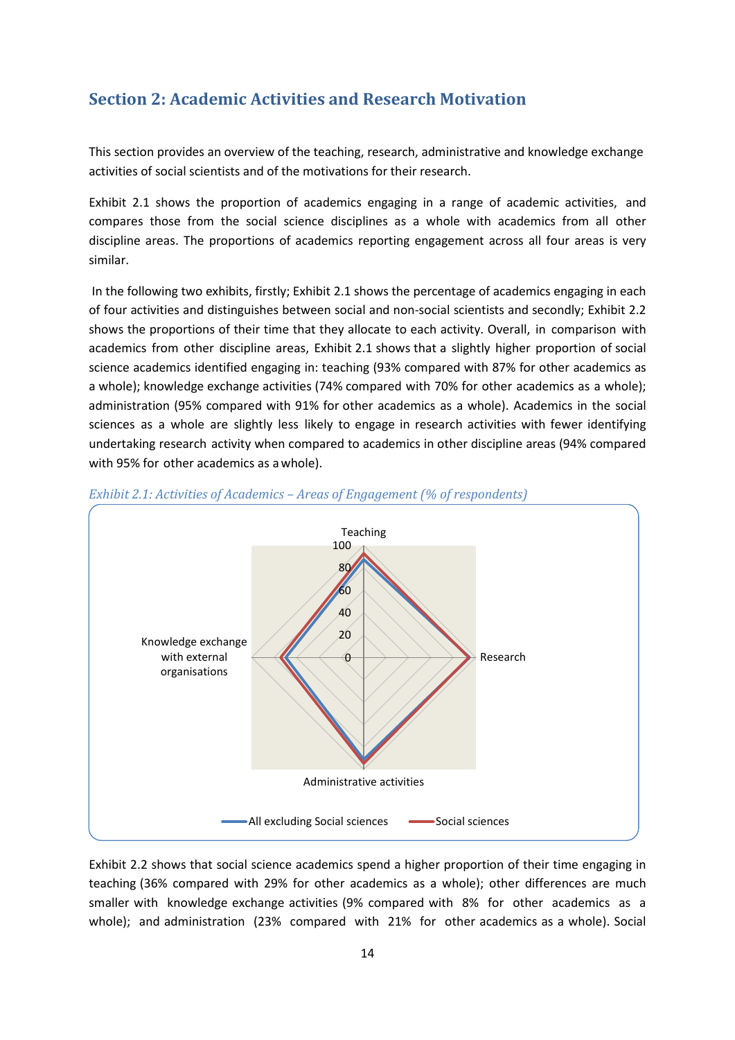## Section 2: Academic Activities and Research Motivation

This section provides an overview of the teaching, research, administrative and knowledge exchange activities of social scientists and of the motivations for their research.

Exhibit 2.1 shows the proportion of academics engaging in a range of academic activities, and compares those from the social science disciplines as a whole with academics from all other discipline areas. The proportions of academics reporting engagement across all four areas is very similar.

In the following two exhibits, firstly; Exhibit 2.1 shows the percentage of academics engaging in each of four activities and distinguishes between social and non-social scientists and secondly; Exhibit 2.2 shows the proportions of their time that they allocate to each activity. Overall, in comparison with academics from other discipline areas, Exhibit 2.1 shows that a slightly higher proportion of social science academics identified engaging in: teaching (93% compared with 87% for other academics as a whole); knowledge exchange activities (74% compared with 70% for other academics as a whole); administration (95% compared with 91% for other academics as a whole). Academics in the social sciences as a whole are slightly less likely to engage in research activities with fewer identifying undertaking research activity when compared to academics in other discipline areas (94% compared with 95% for other academics as a whole).

*Exhibit 2.1: Activities of Academics – Areas of Engagement (% of respondents)*

Exhibit 2.2 shows that social science academics spend a higher proportion of their time engaging in teaching (36% compared with 29% for other academics as a whole); other differences are much smaller with knowledge exchange activities (9% compared with 8% for other academics as a whole); and administration (23% compared with 21% for other academics as a whole). Social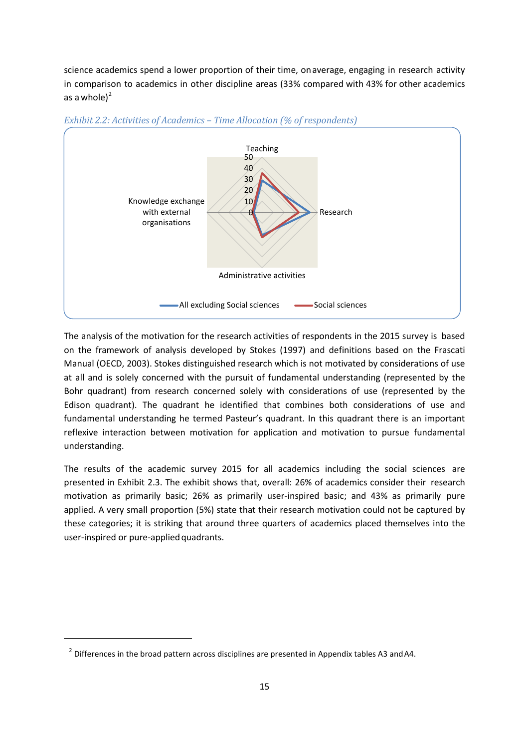science academics spend a lower proportion of their time, on average, engaging in research activity in comparison to academics in other discipline areas (33% compared with 43% for other academics as a whole)[2]

*Exhibit 2.2: Activities of Academics – Time Allocation (% of respondents)*

The analysis of the motivation for the research activities of respondents in the 2015 survey is based on the framework of analysis developed by Stokes (1997) and definitions based on the Frascati Manual (OECD, 2003). Stokes distinguished research which is not motivated by considerations of use at all and is solely concerned with the pursuit of fundamental understanding (represented by the Bohr quadrant) from research concerned solely with considerations of use (represented by the Edison quadrant). The quadrant he identified that combines both considerations of use and fundamental understanding he termed Pasteur's quadrant. In this quadrant there is an important reflexive interaction between motivation for application and motivation to pursue fundamental understanding.

The results of the academic survey 2015 for all academics including the social sciences are presented in Exhibit 2.3. The exhibit shows that, overall: 26% of academics consider their research motivation as primarily basic; 26% as primarily user-inspired basic; and 43% as primarily pure applied. A very small proportion (5%) state that their research motivation could not be captured by these categories; it is striking that around three quarters of academics placed themselves into the user-inspired or pure-applied quadrants.

[2] Differences in the broad pattern across disciplines are presented in Appendix tables A3 and A4.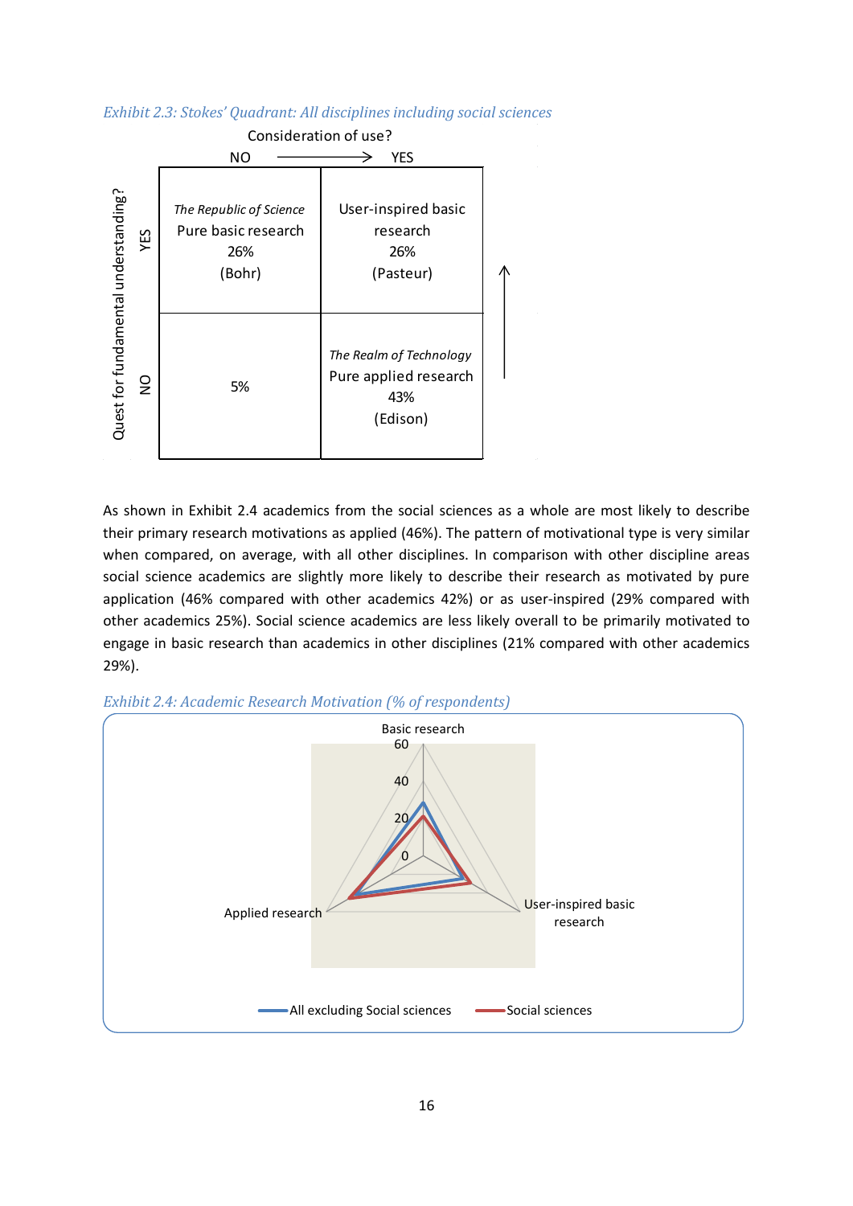*Exhibit 2.3: Stokes' Quadrant: All disciplines including social sciences*

Consideration of use? NO → YES

| Quest for fundamental understanding? | NO (consideration of use) | YES (consideration of use) |
|---|---|---|
| YES | *The Republic of Science* Pure basic research 26% (Bohr) | User-inspired basic research 26% (Pasteur) |
| NO | 5% | *The Realm of Technology* Pure applied research 43% (Edison) |

As shown in Exhibit 2.4 academics from the social sciences as a whole are most likely to describe their primary research motivations as applied (46%). The pattern of motivational type is very similar when compared, on average, with all other disciplines. In comparison with other discipline areas social science academics are slightly more likely to describe their research as motivated by pure application (46% compared with other academics 42%) or as user-inspired (29% compared with other academics 25%). Social science academics are less likely overall to be primarily motivated to engage in basic research than academics in other disciplines (21% compared with other academics 29%).

*Exhibit 2.4: Academic Research Motivation (% of respondents)*

Basic research

60

40

20

0

Applied research

User-inspired basic research

All excluding Social sciences — Social sciences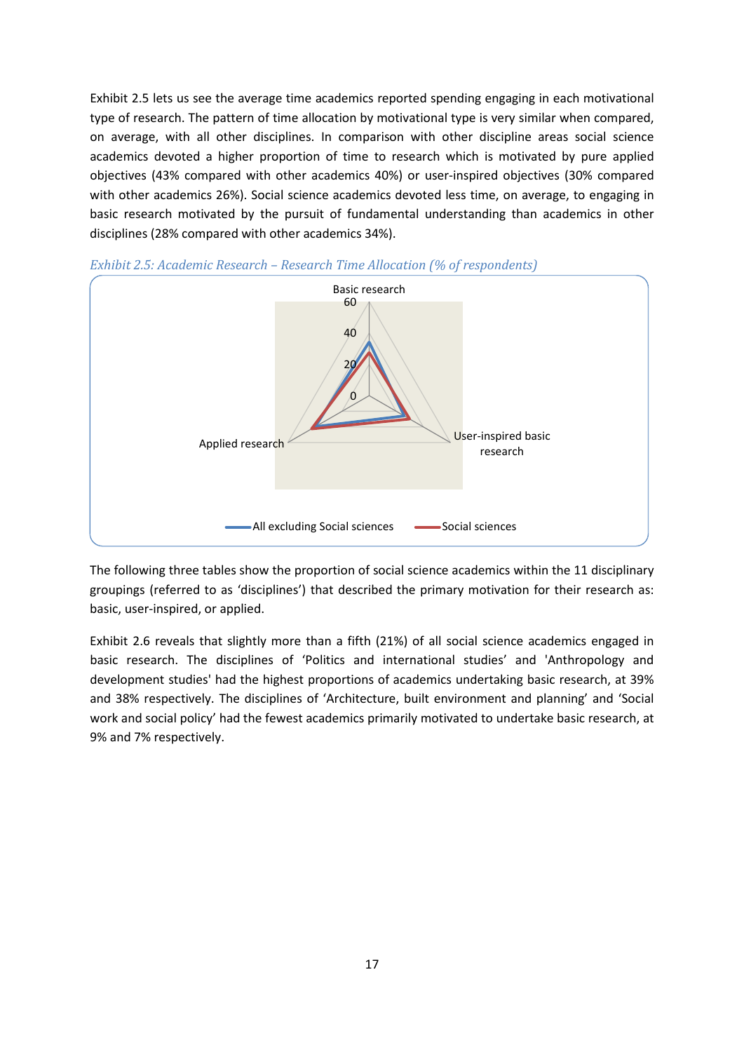Exhibit 2.5 lets us see the average time academics reported spending engaging in each motivational type of research. The pattern of time allocation by motivational type is very similar when compared, on average, with all other disciplines. In comparison with other discipline areas social science academics devoted a higher proportion of time to research which is motivated by pure applied objectives (43% compared with other academics 40%) or user-inspired objectives (30% compared with other academics 26%). Social science academics devoted less time, on average, to engaging in basic research motivated by the pursuit of fundamental understanding than academics in other disciplines (28% compared with other academics 34%).

*Exhibit 2.5: Academic Research – Research Time Allocation (% of respondents)*

The following three tables show the proportion of social science academics within the 11 disciplinary groupings (referred to as 'disciplines') that described the primary motivation for their research as: basic, user-inspired, or applied.

Exhibit 2.6 reveals that slightly more than a fifth (21%) of all social science academics engaged in basic research. The disciplines of 'Politics and international studies' and 'Anthropology and development studies' had the highest proportions of academics undertaking basic research, at 39% and 38% respectively. The disciplines of 'Architecture, built environment and planning' and 'Social work and social policy' had the fewest academics primarily motivated to undertake basic research, at 9% and 7% respectively.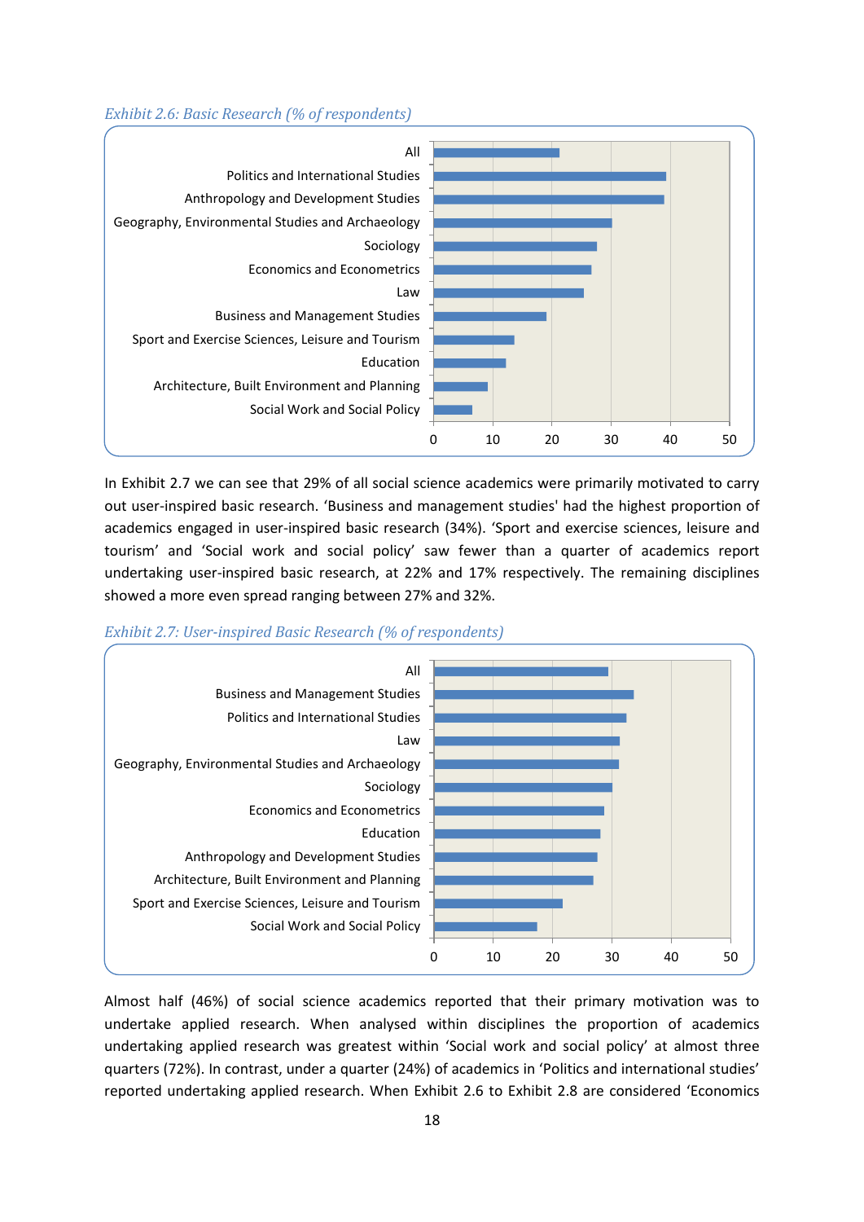*Exhibit 2.6: Basic Research (% of respondents)*

*Exhibit 2.7: User-inspired Basic Research (% of respondents)*

In Exhibit 2.7 we can see that 29% of all social science academics were primarily motivated to carry out user-inspired basic research. 'Business and management studies' had the highest proportion of academics engaged in user-inspired basic research (34%). 'Sport and exercise sciences, leisure and tourism' and 'Social work and social policy' saw fewer than a quarter of academics report undertaking user-inspired basic research, at 22% and 17% respectively. The remaining disciplines showed a more even spread ranging between 27% and 32%.

Almost half (46%) of social science academics reported that their primary motivation was to undertake applied research. When analysed within disciplines the proportion of academics undertaking applied research was greatest within 'Social work and social policy' at almost three quarters (72%). In contrast, under a quarter (24%) of academics in 'Politics and international studies' reported undertaking applied research. When Exhibit 2.6 to Exhibit 2.8 are considered 'Economics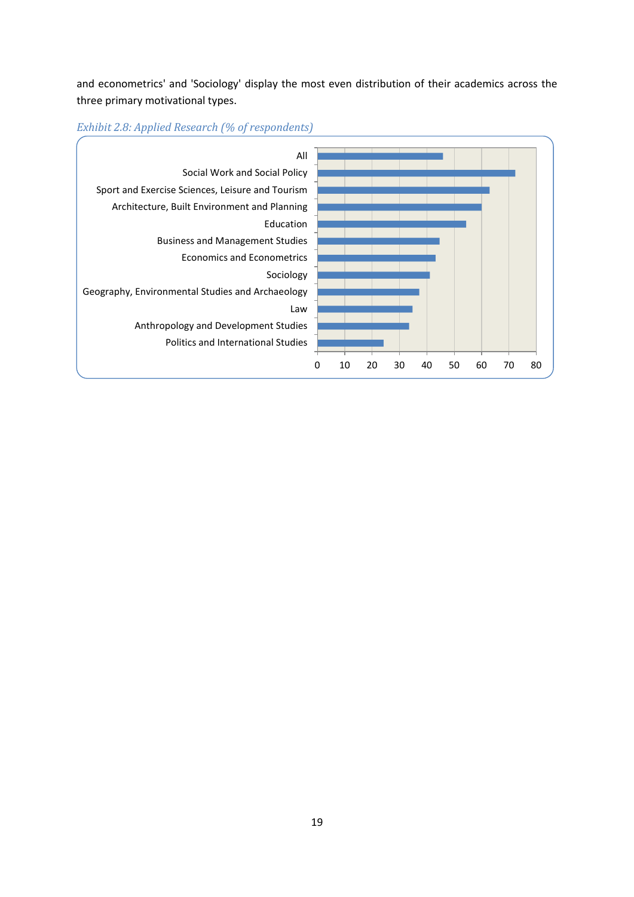and econometrics' and 'Sociology' display the most even distribution of their academics across the three primary motivational types.

*Exhibit 2.8: Applied Research (% of respondents)*

All
Social Work and Social Policy
Sport and Exercise Sciences, Leisure and Tourism
Architecture, Built Environment and Planning
Education
Business and Management Studies
Economics and Econometrics
Sociology
Geography, Environmental Studies and Archaeology
Law
Anthropology and Development Studies
Politics and International Studies

0 10 20 30 40 50 60 70 80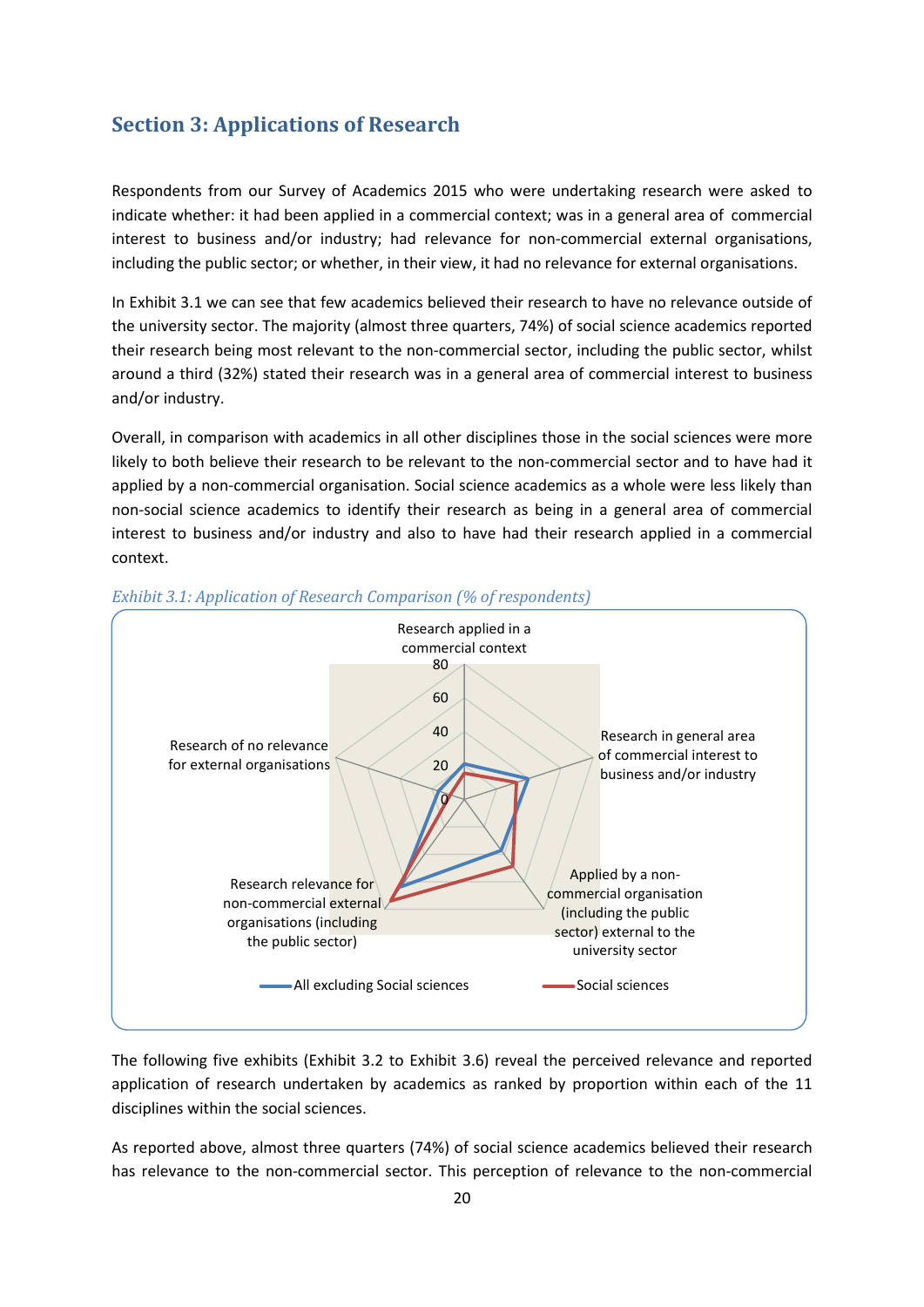## Section 3: Applications of Research

Respondents from our Survey of Academics 2015 who were undertaking research were asked to indicate whether: it had been applied in a commercial context; was in a general area of commercial interest to business and/or industry; had relevance for non-commercial external organisations, including the public sector; or whether, in their view, it had no relevance for external organisations.

In Exhibit 3.1 we can see that few academics believed their research to have no relevance outside of the university sector. The majority (almost three quarters, 74%) of social science academics reported their research being most relevant to the non-commercial sector, including the public sector, whilst around a third (32%) stated their research was in a general area of commercial interest to business and/or industry.

Overall, in comparison with academics in all other disciplines those in the social sciences were more likely to both believe their research to be relevant to the non-commercial sector and to have had it applied by a non-commercial organisation. Social science academics as a whole were less likely than non-social science academics to identify their research as being in a general area of commercial interest to business and/or industry and also to have had their research applied in a commercial context.

*Exhibit 3.1: Application of Research Comparison (% of respondents)*

Radar chart axes: Research applied in a commercial context; Research in general area of commercial interest to business and/or industry; Applied by a non-commercial organisation (including the public sector) external to the university sector; Research relevance for non-commercial external organisations (including the public sector); Research of no relevance for external organisations. Scale: 0, 20, 40, 60, 80. Series: All excluding Social sciences; Social sciences.

The following five exhibits (Exhibit 3.2 to Exhibit 3.6) reveal the perceived relevance and reported application of research undertaken by academics as ranked by proportion within each of the 11 disciplines within the social sciences.

As reported above, almost three quarters (74%) of social science academics believed their research has relevance to the non-commercial sector. This perception of relevance to the non-commercial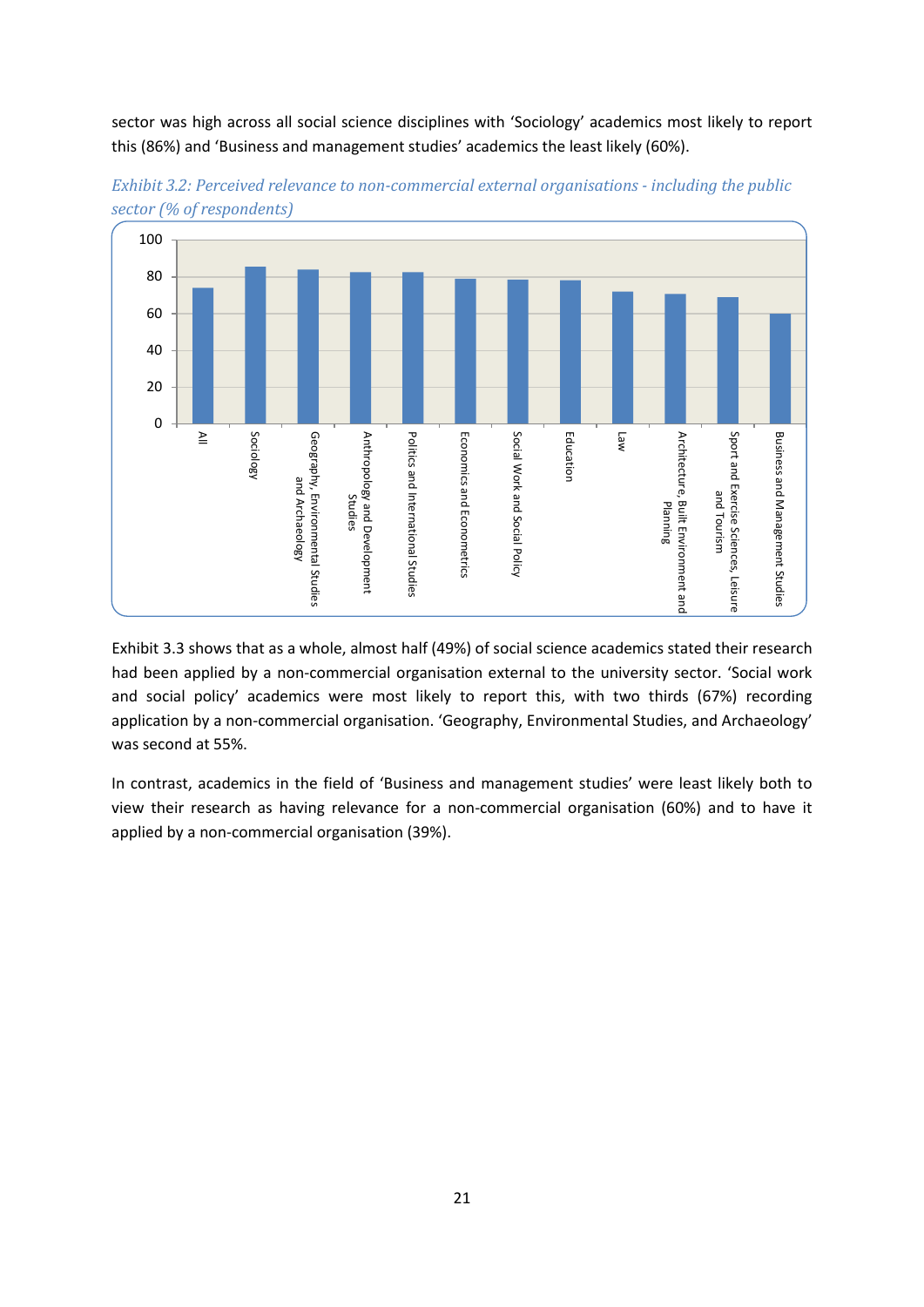sector was high across all social science disciplines with 'Sociology' academics most likely to report this (86%) and 'Business and management studies' academics the least likely (60%).

*Exhibit 3.2: Perceived relevance to non-commercial external organisations - including the public sector (% of respondents)*

Exhibit 3.3 shows that as a whole, almost half (49%) of social science academics stated their research had been applied by a non-commercial organisation external to the university sector. 'Social work and social policy' academics were most likely to report this, with two thirds (67%) recording application by a non-commercial organisation. 'Geography, Environmental Studies, and Archaeology' was second at 55%.

In contrast, academics in the field of 'Business and management studies' were least likely both to view their research as having relevance for a non-commercial organisation (60%) and to have it applied by a non-commercial organisation (39%).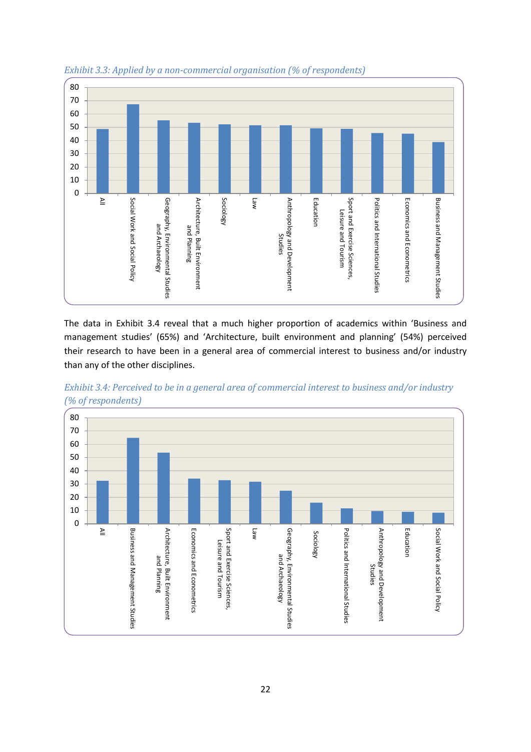*Exhibit 3.3: Applied by a non-commercial organisation (% of respondents)*

| Discipline | % |
|---|---|
| All | 49 |
| Social Work and Social Policy | 67 |
| Geography, Environmental Studies and Archaeology | 55 |
| Architecture, Built Environment and Planning | 53 |
| Sociology | 52 |
| Law | 51 |
| Anthropology and Development Studies | 51 |
| Education | 49 |
| Sport and Exercise Sciences, Leisure and Tourism | 49 |
| Politics and International Studies | 46 |
| Economics and Econometrics | 45 |
| Business and Management Studies | 39 |

The data in Exhibit 3.4 reveal that a much higher proportion of academics within 'Business and management studies' (65%) and 'Architecture, built environment and planning' (54%) perceived their research to have been in a general area of commercial interest to business and/or industry than any of the other disciplines.

*Exhibit 3.4: Perceived to be in a general area of commercial interest to business and/or industry (% of respondents)*

| Discipline | % |
|---|---|
| All | 32 |
| Business and Management Studies | 65 |
| Architecture, Built Environment and Planning | 54 |
| Economics and Econometrics | 34 |
| Sport and Exercise Sciences, Leisure and Tourism | 33 |
| Law | 32 |
| Geography, Environmental Studies and Archaeology | 25 |
| Sociology | 16 |
| Politics and International Studies | 11 |
| Anthropology and Development Studies | 9 |
| Education | 9 |
| Social Work and Social Policy | 8 |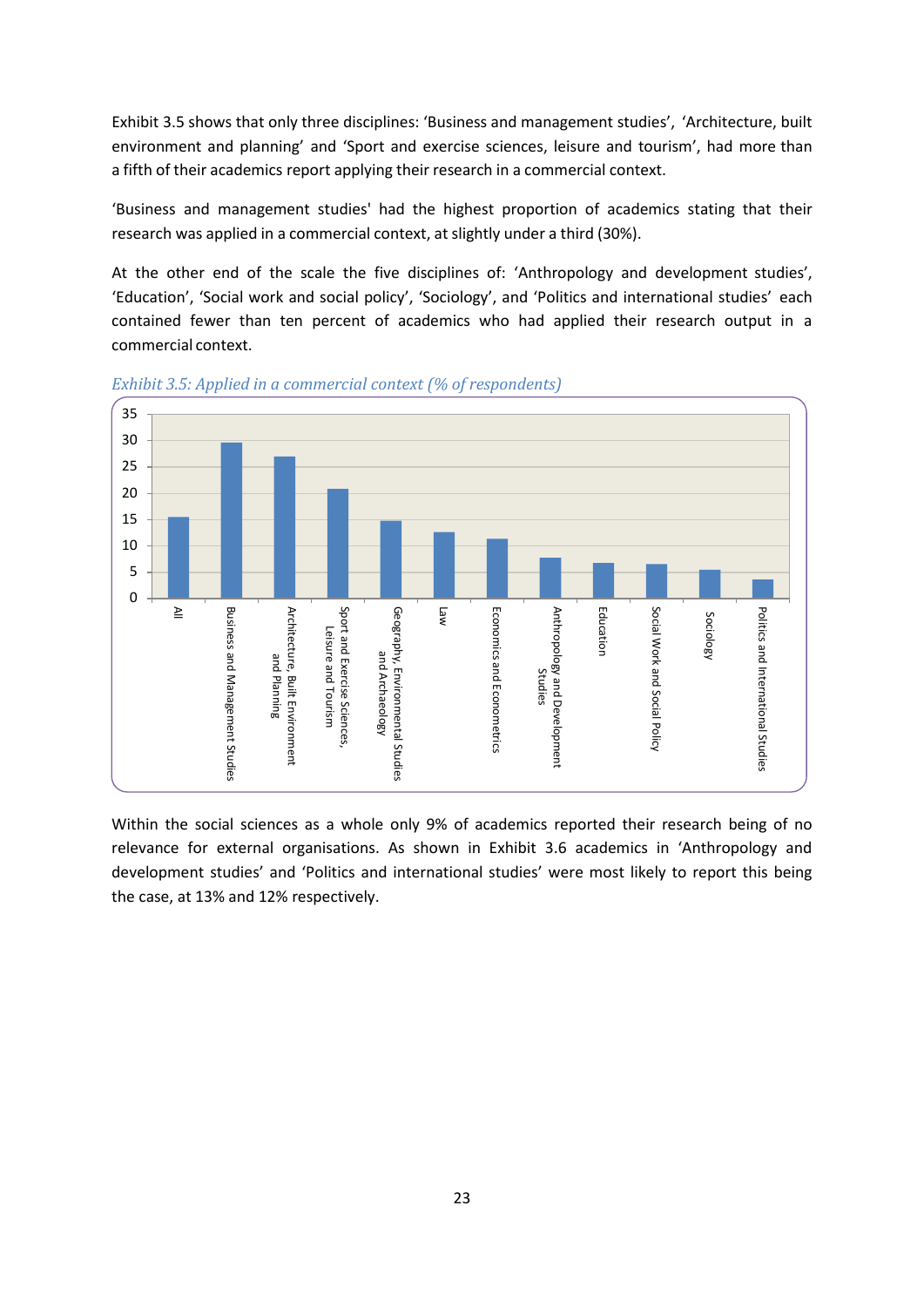Exhibit 3.5 shows that only three disciplines: 'Business and management studies', 'Architecture, built environment and planning' and 'Sport and exercise sciences, leisure and tourism', had more than a fifth of their academics report applying their research in a commercial context.

'Business and management studies' had the highest proportion of academics stating that their research was applied in a commercial context, at slightly under a third (30%).

At the other end of the scale the five disciplines of: 'Anthropology and development studies', 'Education', 'Social work and social policy', 'Sociology', and 'Politics and international studies' each contained fewer than ten percent of academics who had applied their research output in a commercial context.

*Exhibit 3.5: Applied in a commercial context (% of respondents)*

Within the social sciences as a whole only 9% of academics reported their research being of no relevance for external organisations. As shown in Exhibit 3.6 academics in 'Anthropology and development studies' and 'Politics and international studies' were most likely to report this being the case, at 13% and 12% respectively.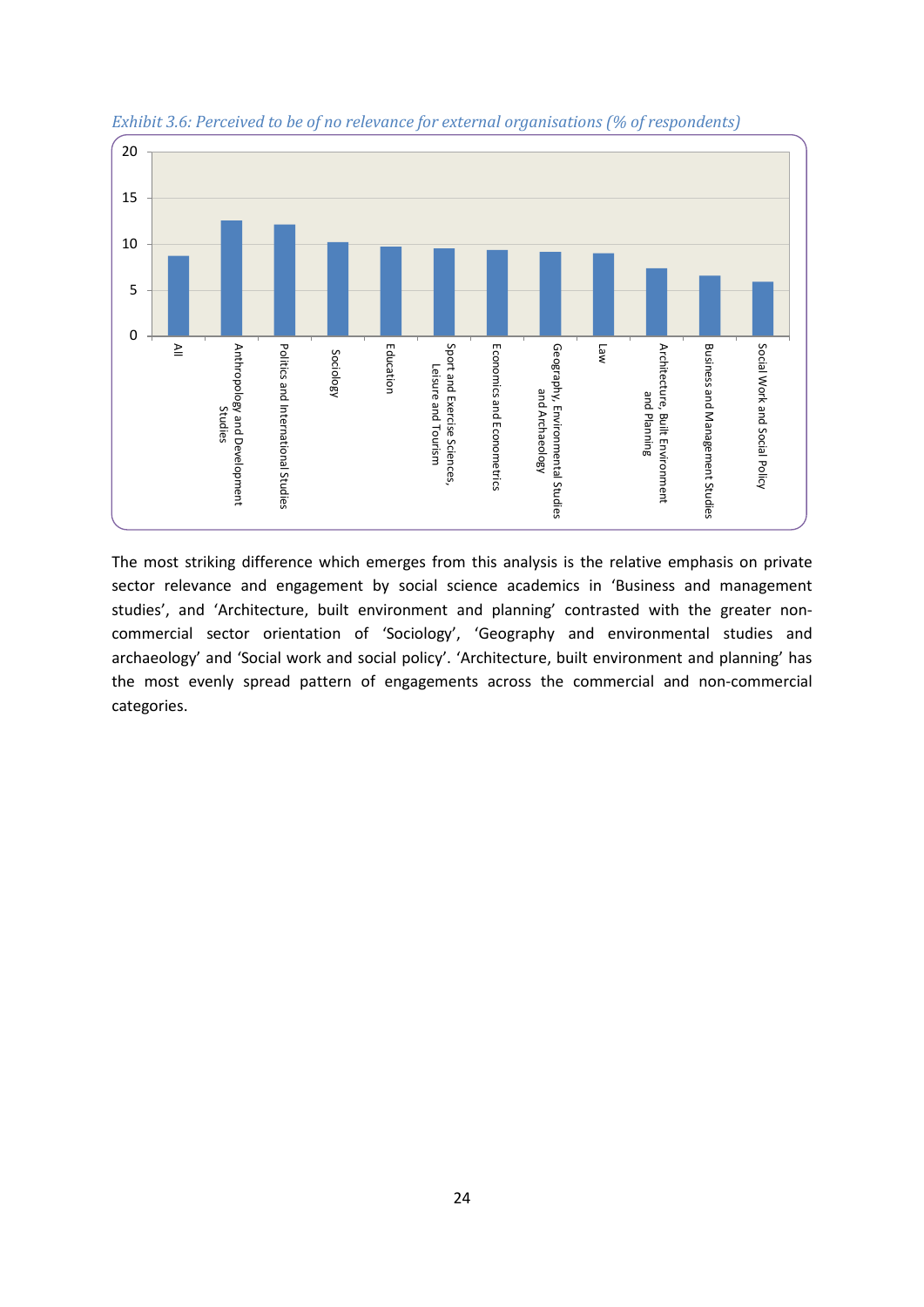*Exhibit 3.6: Perceived to be of no relevance for external organisations (% of respondents)*

| Category | % of respondents |
|---|---|
| All | 8.7 |
| Anthropology and Development Studies | 12.5 |
| Politics and International Studies | 12.1 |
| Sociology | 10.2 |
| Education | 9.7 |
| Sport and Exercise Sciences, Leisure and Tourism | 9.5 |
| Economics and Econometrics | 9.3 |
| Geography, Environmental Studies and Archaeology | 9.1 |
| Law | 9.0 |
| Architecture, Built Environment and Planning | 7.3 |
| Business and Management Studies | 6.5 |
| Social Work and Social Policy | 5.9 |

The most striking difference which emerges from this analysis is the relative emphasis on private sector relevance and engagement by social science academics in 'Business and management studies', and 'Architecture, built environment and planning' contrasted with the greater non-commercial sector orientation of 'Sociology', 'Geography and environmental studies and archaeology' and 'Social work and social policy'. 'Architecture, built environment and planning' has the most evenly spread pattern of engagements across the commercial and non-commercial categories.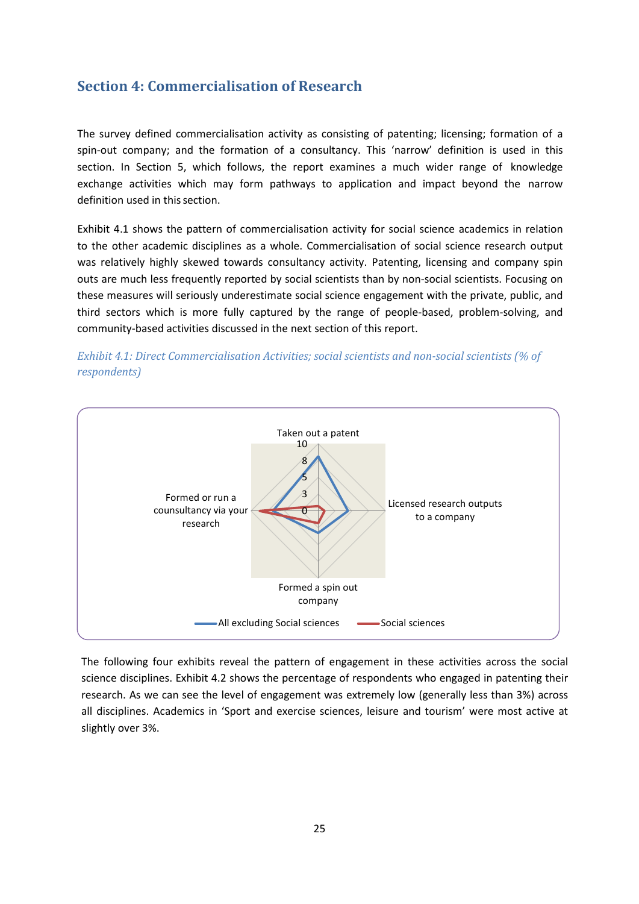## Section 4: Commercialisation of Research

The survey defined commercialisation activity as consisting of patenting; licensing; formation of a spin-out company; and the formation of a consultancy. This 'narrow' definition is used in this section. In Section 5, which follows, the report examines a much wider range of knowledge exchange activities which may form pathways to application and impact beyond the narrow definition used in this section.

Exhibit 4.1 shows the pattern of commercialisation activity for social science academics in relation to the other academic disciplines as a whole. Commercialisation of social science research output was relatively highly skewed towards consultancy activity. Patenting, licensing and company spin outs are much less frequently reported by social scientists than by non-social scientists. Focusing on these measures will seriously underestimate social science engagement with the private, public, and third sectors which is more fully captured by the range of people-based, problem-solving, and community-based activities discussed in the next section of this report.

*Exhibit 4.1: Direct Commercialisation Activities; social scientists and non-social scientists (% of respondents)*

Taken out a patent

10

8

5

3

0

Licensed research outputs to a company

Formed a spin out company

Formed or run a counsultancy via your research

All excluding Social sciences — Social sciences

The following four exhibits reveal the pattern of engagement in these activities across the social science disciplines. Exhibit 4.2 shows the percentage of respondents who engaged in patenting their research. As we can see the level of engagement was extremely low (generally less than 3%) across all disciplines. Academics in 'Sport and exercise sciences, leisure and tourism' were most active at slightly over 3%.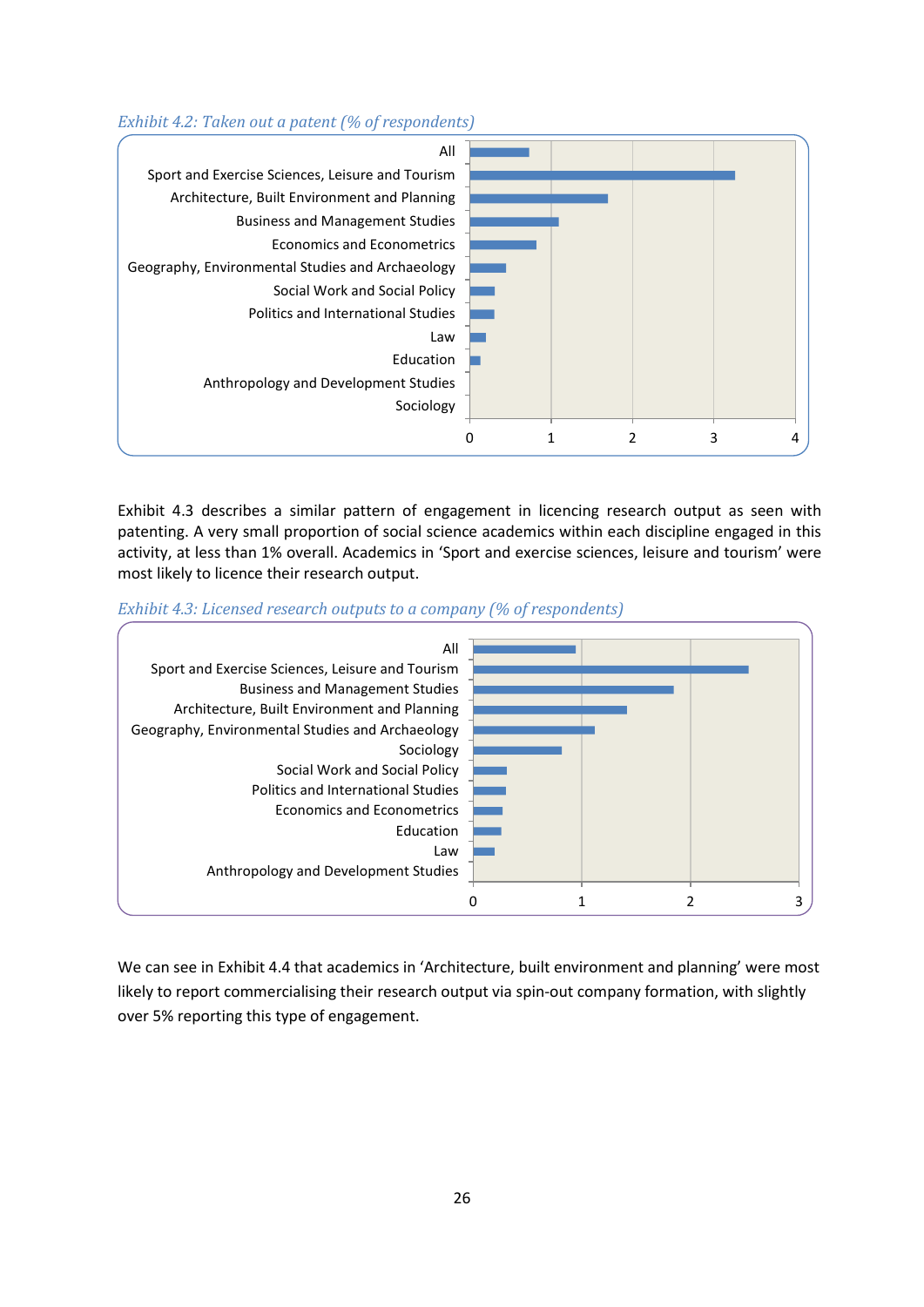*Exhibit 4.2: Taken out a patent (% of respondents)*

| Discipline | % of respondents |
|---|---|
| All | ~0.7 |
| Sport and Exercise Sciences, Leisure and Tourism | ~3.3 |
| Architecture, Built Environment and Planning | ~1.7 |
| Business and Management Studies | ~1.1 |
| Economics and Econometrics | ~0.8 |
| Geography, Environmental Studies and Archaeology | ~0.45 |
| Social Work and Social Policy | ~0.3 |
| Politics and International Studies | ~0.3 |
| Law | ~0.2 |
| Education | ~0.1 |
| Anthropology and Development Studies | 0 |
| Sociology | 0 |

Exhibit 4.3 describes a similar pattern of engagement in licencing research output as seen with patenting. A very small proportion of social science academics within each discipline engaged in this activity, at less than 1% overall. Academics in 'Sport and exercise sciences, leisure and tourism' were most likely to licence their research output.

*Exhibit 4.3: Licensed research outputs to a company (% of respondents)*

| Discipline | % of respondents |
|---|---|
| All | ~0.95 |
| Sport and Exercise Sciences, Leisure and Tourism | ~2.5 |
| Business and Management Studies | ~1.85 |
| Architecture, Built Environment and Planning | ~1.4 |
| Geography, Environmental Studies and Archaeology | ~1.1 |
| Sociology | ~0.8 |
| Social Work and Social Policy | ~0.3 |
| Politics and International Studies | ~0.3 |
| Economics and Econometrics | ~0.27 |
| Education | ~0.25 |
| Law | ~0.2 |
| Anthropology and Development Studies | 0 |

We can see in Exhibit 4.4 that academics in 'Architecture, built environment and planning' were most likely to report commercialising their research output via spin-out company formation, with slightly over 5% reporting this type of engagement.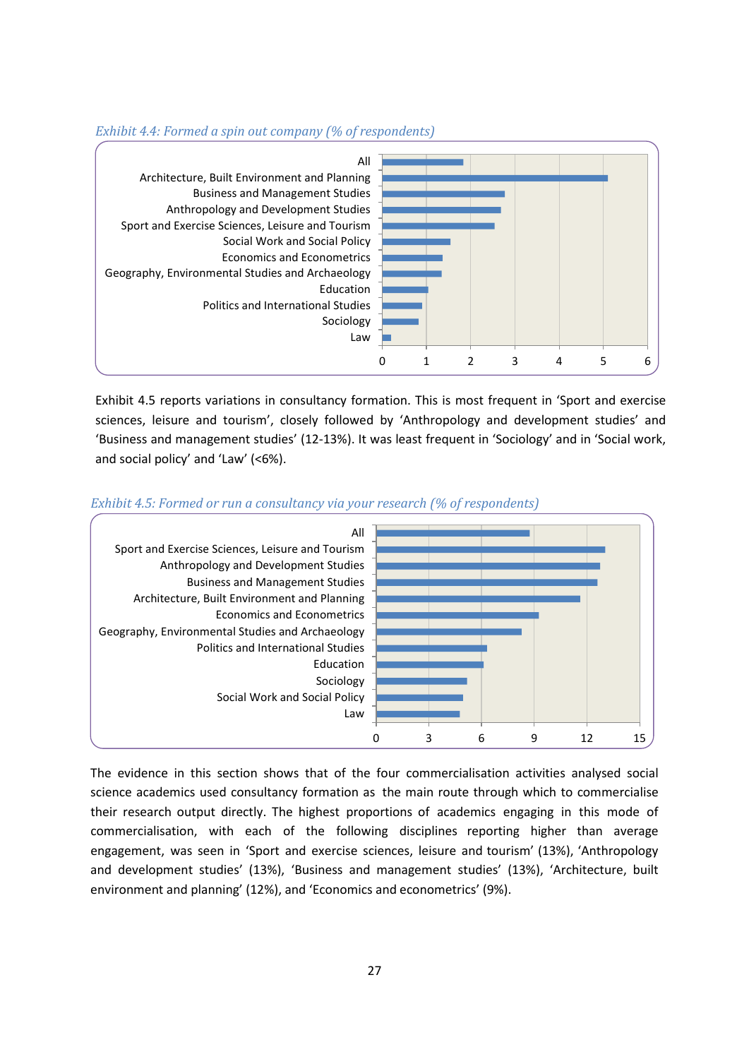*Exhibit 4.4: Formed a spin out company (% of respondents)*

Exhibit 4.5 reports variations in consultancy formation. This is most frequent in 'Sport and exercise sciences, leisure and tourism', closely followed by 'Anthropology and development studies' and 'Business and management studies' (12-13%). It was least frequent in 'Sociology' and in 'Social work, and social policy' and 'Law' (<6%).

*Exhibit 4.5: Formed or run a consultancy via your research (% of respondents)*

The evidence in this section shows that of the four commercialisation activities analysed social science academics used consultancy formation as the main route through which to commercialise their research output directly. The highest proportions of academics engaging in this mode of commercialisation, with each of the following disciplines reporting higher than average engagement, was seen in 'Sport and exercise sciences, leisure and tourism' (13%), 'Anthropology and development studies' (13%), 'Business and management studies' (13%), 'Architecture, built environment and planning' (12%), and 'Economics and econometrics' (9%).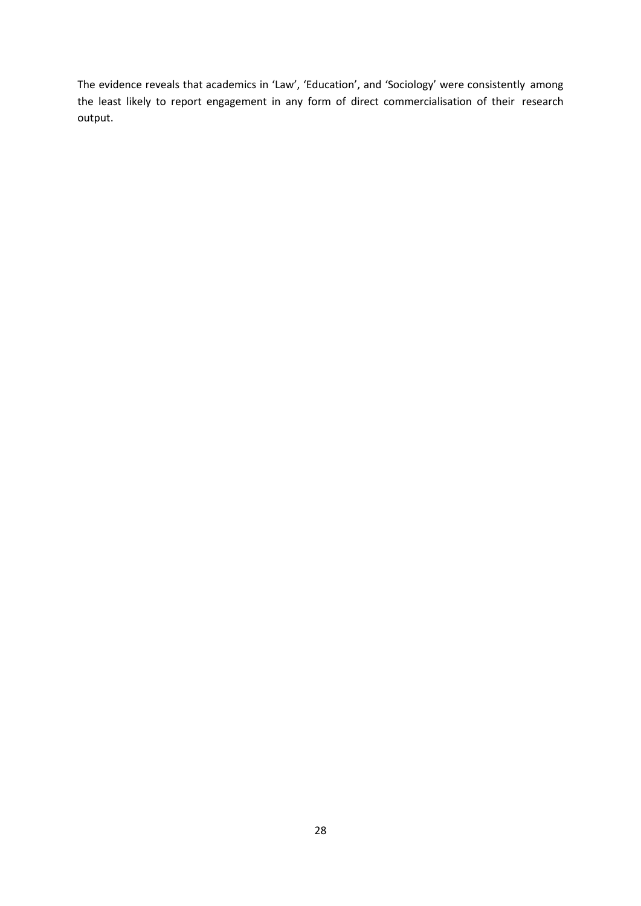The evidence reveals that academics in 'Law', 'Education', and 'Sociology' were consistently among the least likely to report engagement in any form of direct commercialisation of their research output.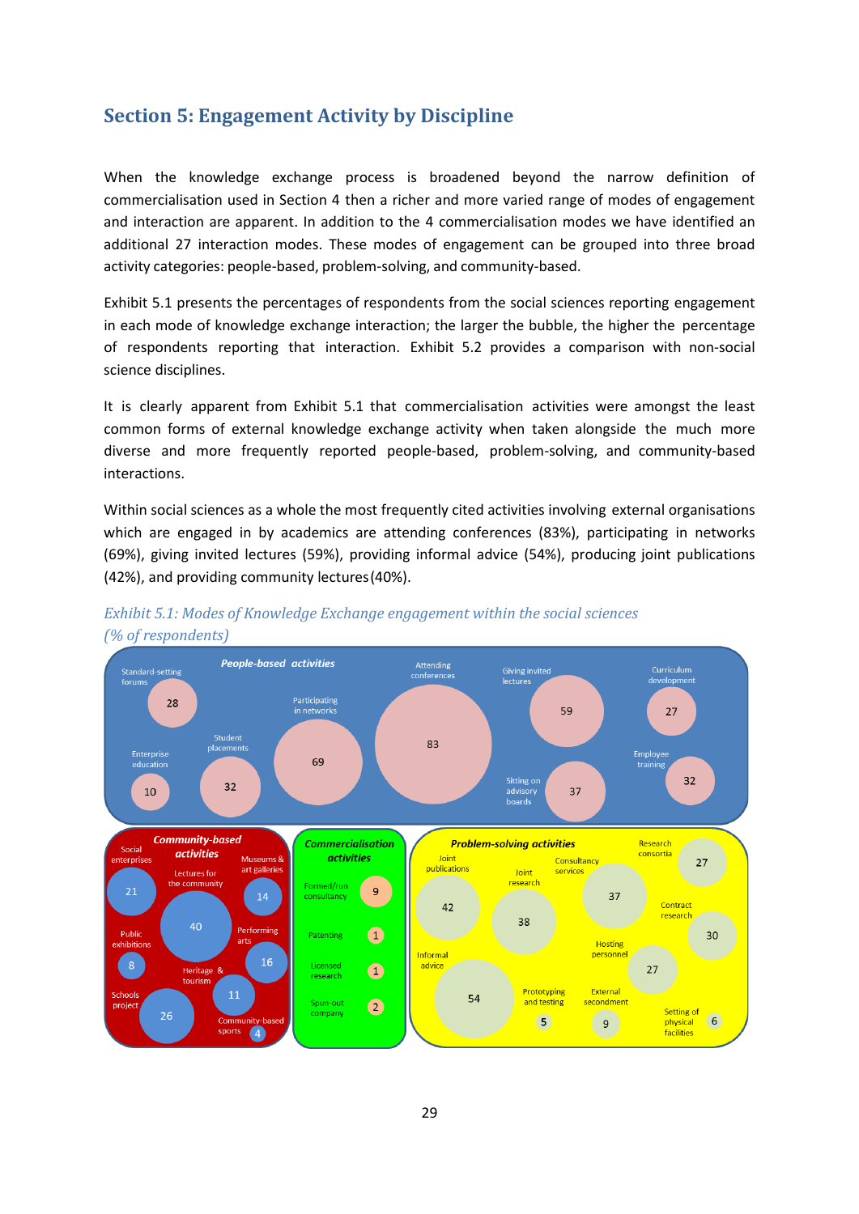## Section 5: Engagement Activity by Discipline

When the knowledge exchange process is broadened beyond the narrow definition of commercialisation used in Section 4 then a richer and more varied range of modes of engagement and interaction are apparent. In addition to the 4 commercialisation modes we have identified an additional 27 interaction modes. These modes of engagement can be grouped into three broad activity categories: people-based, problem-solving, and community-based.

Exhibit 5.1 presents the percentages of respondents from the social sciences reporting engagement in each mode of knowledge exchange interaction; the larger the bubble, the higher the percentage of respondents reporting that interaction. Exhibit 5.2 provides a comparison with non-social science disciplines.

It is clearly apparent from Exhibit 5.1 that commercialisation activities were amongst the least common forms of external knowledge exchange activity when taken alongside the much more diverse and more frequently reported people-based, problem-solving, and community-based interactions.

Within social sciences as a whole the most frequently cited activities involving external organisations which are engaged in by academics are attending conferences (83%), participating in networks (69%), giving invited lectures (59%), providing informal advice (54%), producing joint publications (42%), and providing community lectures (40%).

*Exhibit 5.1: Modes of Knowledge Exchange engagement within the social sciences (% of respondents)*

***People-based activities***

| Activity | % |
|---|---|
| Standard-setting forums | 28 |
| Enterprise education | 10 |
| Student placements | 32 |
| Participating in networks | 69 |
| Attending conferences | 83 |
| Giving invited lectures | 59 |
| Sitting on advisory boards | 37 |
| Curriculum development | 27 |
| Employee training | 32 |

***Community-based activities***

| Activity | % |
|---|---|
| Social enterprises | 21 |
| Lectures for the community | 40 |
| Museums & art galleries | 14 |
| Public exhibitions | 8 |
| Performing arts | 16 |
| Heritage & tourism | 11 |
| Schools project | 26 |
| Community-based sports | 4 |

***Commercialisation activities***

| Activity | % |
|---|---|
| Formed/run consultancy | 9 |
| Patenting | 1 |
| Licensed research | 1 |
| Spun-out company | 2 |

***Problem-solving activities***

| Activity | % |
|---|---|
| Joint publications | 42 |
| Joint research | 38 |
| Consultancy services | 37 |
| Research consortia | 27 |
| Contract research | 30 |
| Informal advice | 54 |
| Hosting personnel | 27 |
| Prototyping and testing | 5 |
| External secondment | 9 |
| Setting of physical facilities | 6 |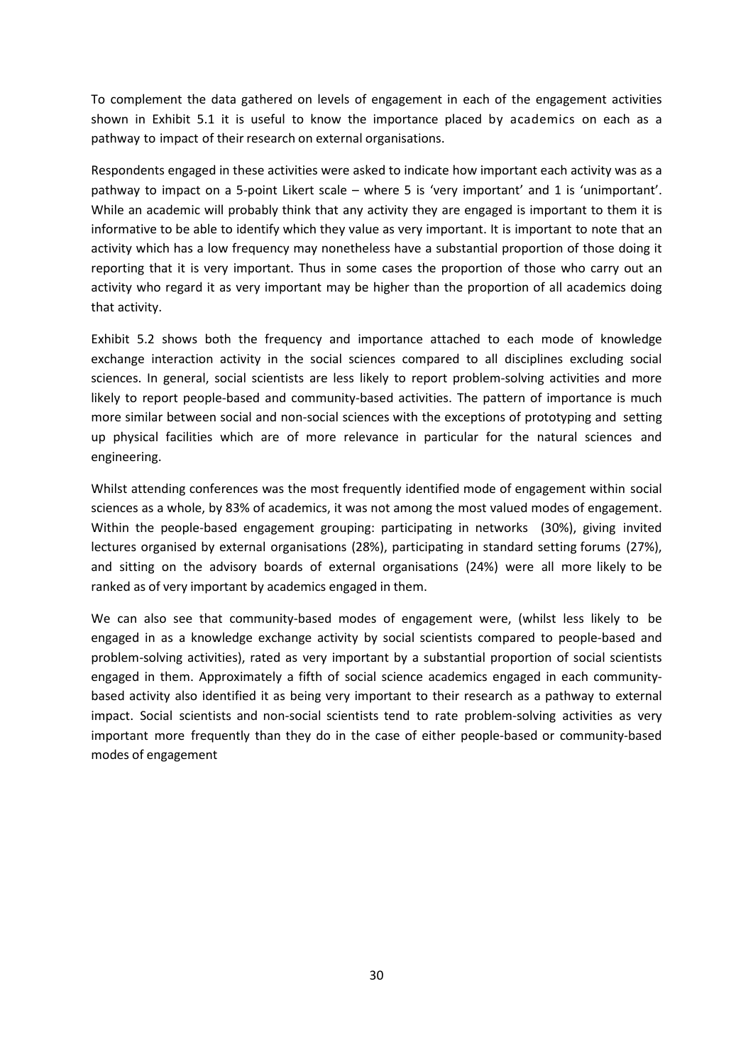To complement the data gathered on levels of engagement in each of the engagement activities shown in Exhibit 5.1 it is useful to know the importance placed by academics on each as a pathway to impact of their research on external organisations.

Respondents engaged in these activities were asked to indicate how important each activity was as a pathway to impact on a 5-point Likert scale – where 5 is 'very important' and 1 is 'unimportant'. While an academic will probably think that any activity they are engaged is important to them it is informative to be able to identify which they value as very important. It is important to note that an activity which has a low frequency may nonetheless have a substantial proportion of those doing it reporting that it is very important. Thus in some cases the proportion of those who carry out an activity who regard it as very important may be higher than the proportion of all academics doing that activity.

Exhibit 5.2 shows both the frequency and importance attached to each mode of knowledge exchange interaction activity in the social sciences compared to all disciplines excluding social sciences. In general, social scientists are less likely to report problem-solving activities and more likely to report people-based and community-based activities. The pattern of importance is much more similar between social and non-social sciences with the exceptions of prototyping and setting up physical facilities which are of more relevance in particular for the natural sciences and engineering.

Whilst attending conferences was the most frequently identified mode of engagement within social sciences as a whole, by 83% of academics, it was not among the most valued modes of engagement. Within the people-based engagement grouping: participating in networks (30%), giving invited lectures organised by external organisations (28%), participating in standard setting forums (27%), and sitting on the advisory boards of external organisations (24%) were all more likely to be ranked as of very important by academics engaged in them.

We can also see that community-based modes of engagement were, (whilst less likely to be engaged in as a knowledge exchange activity by social scientists compared to people-based and problem-solving activities), rated as very important by a substantial proportion of social scientists engaged in them. Approximately a fifth of social science academics engaged in each community-based activity also identified it as being very important to their research as a pathway to external impact. Social scientists and non-social scientists tend to rate problem-solving activities as very important more frequently than they do in the case of either people-based or community-based modes of engagement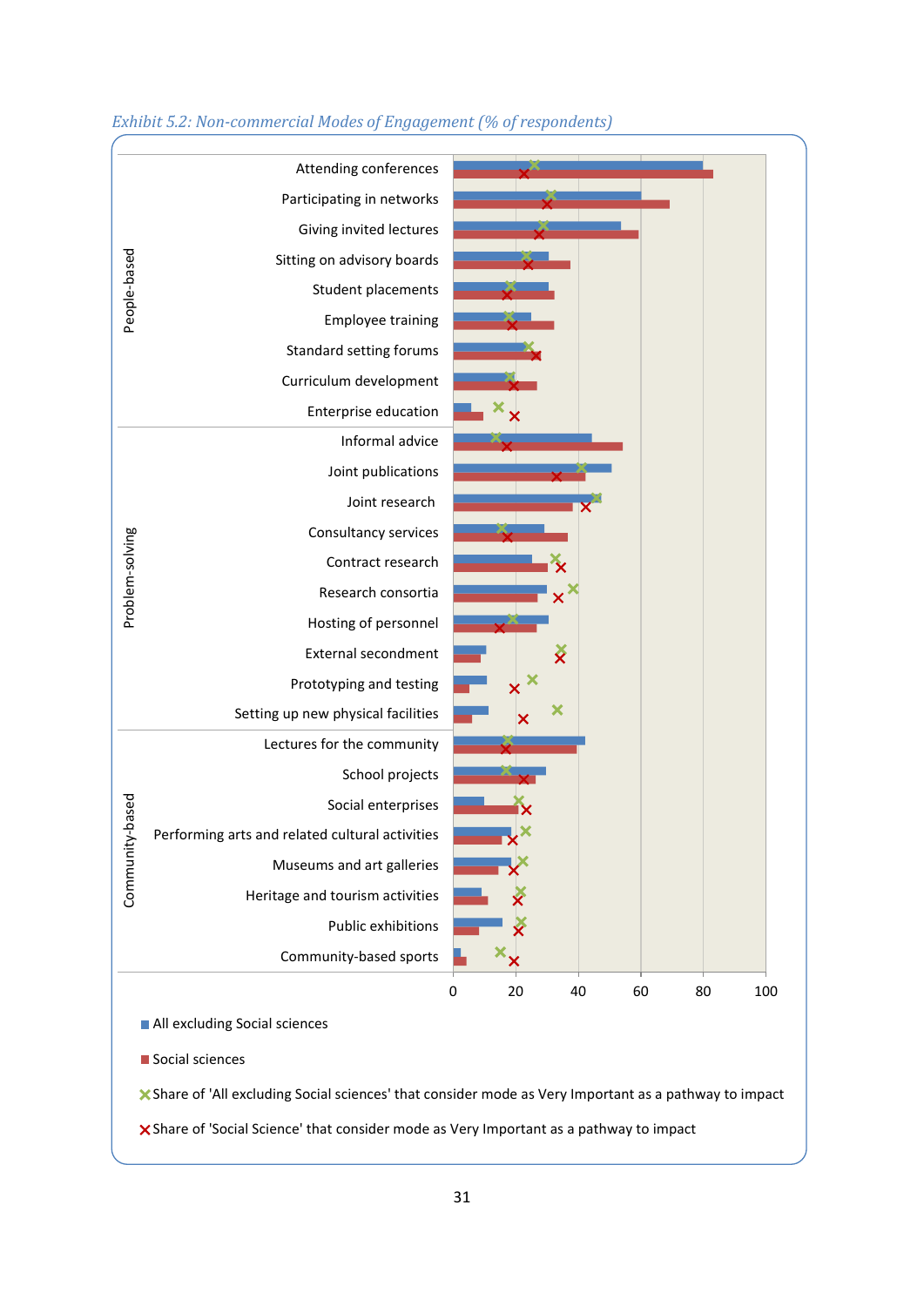*Exhibit 5.2: Non-commercial Modes of Engagement (% of respondents)*

People-based:
- Attending conferences
- Participating in networks
- Giving invited lectures
- Sitting on advisory boards
- Student placements
- Employee training
- Standard setting forums
- Curriculum development
- Enterprise education

Problem-solving:
- Informal advice
- Joint publications
- Joint research
- Consultancy services
- Contract research
- Research consortia
- Hosting of personnel
- External secondment
- Prototyping and testing
- Setting up new physical facilities

Community-based:
- Lectures for the community
- School projects
- Social enterprises
- Performing arts and related cultural activities
- Museums and art galleries
- Heritage and tourism activities
- Public exhibitions
- Community-based sports

Axis: 0, 20, 40, 60, 80, 100

Legend:
- All excluding Social sciences
- Social sciences
- Share of 'All excluding Social sciences' that consider mode as Very Important as a pathway to impact
- Share of 'Social Science' that consider mode as Very Important as a pathway to impact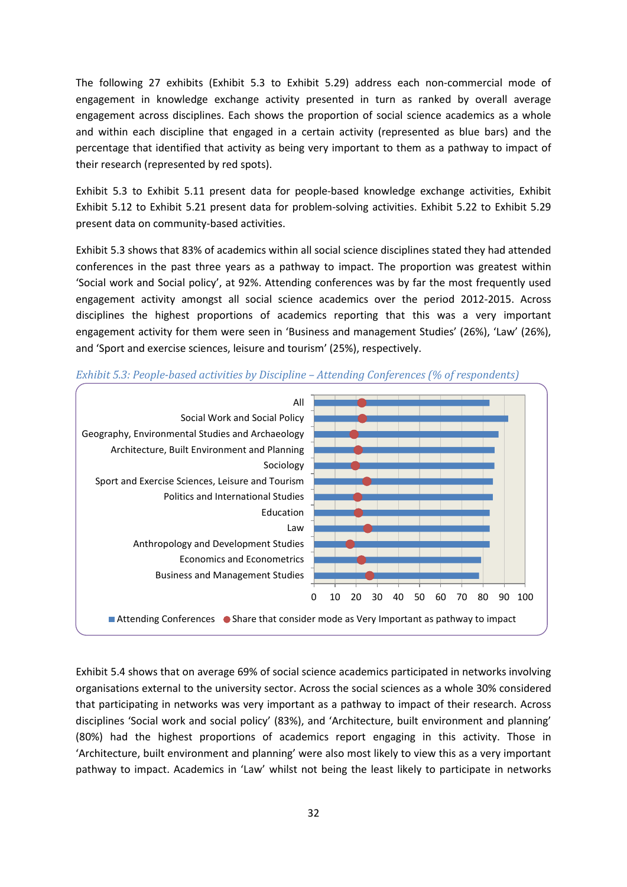The following 27 exhibits (Exhibit 5.3 to Exhibit 5.29) address each non-commercial mode of engagement in knowledge exchange activity presented in turn as ranked by overall average engagement across disciplines. Each shows the proportion of social science academics as a whole and within each discipline that engaged in a certain activity (represented as blue bars) and the percentage that identified that activity as being very important to them as a pathway to impact of their research (represented by red spots).

Exhibit 5.3 to Exhibit 5.11 present data for people-based knowledge exchange activities, Exhibit Exhibit 5.12 to Exhibit 5.21 present data for problem-solving activities. Exhibit 5.22 to Exhibit 5.29 present data on community-based activities.

Exhibit 5.3 shows that 83% of academics within all social science disciplines stated they had attended conferences in the past three years as a pathway to impact. The proportion was greatest within 'Social work and Social policy', at 92%. Attending conferences was by far the most frequently used engagement activity amongst all social science academics over the period 2012-2015. Across disciplines the highest proportions of academics reporting that this was a very important engagement activity for them were seen in 'Business and management Studies' (26%), 'Law' (26%), and 'Sport and exercise sciences, leisure and tourism' (25%), respectively.

*Exhibit 5.3: People-based activities by Discipline – Attending Conferences (% of respondents)*

All
Social Work and Social Policy
Geography, Environmental Studies and Archaeology
Architecture, Built Environment and Planning
Sociology
Sport and Exercise Sciences, Leisure and Tourism
Politics and International Studies
Education
Law
Anthropology and Development Studies
Economics and Econometrics
Business and Management Studies

0 10 20 30 40 50 60 70 80 90 100

Attending Conferences ● Share that consider mode as Very Important as pathway to impact

Exhibit 5.4 shows that on average 69% of social science academics participated in networks involving organisations external to the university sector. Across the social sciences as a whole 30% considered that participating in networks was very important as a pathway to impact of their research. Across disciplines 'Social work and social policy' (83%), and 'Architecture, built environment and planning' (80%) had the highest proportions of academics report engaging in this activity. Those in 'Architecture, built environment and planning' were also most likely to view this as a very important pathway to impact. Academics in 'Law' whilst not being the least likely to participate in networks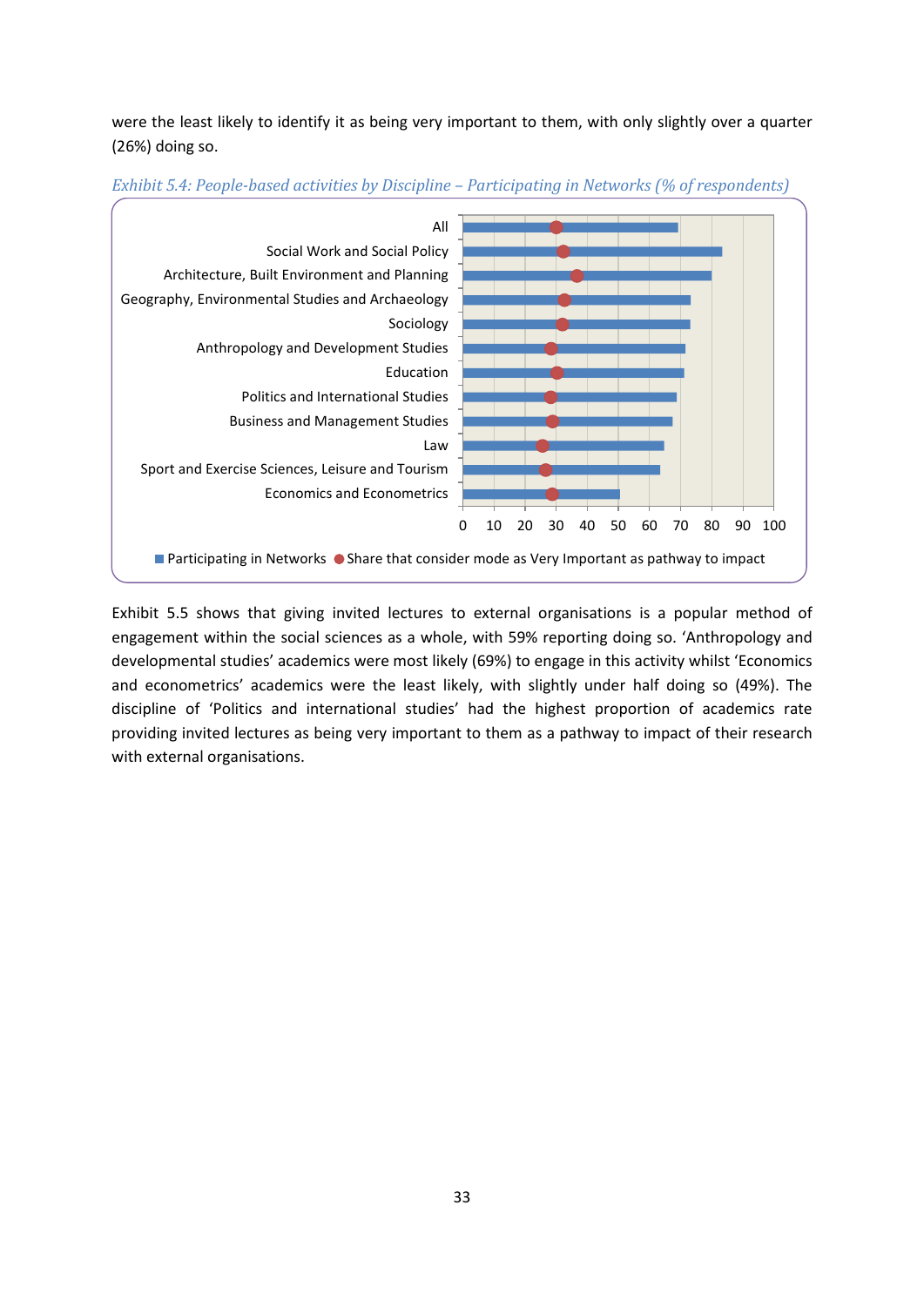were the least likely to identify it as being very important to them, with only slightly over a quarter (26%) doing so.

*Exhibit 5.4: People-based activities by Discipline – Participating in Networks (% of respondents)*

All
Social Work and Social Policy
Architecture, Built Environment and Planning
Geography, Environmental Studies and Archaeology
Sociology
Anthropology and Development Studies
Education
Politics and International Studies
Business and Management Studies
Law
Sport and Exercise Sciences, Leisure and Tourism
Economics and Econometrics

0 10 20 30 40 50 60 70 80 90 100

■ Participating in Networks ● Share that consider mode as Very Important as pathway to impact

Exhibit 5.5 shows that giving invited lectures to external organisations is a popular method of engagement within the social sciences as a whole, with 59% reporting doing so. 'Anthropology and developmental studies' academics were most likely (69%) to engage in this activity whilst 'Economics and econometrics' academics were the least likely, with slightly under half doing so (49%). The discipline of 'Politics and international studies' had the highest proportion of academics rate providing invited lectures as being very important to them as a pathway to impact of their research with external organisations.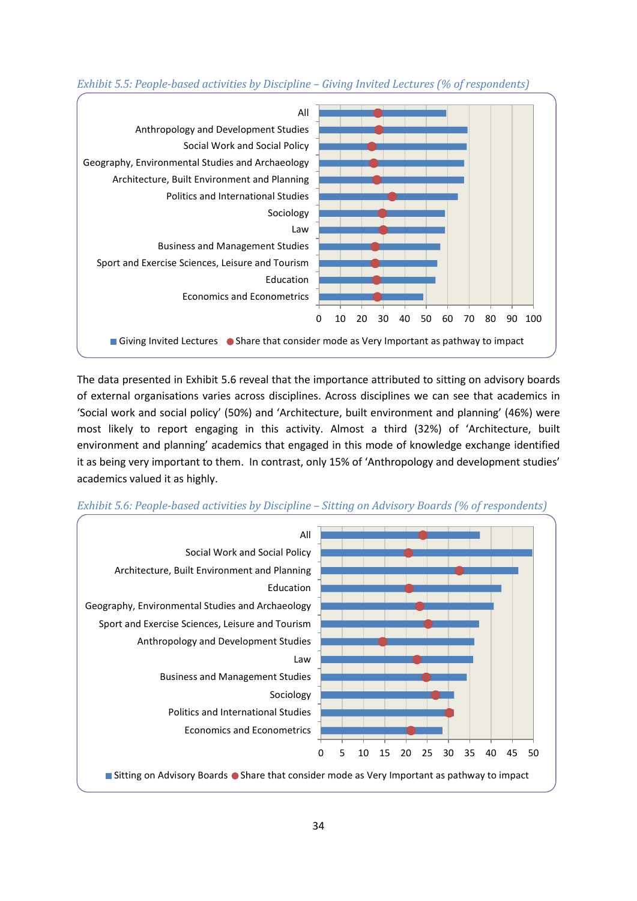*Exhibit 5.5: People-based activities by Discipline – Giving Invited Lectures (% of respondents)*

The data presented in Exhibit 5.6 reveal that the importance attributed to sitting on advisory boards of external organisations varies across disciplines. Across disciplines we can see that academics in 'Social work and social policy' (50%) and 'Architecture, built environment and planning' (46%) were most likely to report engaging in this activity. Almost a third (32%) of 'Architecture, built environment and planning' academics that engaged in this mode of knowledge exchange identified it as being very important to them. In contrast, only 15% of 'Anthropology and development studies' academics valued it as highly.

*Exhibit 5.6: People-based activities by Discipline – Sitting on Advisory Boards (% of respondents)*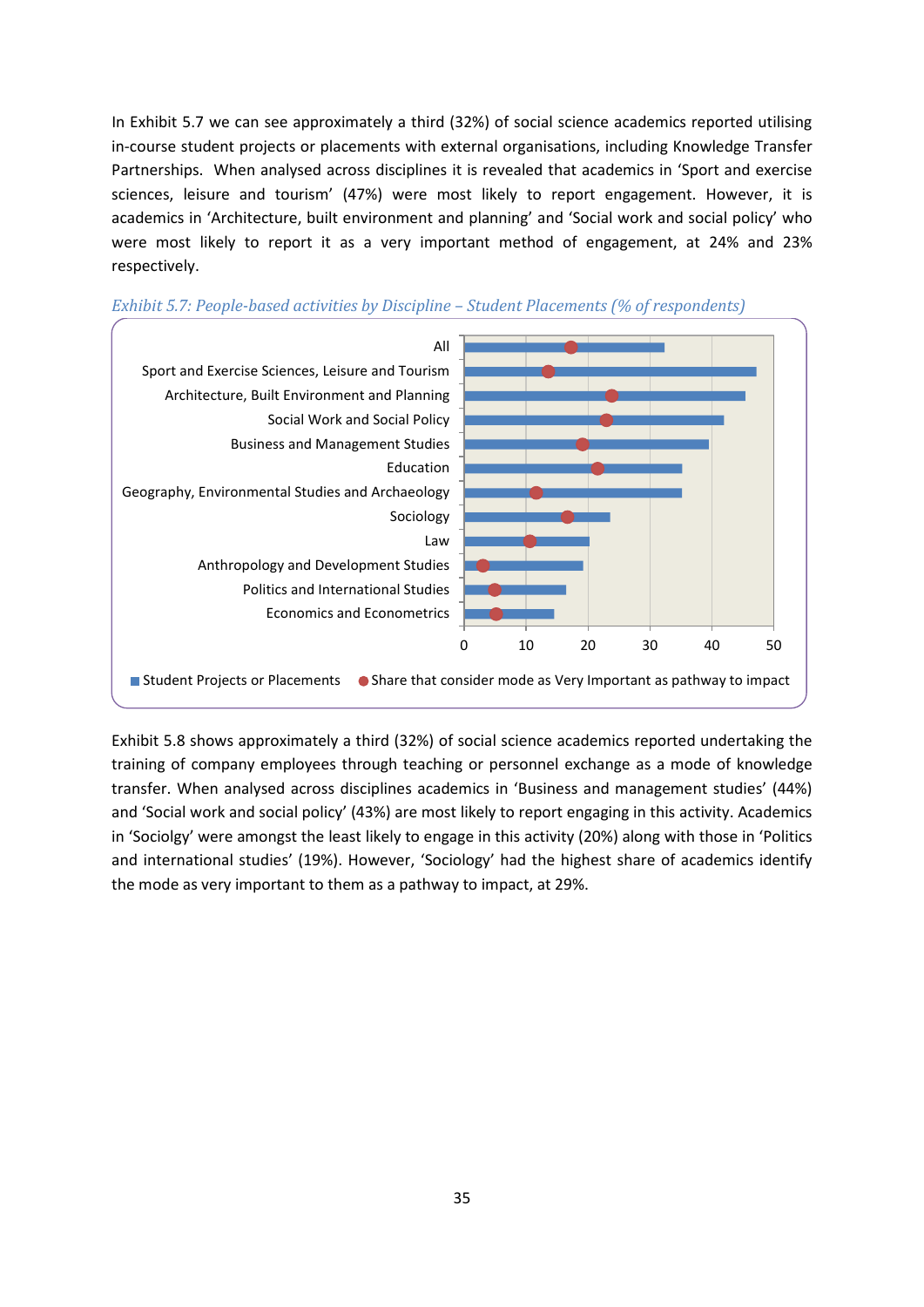In Exhibit 5.7 we can see approximately a third (32%) of social science academics reported utilising in-course student projects or placements with external organisations, including Knowledge Transfer Partnerships. When analysed across disciplines it is revealed that academics in 'Sport and exercise sciences, leisure and tourism' (47%) were most likely to report engagement. However, it is academics in 'Architecture, built environment and planning' and 'Social work and social policy' who were most likely to report it as a very important method of engagement, at 24% and 23% respectively.

*Exhibit 5.7: People-based activities by Discipline – Student Placements (% of respondents)*

Exhibit 5.8 shows approximately a third (32%) of social science academics reported undertaking the training of company employees through teaching or personnel exchange as a mode of knowledge transfer. When analysed across disciplines academics in 'Business and management studies' (44%) and 'Social work and social policy' (43%) are most likely to report engaging in this activity. Academics in 'Sociolgy' were amongst the least likely to engage in this activity (20%) along with those in 'Politics and international studies' (19%). However, 'Sociology' had the highest share of academics identify the mode as very important to them as a pathway to impact, at 29%.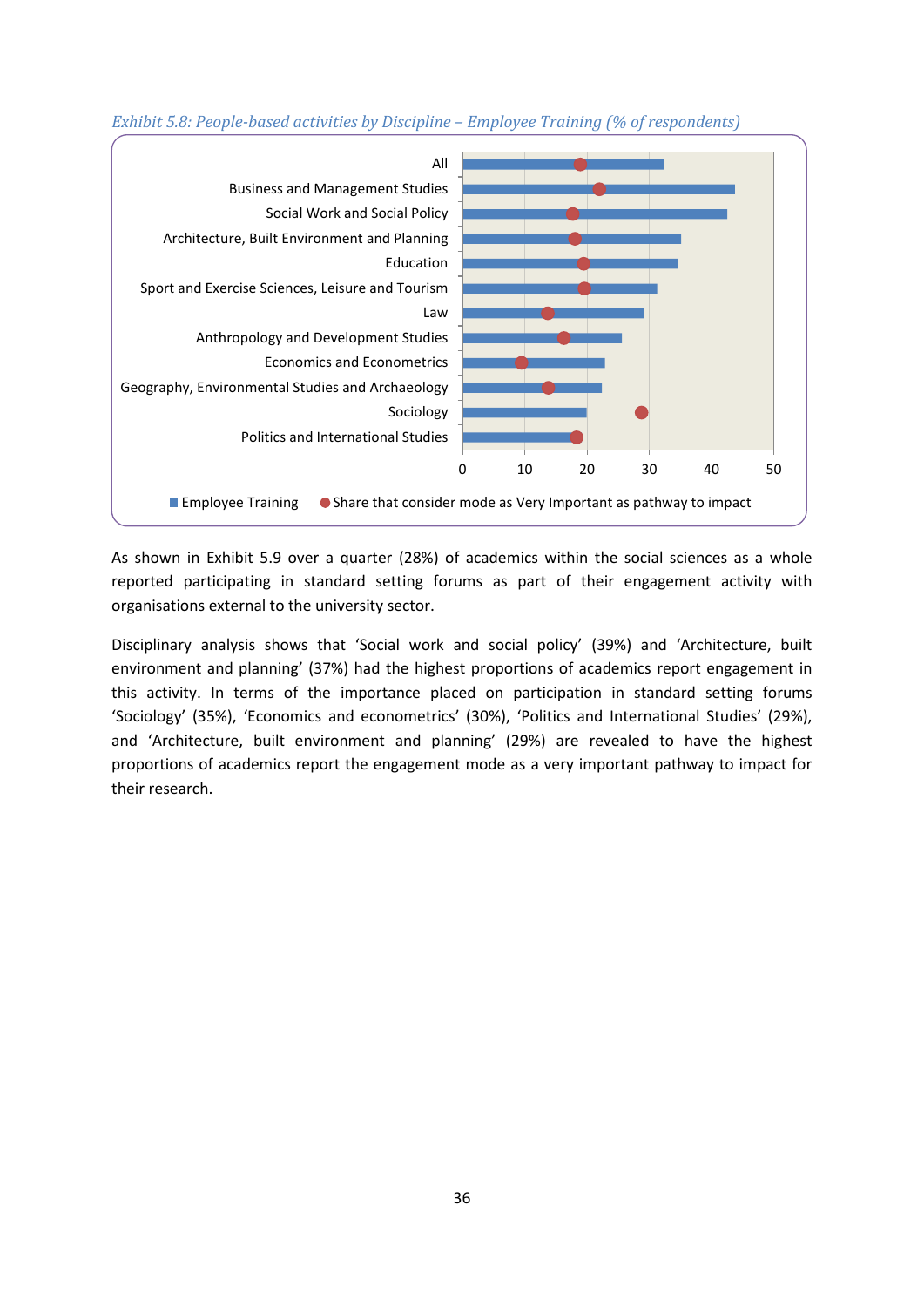*Exhibit 5.8: People-based activities by Discipline – Employee Training (% of respondents)*

As shown in Exhibit 5.9 over a quarter (28%) of academics within the social sciences as a whole reported participating in standard setting forums as part of their engagement activity with organisations external to the university sector.

Disciplinary analysis shows that 'Social work and social policy' (39%) and 'Architecture, built environment and planning' (37%) had the highest proportions of academics report engagement in this activity. In terms of the importance placed on participation in standard setting forums 'Sociology' (35%), 'Economics and econometrics' (30%), 'Politics and International Studies' (29%), and 'Architecture, built environment and planning' (29%) are revealed to have the highest proportions of academics report the engagement mode as a very important pathway to impact for their research.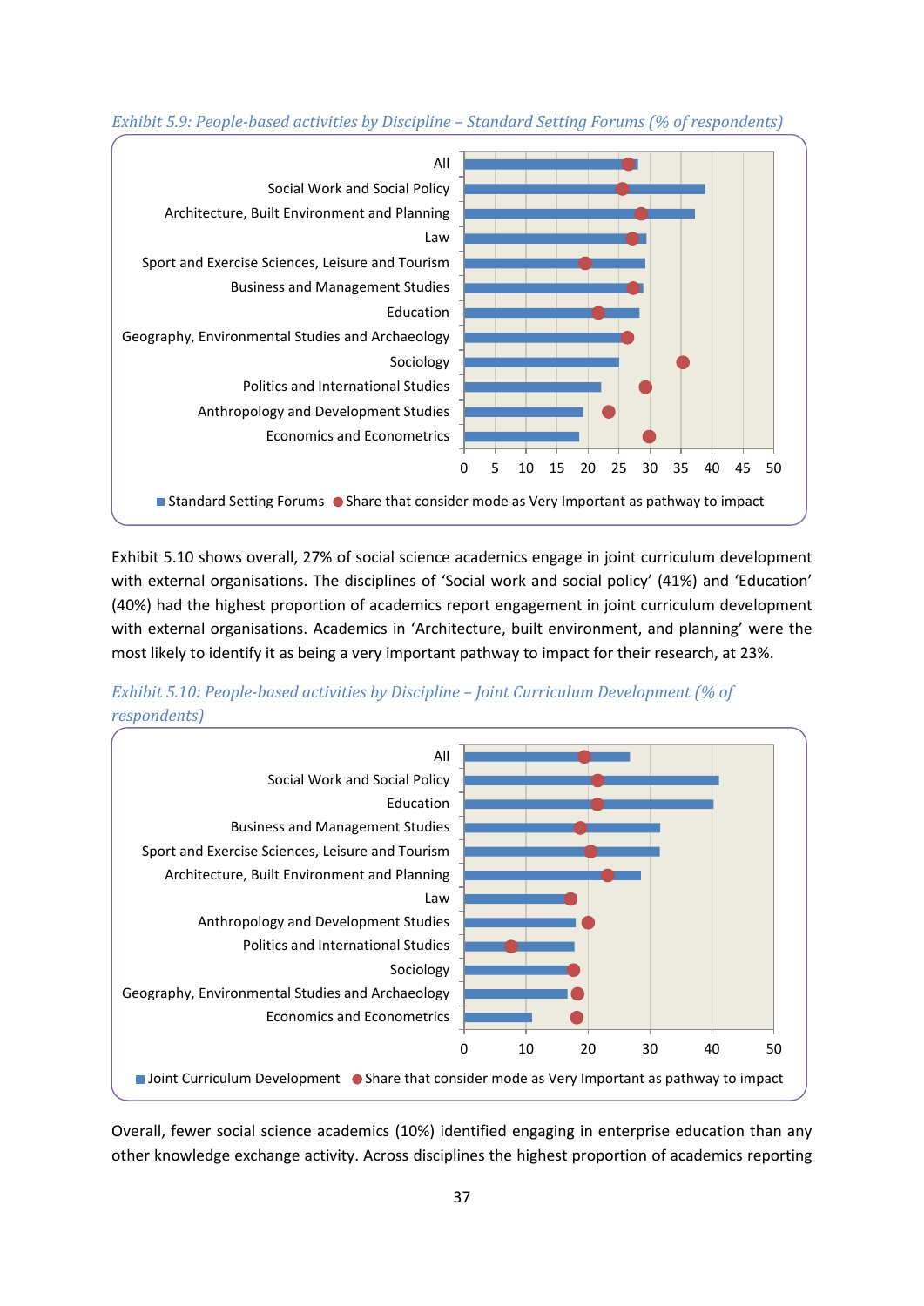*Exhibit 5.9: People-based activities by Discipline – Standard Setting Forums (% of respondents)*

Exhibit 5.10 shows overall, 27% of social science academics engage in joint curriculum development with external organisations. The disciplines of 'Social work and social policy' (41%) and 'Education' (40%) had the highest proportion of academics report engagement in joint curriculum development with external organisations. Academics in 'Architecture, built environment, and planning' were the most likely to identify it as being a very important pathway to impact for their research, at 23%.

*Exhibit 5.10: People-based activities by Discipline – Joint Curriculum Development (% of respondents)*

Overall, fewer social science academics (10%) identified engaging in enterprise education than any other knowledge exchange activity. Across disciplines the highest proportion of academics reporting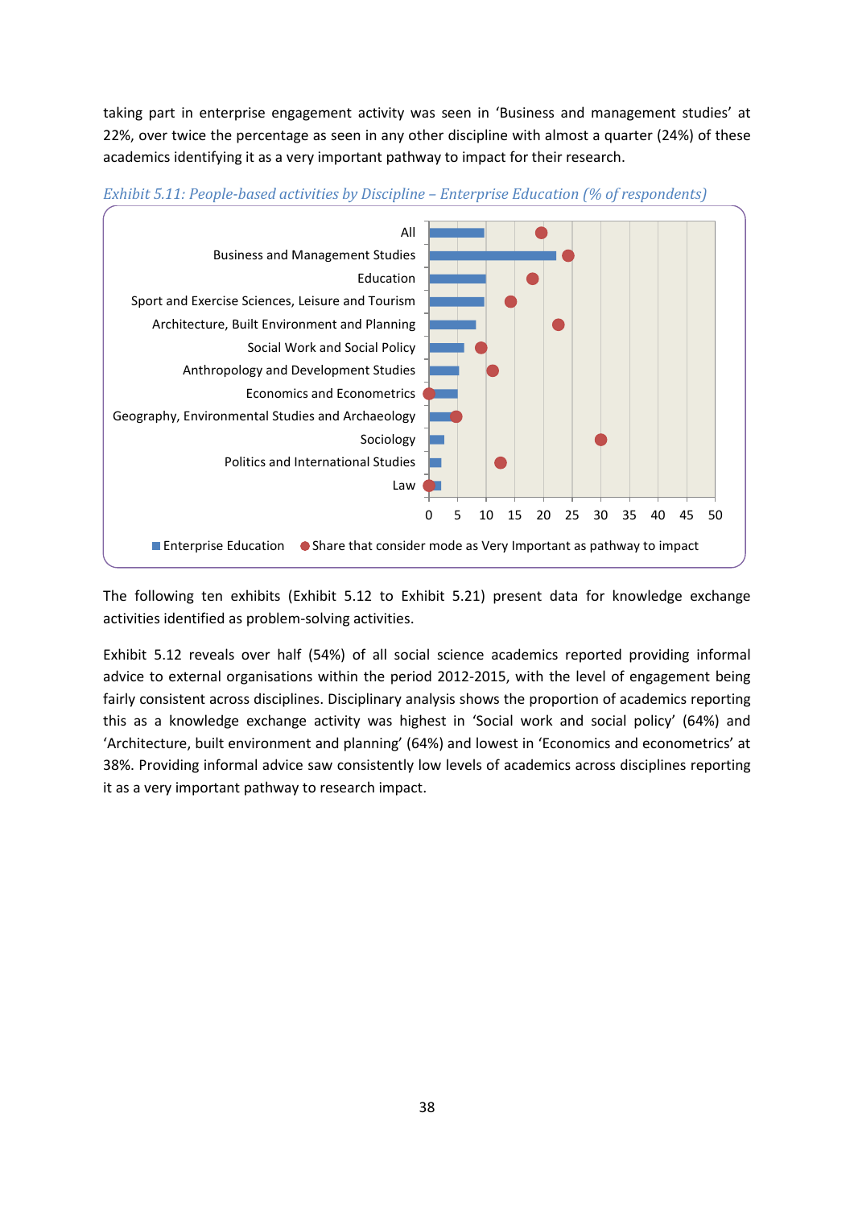taking part in enterprise engagement activity was seen in 'Business and management studies' at 22%, over twice the percentage as seen in any other discipline with almost a quarter (24%) of these academics identifying it as a very important pathway to impact for their research.

*Exhibit 5.11: People-based activities by Discipline – Enterprise Education (% of respondents)*

The following ten exhibits (Exhibit 5.12 to Exhibit 5.21) present data for knowledge exchange activities identified as problem-solving activities.

Exhibit 5.12 reveals over half (54%) of all social science academics reported providing informal advice to external organisations within the period 2012-2015, with the level of engagement being fairly consistent across disciplines. Disciplinary analysis shows the proportion of academics reporting this as a knowledge exchange activity was highest in 'Social work and social policy' (64%) and 'Architecture, built environment and planning' (64%) and lowest in 'Economics and econometrics' at 38%. Providing informal advice saw consistently low levels of academics across disciplines reporting it as a very important pathway to research impact.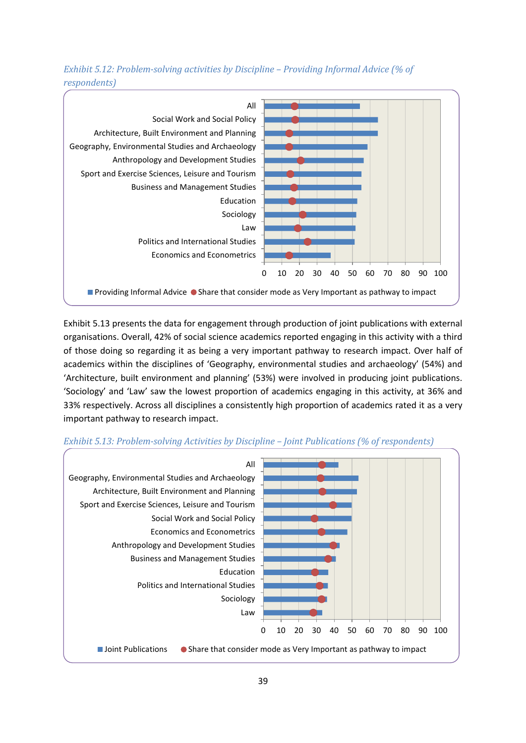*Exhibit 5.12: Problem-solving activities by Discipline – Providing Informal Advice (% of respondents)*

Exhibit 5.13 presents the data for engagement through production of joint publications with external organisations. Overall, 42% of social science academics reported engaging in this activity with a third of those doing so regarding it as being a very important pathway to research impact. Over half of academics within the disciplines of 'Geography, environmental studies and archaeology' (54%) and 'Architecture, built environment and planning' (53%) were involved in producing joint publications. 'Sociology' and 'Law' saw the lowest proportion of academics engaging in this activity, at 36% and 33% respectively. Across all disciplines a consistently high proportion of academics rated it as a very important pathway to research impact.

*Exhibit 5.13: Problem-solving Activities by Discipline – Joint Publications (% of respondents)*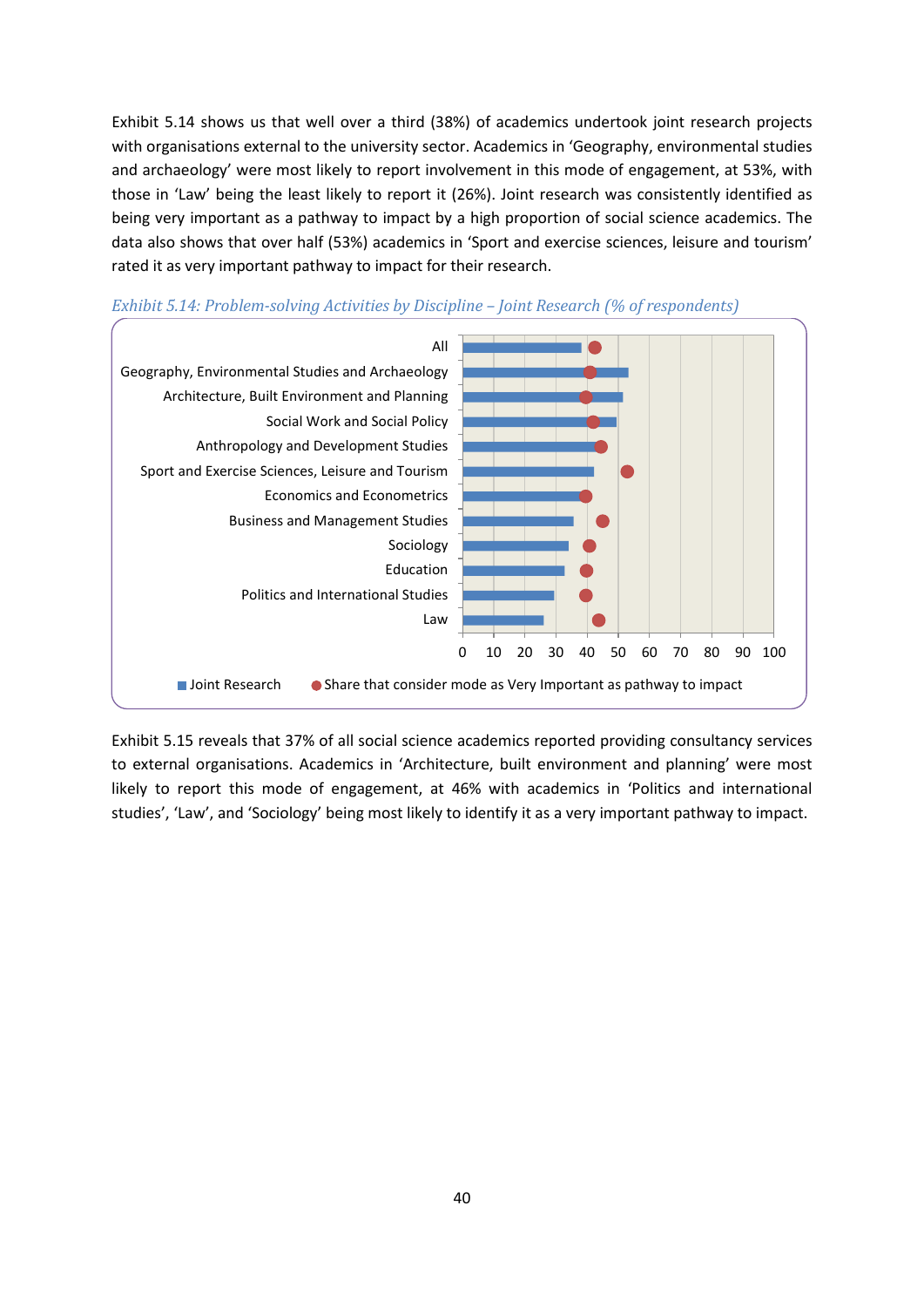Exhibit 5.14 shows us that well over a third (38%) of academics undertook joint research projects with organisations external to the university sector. Academics in 'Geography, environmental studies and archaeology' were most likely to report involvement in this mode of engagement, at 53%, with those in 'Law' being the least likely to report it (26%). Joint research was consistently identified as being very important as a pathway to impact by a high proportion of social science academics. The data also shows that over half (53%) academics in 'Sport and exercise sciences, leisure and tourism' rated it as very important pathway to impact for their research.

*Exhibit 5.14: Problem-solving Activities by Discipline – Joint Research (% of respondents)*

All

Geography, Environmental Studies and Archaeology

Architecture, Built Environment and Planning

Social Work and Social Policy

Anthropology and Development Studies

Sport and Exercise Sciences, Leisure and Tourism

Economics and Econometrics

Business and Management Studies

Sociology

Education

Politics and International Studies

Law

0 10 20 30 40 50 60 70 80 90 100

Joint Research ● Share that consider mode as Very Important as pathway to impact

Exhibit 5.15 reveals that 37% of all social science academics reported providing consultancy services to external organisations. Academics in 'Architecture, built environment and planning' were most likely to report this mode of engagement, at 46% with academics in 'Politics and international studies', 'Law', and 'Sociology' being most likely to identify it as a very important pathway to impact.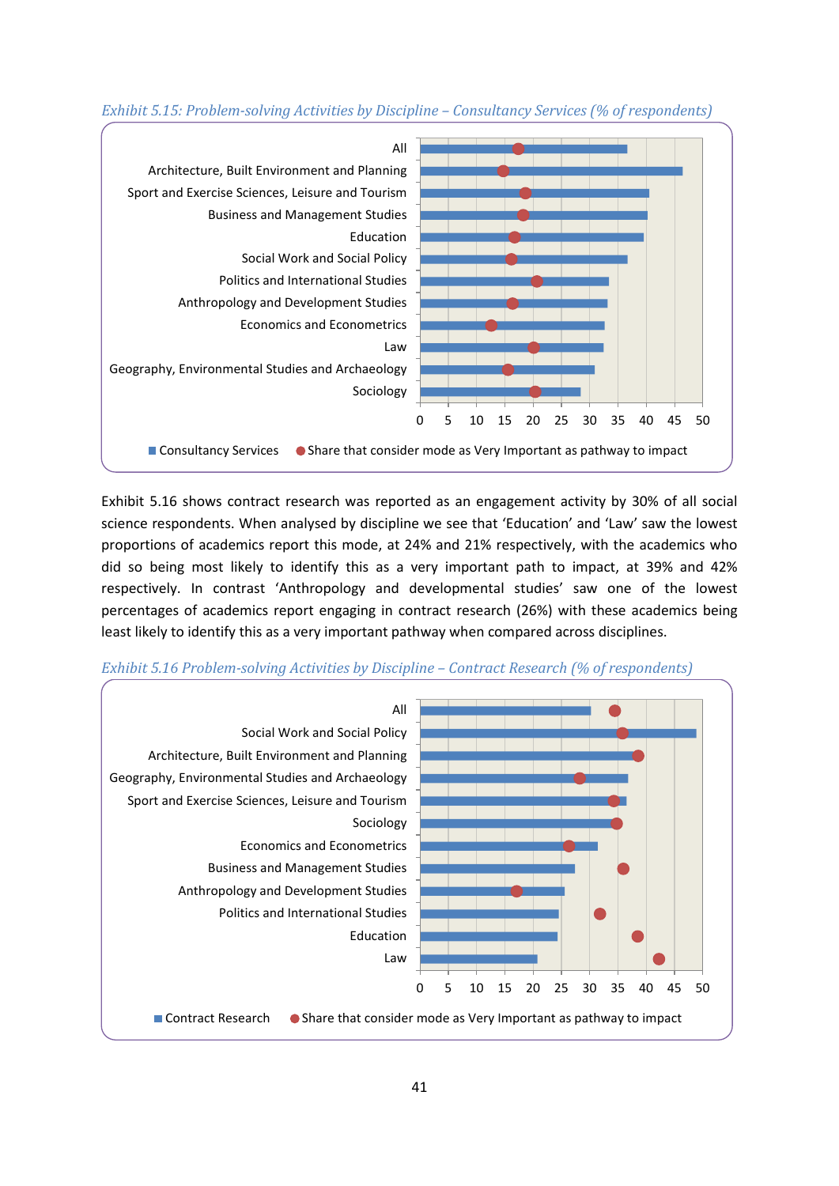*Exhibit 5.15: Problem-solving Activities by Discipline – Consultancy Services (% of respondents)*

Exhibit 5.16 shows contract research was reported as an engagement activity by 30% of all social science respondents. When analysed by discipline we see that 'Education' and 'Law' saw the lowest proportions of academics report this mode, at 24% and 21% respectively, with the academics who did so being most likely to identify this as a very important path to impact, at 39% and 42% respectively. In contrast 'Anthropology and developmental studies' saw one of the lowest percentages of academics report engaging in contract research (26%) with these academics being least likely to identify this as a very important pathway when compared across disciplines.

*Exhibit 5.16 Problem-solving Activities by Discipline – Contract Research (% of respondents)*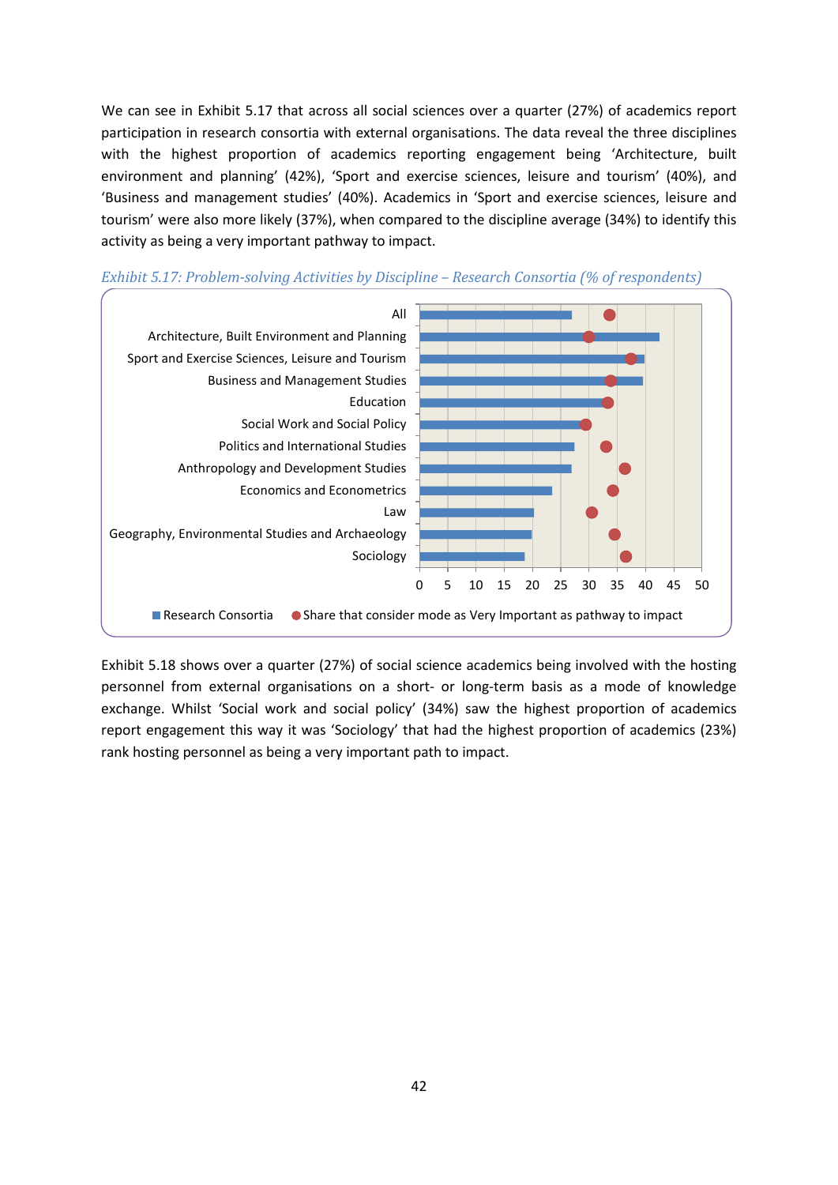We can see in Exhibit 5.17 that across all social sciences over a quarter (27%) of academics report participation in research consortia with external organisations. The data reveal the three disciplines with the highest proportion of academics reporting engagement being 'Architecture, built environment and planning' (42%), 'Sport and exercise sciences, leisure and tourism' (40%), and 'Business and management studies' (40%). Academics in 'Sport and exercise sciences, leisure and tourism' were also more likely (37%), when compared to the discipline average (34%) to identify this activity as being a very important pathway to impact.

*Exhibit 5.17: Problem-solving Activities by Discipline – Research Consortia (% of respondents)*

Exhibit 5.18 shows over a quarter (27%) of social science academics being involved with the hosting personnel from external organisations on a short- or long-term basis as a mode of knowledge exchange. Whilst 'Social work and social policy' (34%) saw the highest proportion of academics report engagement this way it was 'Sociology' that had the highest proportion of academics (23%) rank hosting personnel as being a very important path to impact.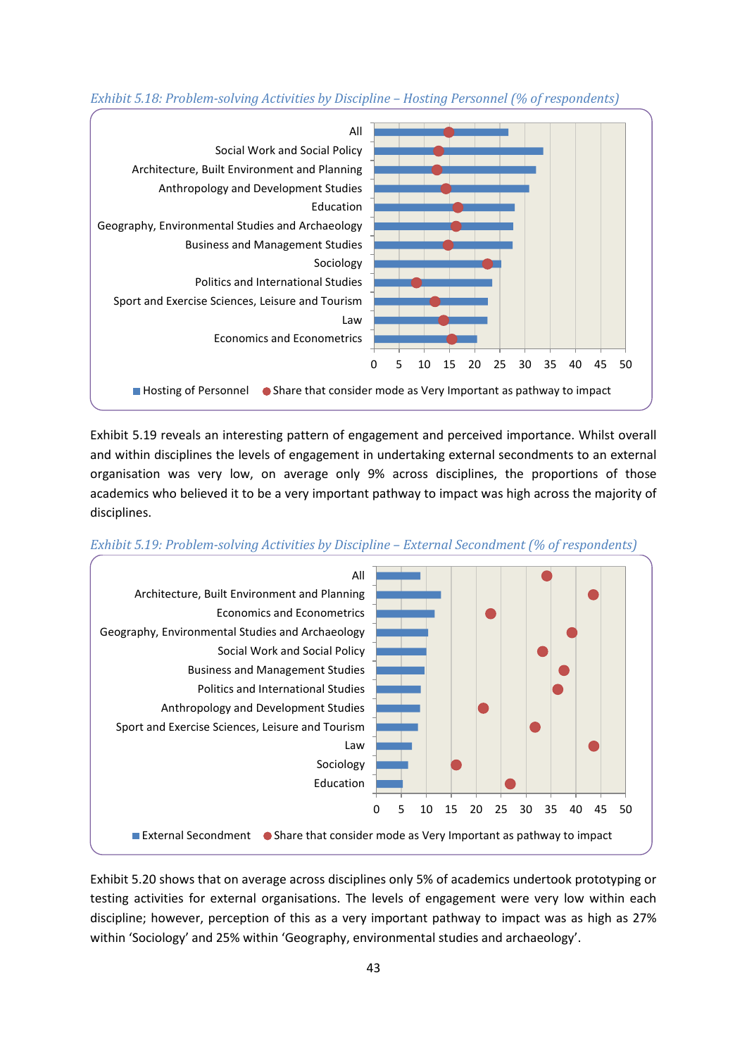*Exhibit 5.18: Problem-solving Activities by Discipline – Hosting Personnel (% of respondents)*

All
Social Work and Social Policy
Architecture, Built Environment and Planning
Anthropology and Development Studies
Education
Geography, Environmental Studies and Archaeology
Business and Management Studies
Sociology
Politics and International Studies
Sport and Exercise Sciences, Leisure and Tourism
Law
Economics and Econometrics

0 5 10 15 20 25 30 35 40 45 50

Hosting of Personnel ● Share that consider mode as Very Important as pathway to impact

Exhibit 5.19 reveals an interesting pattern of engagement and perceived importance. Whilst overall and within disciplines the levels of engagement in undertaking external secondments to an external organisation was very low, on average only 9% across disciplines, the proportions of those academics who believed it to be a very important pathway to impact was high across the majority of disciplines.

*Exhibit 5.19: Problem-solving Activities by Discipline – External Secondment (% of respondents)*

All
Architecture, Built Environment and Planning
Economics and Econometrics
Geography, Environmental Studies and Archaeology
Social Work and Social Policy
Business and Management Studies
Politics and International Studies
Anthropology and Development Studies
Sport and Exercise Sciences, Leisure and Tourism
Law
Sociology
Education

0 5 10 15 20 25 30 35 40 45 50

External Secondment ● Share that consider mode as Very Important as pathway to impact

Exhibit 5.20 shows that on average across disciplines only 5% of academics undertook prototyping or testing activities for external organisations. The levels of engagement were very low within each discipline; however, perception of this as a very important pathway to impact was as high as 27% within 'Sociology' and 25% within 'Geography, environmental studies and archaeology'.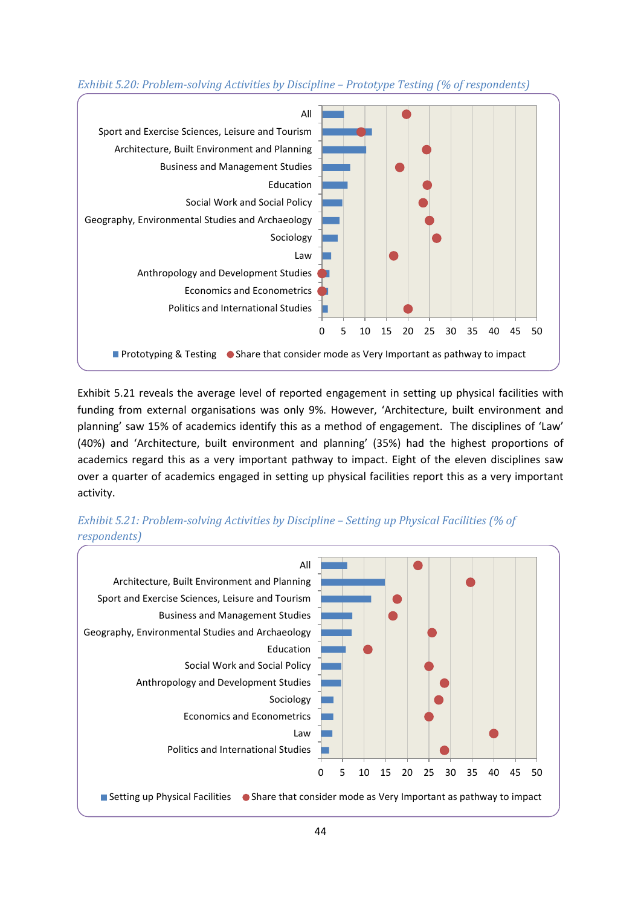*Exhibit 5.20: Problem-solving Activities by Discipline – Prototype Testing (% of respondents)*

| Discipline | Prototyping & Testing | Share that consider mode as Very Important as pathway to impact |
| --- | --- | --- |
| All | 5 | 20 |
| Sport and Exercise Sciences, Leisure and Tourism | 11.5 | 9 |
| Architecture, Built Environment and Planning | 10 | 24.5 |
| Business and Management Studies | 6.5 | 18 |
| Education | 6 | 24.5 |
| Social Work and Social Policy | 4.5 | 23.5 |
| Geography, Environmental Studies and Archaeology | 4 | 25 |
| Sociology | 3.5 | 26.5 |
| Law | 2 | 16.5 |
| Anthropology and Development Studies | 1.5 | 0 |
| Economics and Econometrics | 1.5 | 0 |
| Politics and International Studies | 1.5 | 20 |

Exhibit 5.21 reveals the average level of reported engagement in setting up physical facilities with funding from external organisations was only 9%. However, 'Architecture, built environment and planning' saw 15% of academics identify this as a method of engagement. The disciplines of 'Law' (40%) and 'Architecture, built environment and planning' (35%) had the highest proportions of academics regard this as a very important pathway to impact. Eight of the eleven disciplines saw over a quarter of academics engaged in setting up physical facilities report this as a very important activity.

*Exhibit 5.21: Problem-solving Activities by Discipline – Setting up Physical Facilities (% of respondents)*

| Discipline | Setting up Physical Facilities | Share that consider mode as Very Important as pathway to impact |
| --- | --- | --- |
| All | 6 | 22.5 |
| Architecture, Built Environment and Planning | 15 | 35 |
| Sport and Exercise Sciences, Leisure and Tourism | 11.5 | 17.5 |
| Business and Management Studies | 7 | 16.5 |
| Geography, Environmental Studies and Archaeology | 7 | 25.5 |
| Education | 5.5 | 11 |
| Social Work and Social Policy | 4.5 | 25 |
| Anthropology and Development Studies | 4.5 | 28.5 |
| Sociology | 3 | 27 |
| Economics and Econometrics | 3 | 25 |
| Law | 2.5 | 40 |
| Politics and International Studies | 2 | 28.5 |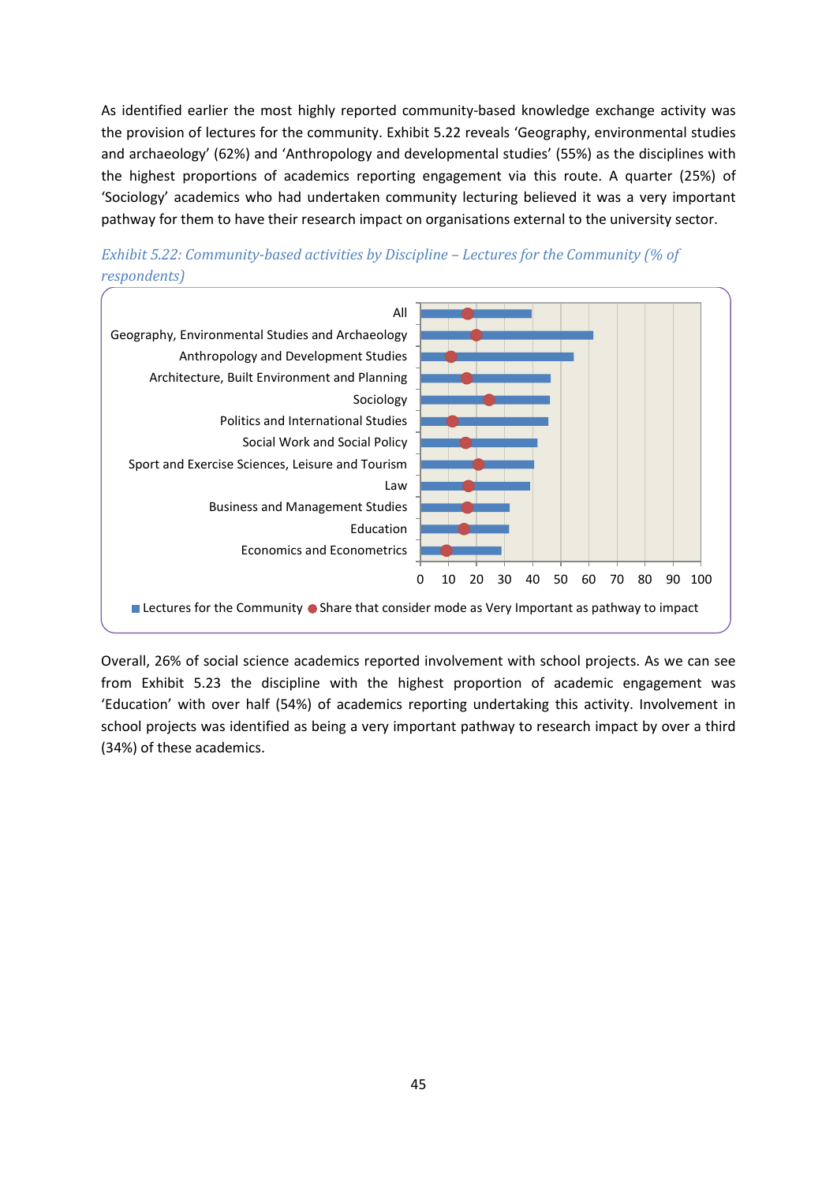As identified earlier the most highly reported community-based knowledge exchange activity was the provision of lectures for the community. Exhibit 5.22 reveals 'Geography, environmental studies and archaeology' (62%) and 'Anthropology and developmental studies' (55%) as the disciplines with the highest proportions of academics reporting engagement via this route. A quarter (25%) of 'Sociology' academics who had undertaken community lecturing believed it was a very important pathway for them to have their research impact on organisations external to the university sector.

*Exhibit 5.22: Community-based activities by Discipline – Lectures for the Community (% of respondents)*

Overall, 26% of social science academics reported involvement with school projects. As we can see from Exhibit 5.23 the discipline with the highest proportion of academic engagement was 'Education' with over half (54%) of academics reporting undertaking this activity. Involvement in school projects was identified as being a very important pathway to research impact by over a third (34%) of these academics.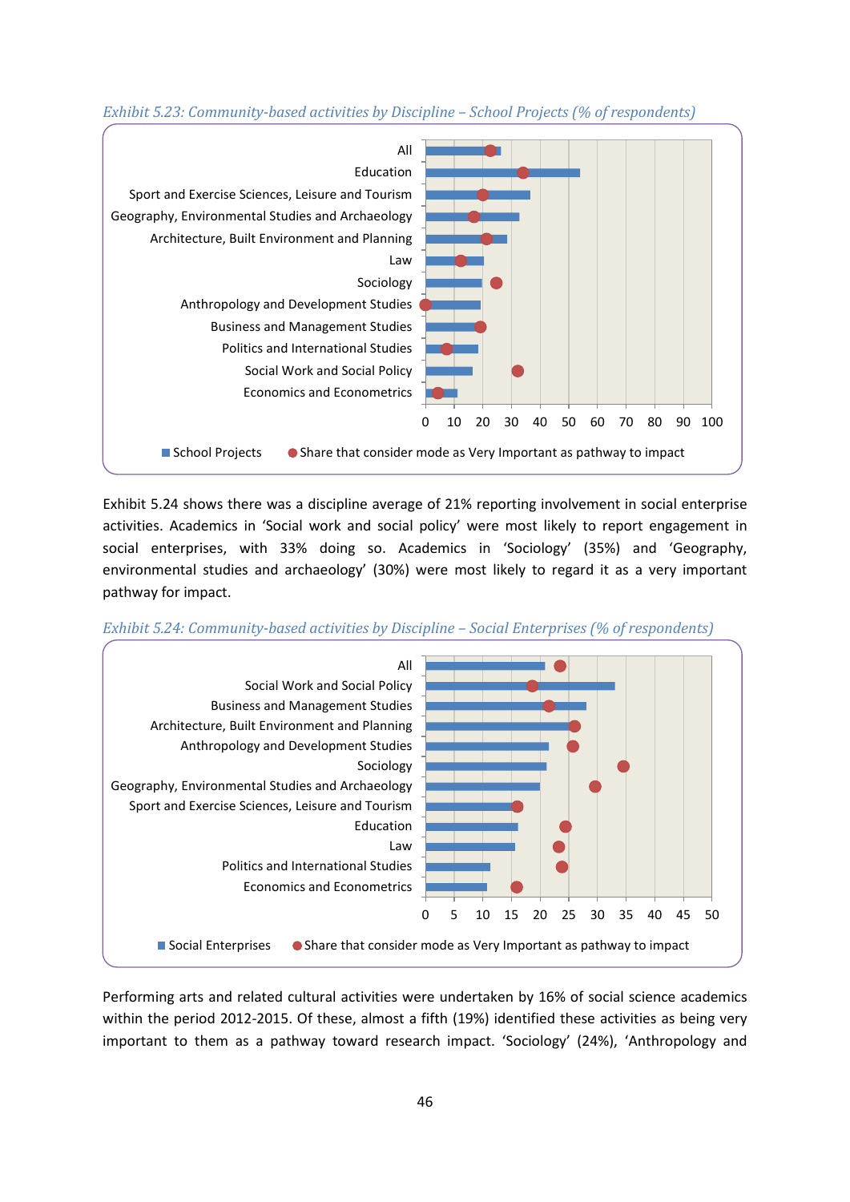*Exhibit 5.23: Community-based activities by Discipline – School Projects (% of respondents)*

Exhibit 5.24 shows there was a discipline average of 21% reporting involvement in social enterprise activities. Academics in 'Social work and social policy' were most likely to report engagement in social enterprises, with 33% doing so. Academics in 'Sociology' (35%) and 'Geography, environmental studies and archaeology' (30%) were most likely to regard it as a very important pathway for impact.

*Exhibit 5.24: Community-based activities by Discipline – Social Enterprises (% of respondents)*

Performing arts and related cultural activities were undertaken by 16% of social science academics within the period 2012-2015. Of these, almost a fifth (19%) identified these activities as being very important to them as a pathway toward research impact. 'Sociology' (24%), 'Anthropology and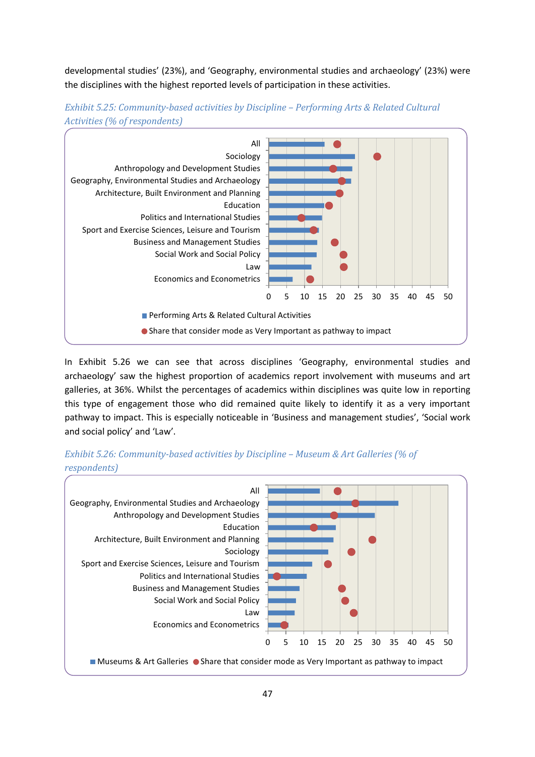developmental studies' (23%), and 'Geography, environmental studies and archaeology' (23%) were the disciplines with the highest reported levels of participation in these activities.

*Exhibit 5.25: Community-based activities by Discipline – Performing Arts & Related Cultural Activities (% of respondents)*

In Exhibit 5.26 we can see that across disciplines 'Geography, environmental studies and archaeology' saw the highest proportion of academics report involvement with museums and art galleries, at 36%. Whilst the percentages of academics within disciplines was quite low in reporting this type of engagement those who did remained quite likely to identify it as a very important pathway to impact. This is especially noticeable in 'Business and management studies', 'Social work and social policy' and 'Law'.

*Exhibit 5.26: Community-based activities by Discipline – Museum & Art Galleries (% of respondents)*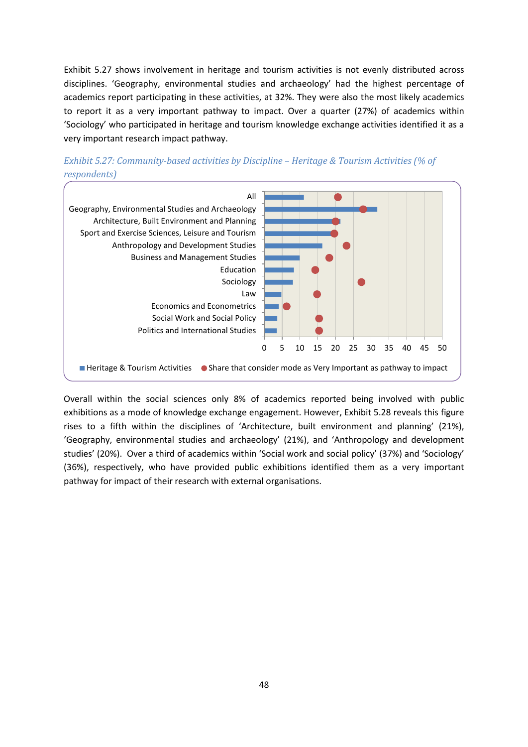Exhibit 5.27 shows involvement in heritage and tourism activities is not evenly distributed across disciplines. 'Geography, environmental studies and archaeology' had the highest percentage of academics report participating in these activities, at 32%. They were also the most likely academics to report it as a very important pathway to impact. Over a quarter (27%) of academics within 'Sociology' who participated in heritage and tourism knowledge exchange activities identified it as a very important research impact pathway.

*Exhibit 5.27: Community-based activities by Discipline – Heritage & Tourism Activities (% of respondents)*

All
Geography, Environmental Studies and Archaeology
Architecture, Built Environment and Planning
Sport and Exercise Sciences, Leisure and Tourism
Anthropology and Development Studies
Business and Management Studies
Education
Sociology
Law
Economics and Econometrics
Social Work and Social Policy
Politics and International Studies

0 5 10 15 20 25 30 35 40 45 50

■ Heritage & Tourism Activities ● Share that consider mode as Very Important as pathway to impact

Overall within the social sciences only 8% of academics reported being involved with public exhibitions as a mode of knowledge exchange engagement. However, Exhibit 5.28 reveals this figure rises to a fifth within the disciplines of 'Architecture, built environment and planning' (21%), 'Geography, environmental studies and archaeology' (21%), and 'Anthropology and development studies' (20%). Over a third of academics within 'Social work and social policy' (37%) and 'Sociology' (36%), respectively, who have provided public exhibitions identified them as a very important pathway for impact of their research with external organisations.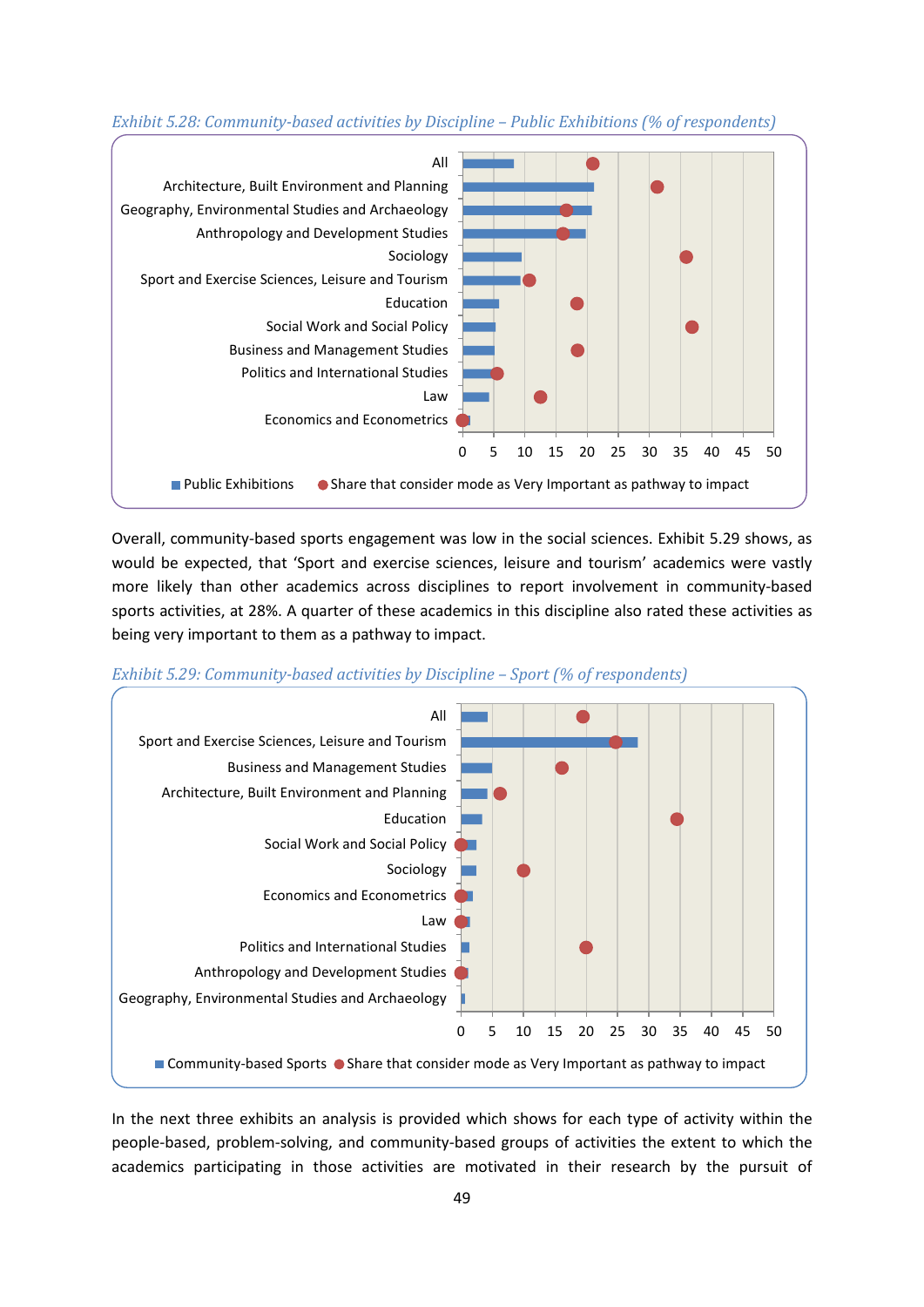*Exhibit 5.28: Community-based activities by Discipline – Public Exhibitions (% of respondents)*

Overall, community-based sports engagement was low in the social sciences. Exhibit 5.29 shows, as would be expected, that 'Sport and exercise sciences, leisure and tourism' academics were vastly more likely than other academics across disciplines to report involvement in community-based sports activities, at 28%. A quarter of these academics in this discipline also rated these activities as being very important to them as a pathway to impact.

*Exhibit 5.29: Community-based activities by Discipline – Sport (% of respondents)*

In the next three exhibits an analysis is provided which shows for each type of activity within the people-based, problem-solving, and community-based groups of activities the extent to which the academics participating in those activities are motivated in their research by the pursuit of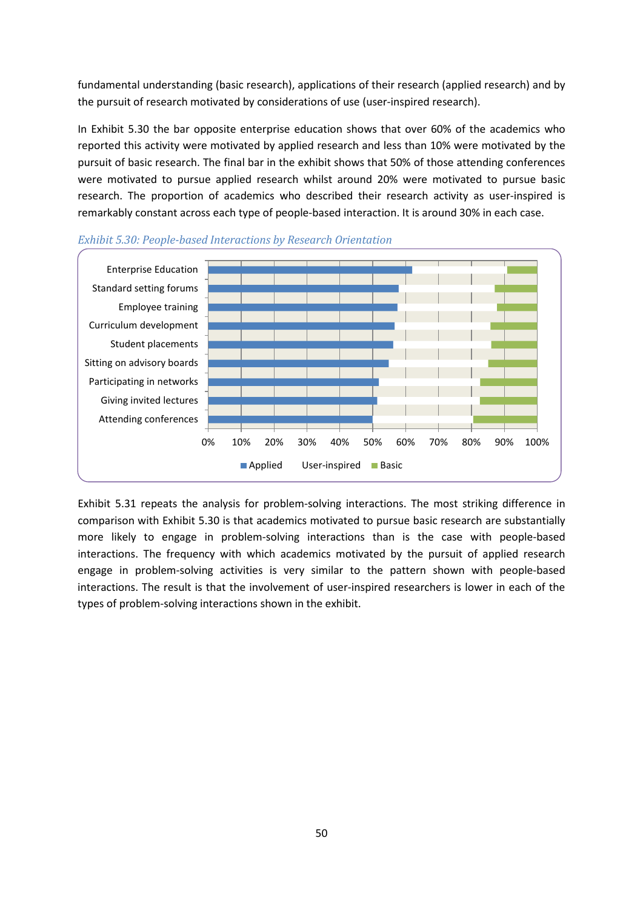fundamental understanding (basic research), applications of their research (applied research) and by the pursuit of research motivated by considerations of use (user-inspired research).

In Exhibit 5.30 the bar opposite enterprise education shows that over 60% of the academics who reported this activity were motivated by applied research and less than 10% were motivated by the pursuit of basic research. The final bar in the exhibit shows that 50% of those attending conferences were motivated to pursue applied research whilst around 20% were motivated to pursue basic research. The proportion of academics who described their research activity as user-inspired is remarkably constant across each type of people-based interaction. It is around 30% in each case.

*Exhibit 5.30: People-based Interactions by Research Orientation*

Enterprise Education
Standard setting forums
Employee training
Curriculum development
Student placements
Sitting on advisory boards
Participating in networks
Giving invited lectures
Attending conferences

0% 10% 20% 30% 40% 50% 60% 70% 80% 90% 100%

Applied User-inspired Basic

Exhibit 5.31 repeats the analysis for problem-solving interactions. The most striking difference in comparison with Exhibit 5.30 is that academics motivated to pursue basic research are substantially more likely to engage in problem-solving interactions than is the case with people-based interactions. The frequency with which academics motivated by the pursuit of applied research engage in problem-solving activities is very similar to the pattern shown with people-based interactions. The result is that the involvement of user-inspired researchers is lower in each of the types of problem-solving interactions shown in the exhibit.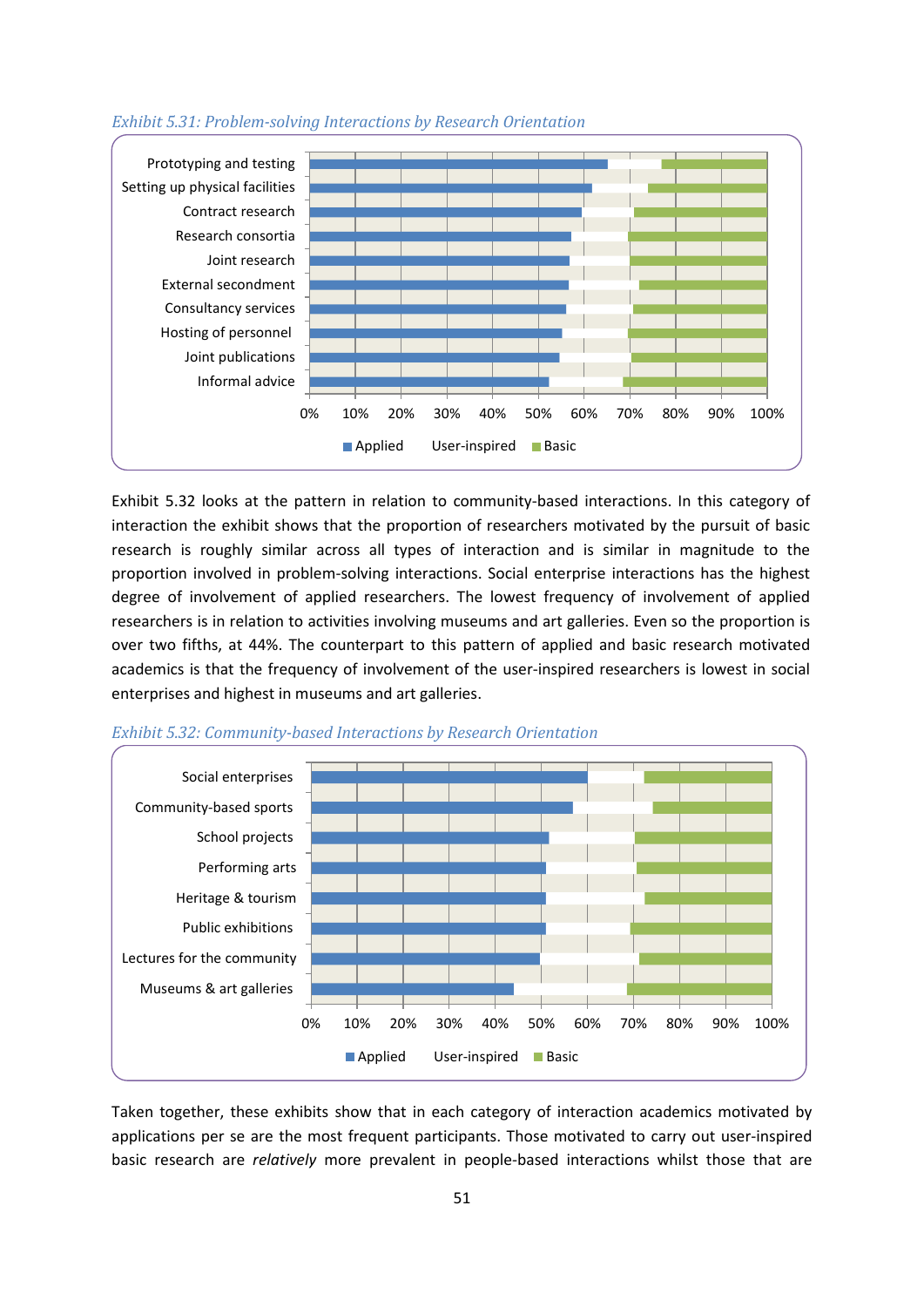*Exhibit 5.31: Problem-solving Interactions by Research Orientation*

Exhibit 5.32 looks at the pattern in relation to community-based interactions. In this category of interaction the exhibit shows that the proportion of researchers motivated by the pursuit of basic research is roughly similar across all types of interaction and is similar in magnitude to the proportion involved in problem-solving interactions. Social enterprise interactions has the highest degree of involvement of applied researchers. The lowest frequency of involvement of applied researchers is in relation to activities involving museums and art galleries. Even so the proportion is over two fifths, at 44%. The counterpart to this pattern of applied and basic research motivated academics is that the frequency of involvement of the user-inspired researchers is lowest in social enterprises and highest in museums and art galleries.

*Exhibit 5.32: Community-based Interactions by Research Orientation*

Taken together, these exhibits show that in each category of interaction academics motivated by applications per se are the most frequent participants. Those motivated to carry out user-inspired basic research are *relatively* more prevalent in people-based interactions whilst those that are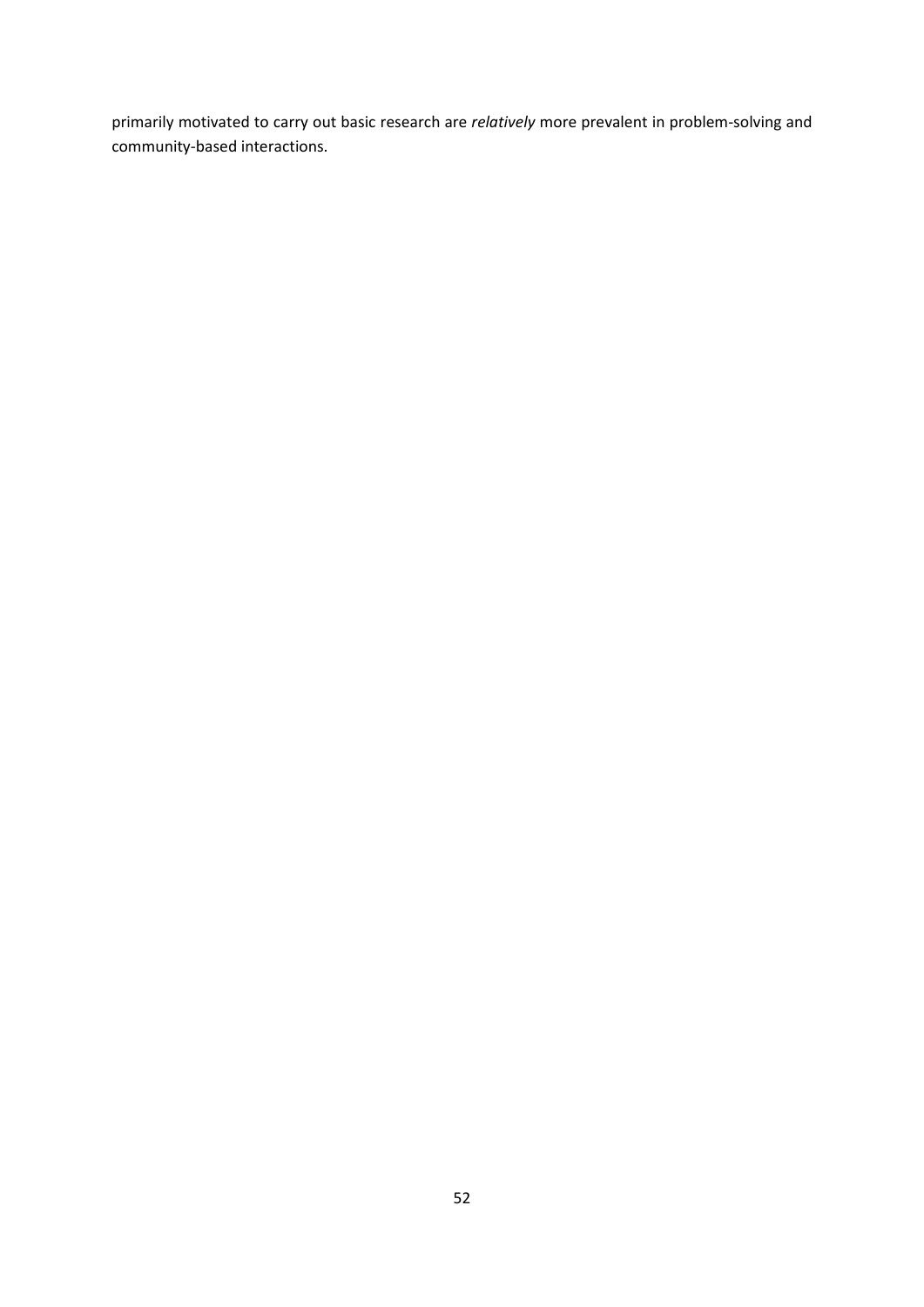primarily motivated to carry out basic research are *relatively* more prevalent in problem-solving and community-based interactions.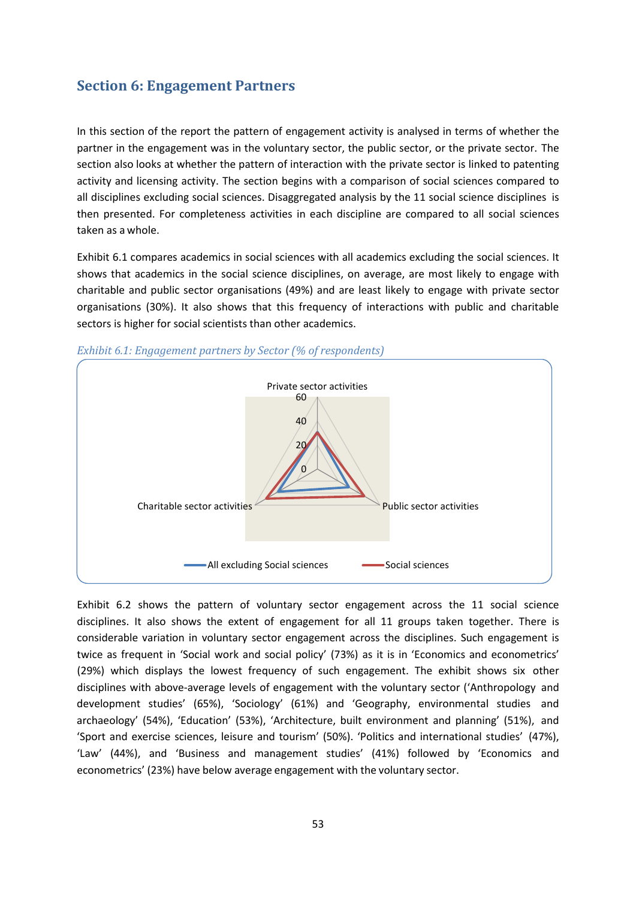## Section 6: Engagement Partners

In this section of the report the pattern of engagement activity is analysed in terms of whether the partner in the engagement was in the voluntary sector, the public sector, or the private sector. The section also looks at whether the pattern of interaction with the private sector is linked to patenting activity and licensing activity. The section begins with a comparison of social sciences compared to all disciplines excluding social sciences. Disaggregated analysis by the 11 social science disciplines is then presented. For completeness activities in each discipline are compared to all social sciences taken as a whole.

Exhibit 6.1 compares academics in social sciences with all academics excluding the social sciences. It shows that academics in the social science disciplines, on average, are most likely to engage with charitable and public sector organisations (49%) and are least likely to engage with private sector organisations (30%). It also shows that this frequency of interactions with public and charitable sectors is higher for social scientists than other academics.

*Exhibit 6.1: Engagement partners by Sector (% of respondents)*

Private sector activities
60
40
20
0
Charitable sector activities
Public sector activities

All excluding Social sciences
Social sciences

Exhibit 6.2 shows the pattern of voluntary sector engagement across the 11 social science disciplines. It also shows the extent of engagement for all 11 groups taken together. There is considerable variation in voluntary sector engagement across the disciplines. Such engagement is twice as frequent in 'Social work and social policy' (73%) as it is in 'Economics and econometrics' (29%) which displays the lowest frequency of such engagement. The exhibit shows six other disciplines with above-average levels of engagement with the voluntary sector ('Anthropology and development studies' (65%), 'Sociology' (61%) and 'Geography, environmental studies and archaeology' (54%), 'Education' (53%), 'Architecture, built environment and planning' (51%), and 'Sport and exercise sciences, leisure and tourism' (50%). 'Politics and international studies' (47%), 'Law' (44%), and 'Business and management studies' (41%) followed by 'Economics and econometrics' (23%) have below average engagement with the voluntary sector.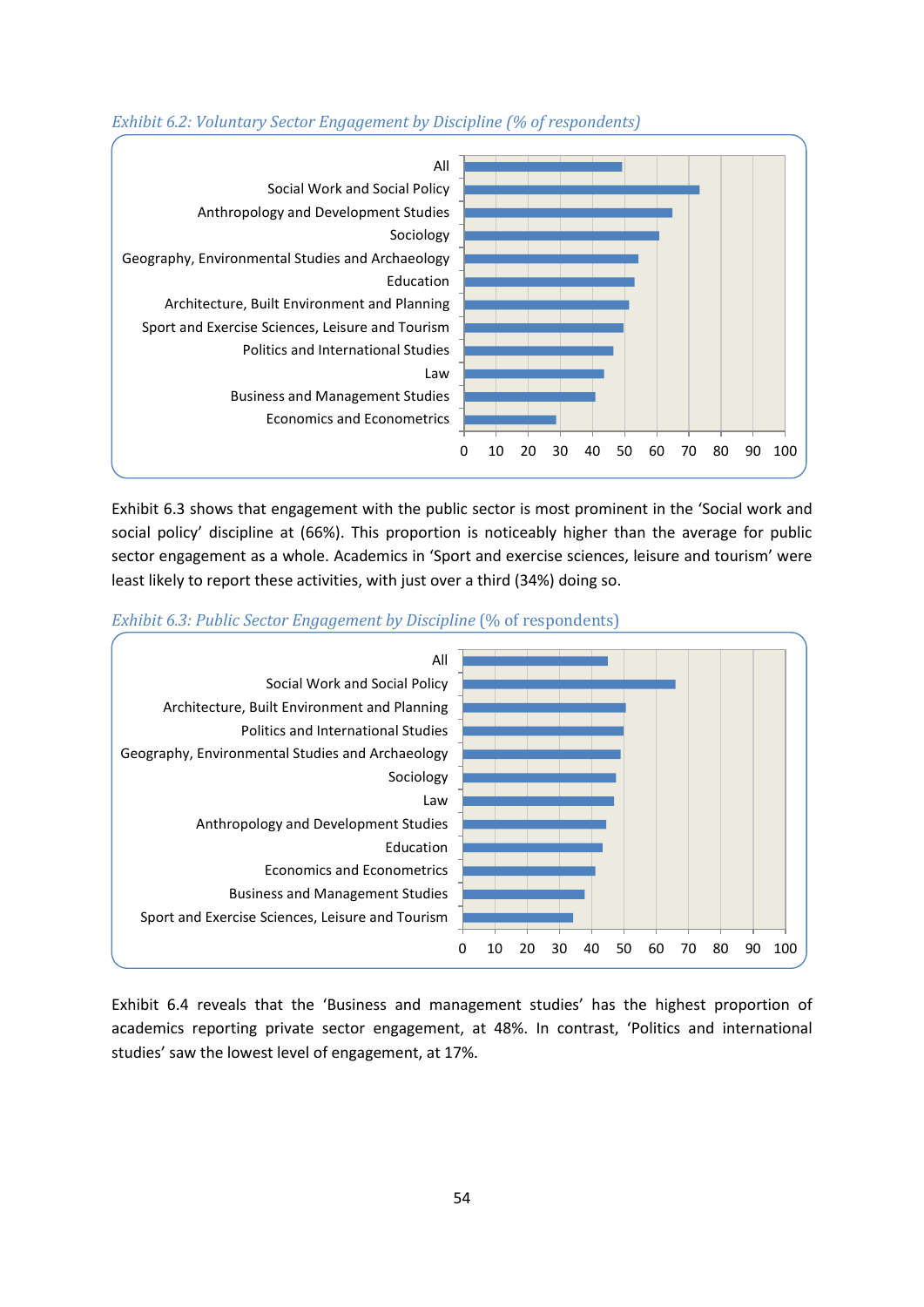*Exhibit 6.2: Voluntary Sector Engagement by Discipline (% of respondents)*

Exhibit 6.3 shows that engagement with the public sector is most prominent in the 'Social work and social policy' discipline at (66%). This proportion is noticeably higher than the average for public sector engagement as a whole. Academics in 'Sport and exercise sciences, leisure and tourism' were least likely to report these activities, with just over a third (34%) doing so.

*Exhibit 6.3: Public Sector Engagement by Discipline (% of respondents)*

Exhibit 6.4 reveals that the 'Business and management studies' has the highest proportion of academics reporting private sector engagement, at 48%. In contrast, 'Politics and international studies' saw the lowest level of engagement, at 17%.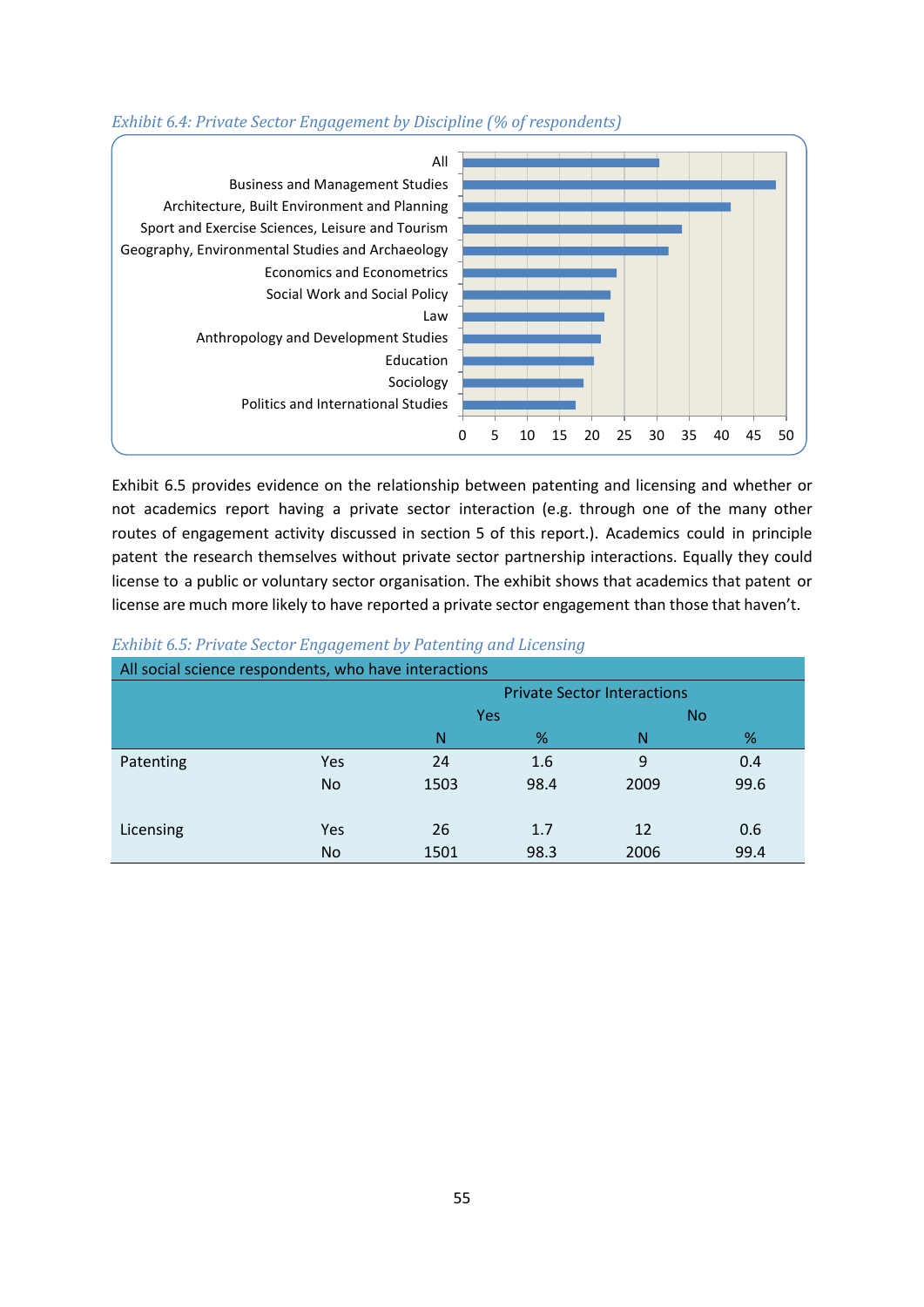*Exhibit 6.4: Private Sector Engagement by Discipline (% of respondents)*

Exhibit 6.5 provides evidence on the relationship between patenting and licensing and whether or not academics report having a private sector interaction (e.g. through one of the many other routes of engagement activity discussed in section 5 of this report.). Academics could in principle patent the research themselves without private sector partnership interactions. Equally they could license to a public or voluntary sector organisation. The exhibit shows that academics that patent or license are much more likely to have reported a private sector engagement than those that haven't.

*Exhibit 6.5: Private Sector Engagement by Patenting and Licensing*

| All social science respondents, who have interactions | | | | | |
|---|---|---|---|---|---|
| | | Private Sector Interactions | | | |
| | | Yes | | No | |
| | | N | % | N | % |
| Patenting | Yes | 24 | 1.6 | 9 | 0.4 |
| | No | 1503 | 98.4 | 2009 | 99.6 |
| Licensing | Yes | 26 | 1.7 | 12 | 0.6 |
| | No | 1501 | 98.3 | 2006 | 99.4 |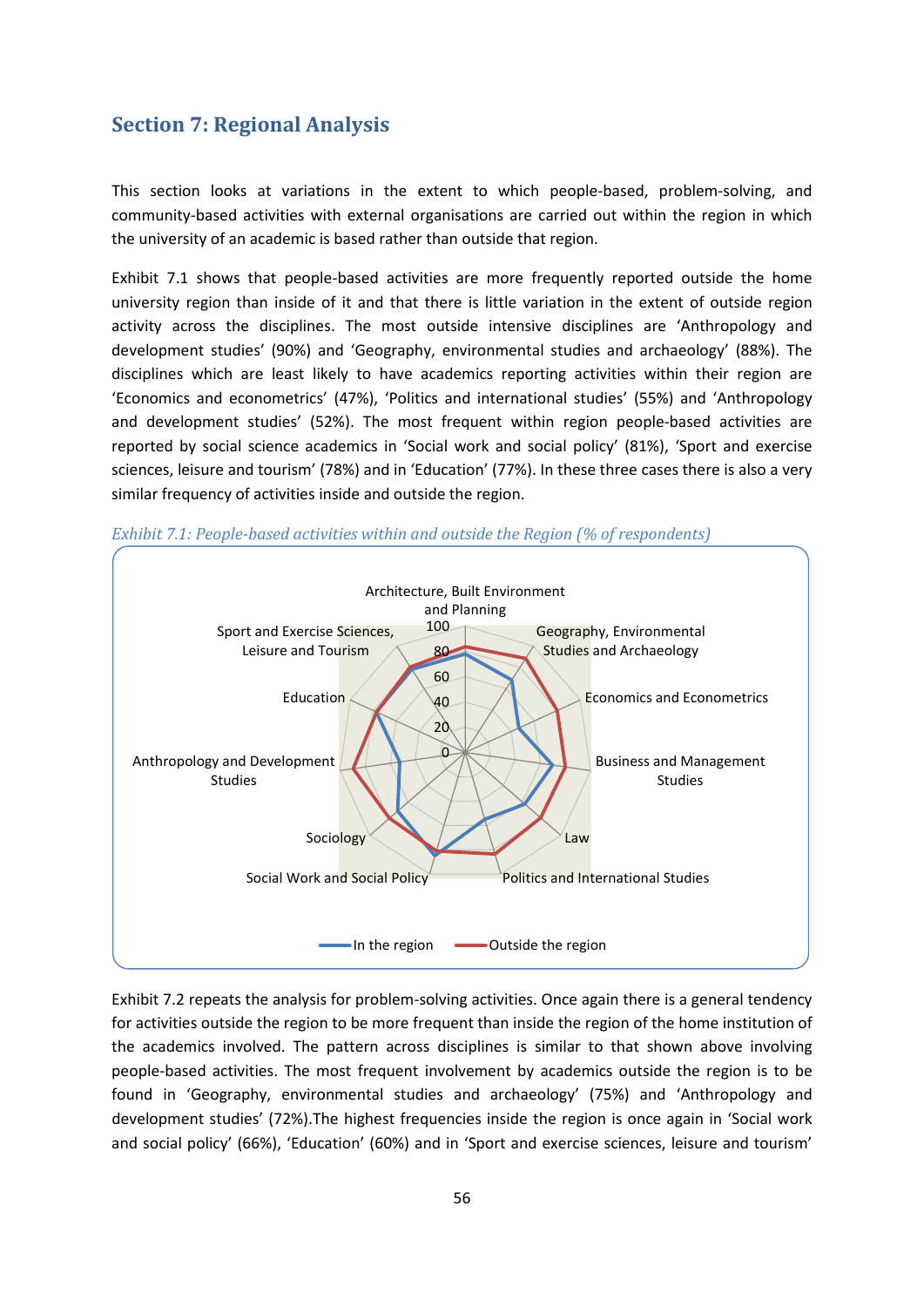## Section 7: Regional Analysis

This section looks at variations in the extent to which people-based, problem-solving, and community-based activities with external organisations are carried out within the region in which the university of an academic is based rather than outside that region.

Exhibit 7.1 shows that people-based activities are more frequently reported outside the home university region than inside of it and that there is little variation in the extent of outside region activity across the disciplines. The most outside intensive disciplines are 'Anthropology and development studies' (90%) and 'Geography, environmental studies and archaeology' (88%). The disciplines which are least likely to have academics reporting activities within their region are 'Economics and econometrics' (47%), 'Politics and international studies' (55%) and 'Anthropology and development studies' (52%). The most frequent within region people-based activities are reported by social science academics in 'Social work and social policy' (81%), 'Sport and exercise sciences, leisure and tourism' (78%) and in 'Education' (77%). In these three cases there is also a very similar frequency of activities inside and outside the region.

*Exhibit 7.1: People-based activities within and outside the Region (% of respondents)*

Exhibit 7.2 repeats the analysis for problem-solving activities. Once again there is a general tendency for activities outside the region to be more frequent than inside the region of the home institution of the academics involved. The pattern across disciplines is similar to that shown above involving people-based activities. The most frequent involvement by academics outside the region is to be found in 'Geography, environmental studies and archaeology' (75%) and 'Anthropology and development studies' (72%).The highest frequencies inside the region is once again in 'Social work and social policy' (66%), 'Education' (60%) and in 'Sport and exercise sciences, leisure and tourism'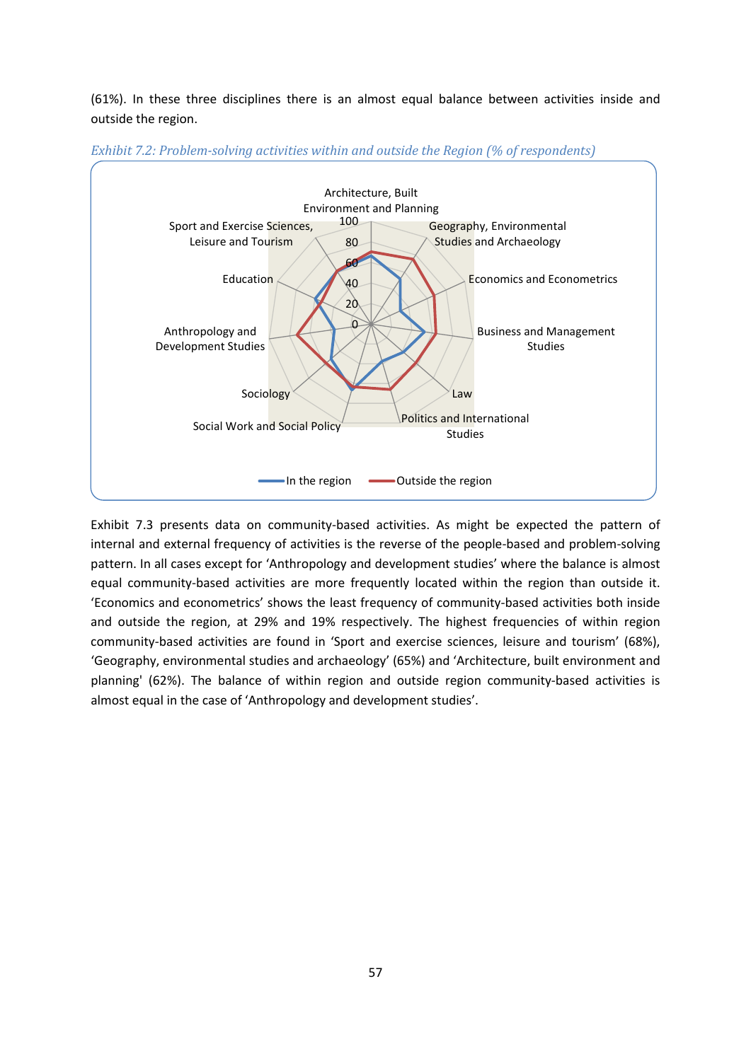(61%). In these three disciplines there is an almost equal balance between activities inside and outside the region.

*Exhibit 7.2: Problem-solving activities within and outside the Region (% of respondents)*

Exhibit 7.3 presents data on community-based activities. As might be expected the pattern of internal and external frequency of activities is the reverse of the people-based and problem-solving pattern. In all cases except for 'Anthropology and development studies' where the balance is almost equal community-based activities are more frequently located within the region than outside it. 'Economics and econometrics' shows the least frequency of community-based activities both inside and outside the region, at 29% and 19% respectively. The highest frequencies of within region community-based activities are found in 'Sport and exercise sciences, leisure and tourism' (68%), 'Geography, environmental studies and archaeology' (65%) and 'Architecture, built environment and planning' (62%). The balance of within region and outside region community-based activities is almost equal in the case of 'Anthropology and development studies'.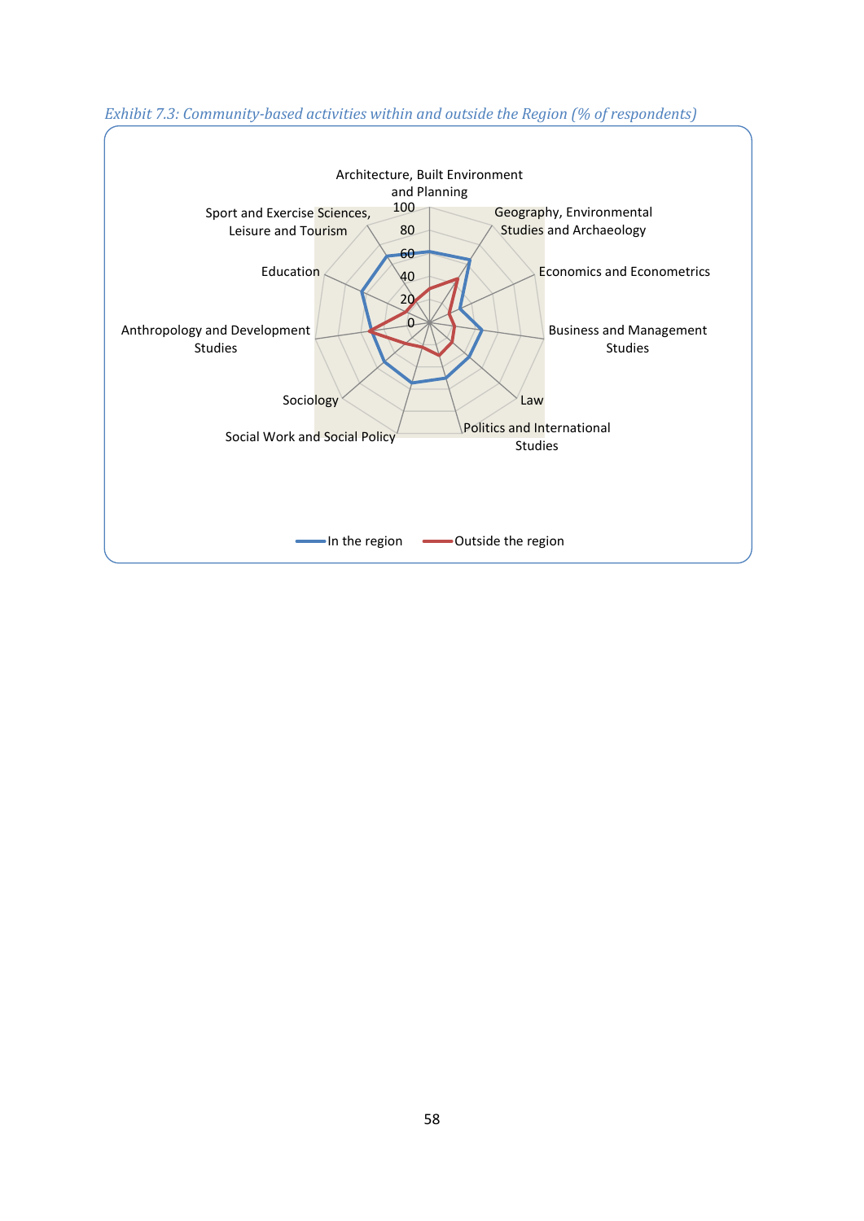*Exhibit 7.3: Community-based activities within and outside the Region (% of respondents)*

Architecture, Built Environment and Planning

Geography, Environmental Studies and Archaeology

Economics and Econometrics

Business and Management Studies

Law

Politics and International Studies

Social Work and Social Policy

Sociology

Anthropology and Development Studies

Education

Sport and Exercise Sciences, Leisure and Tourism

100
80
60
40
20
0

In the region
Outside the region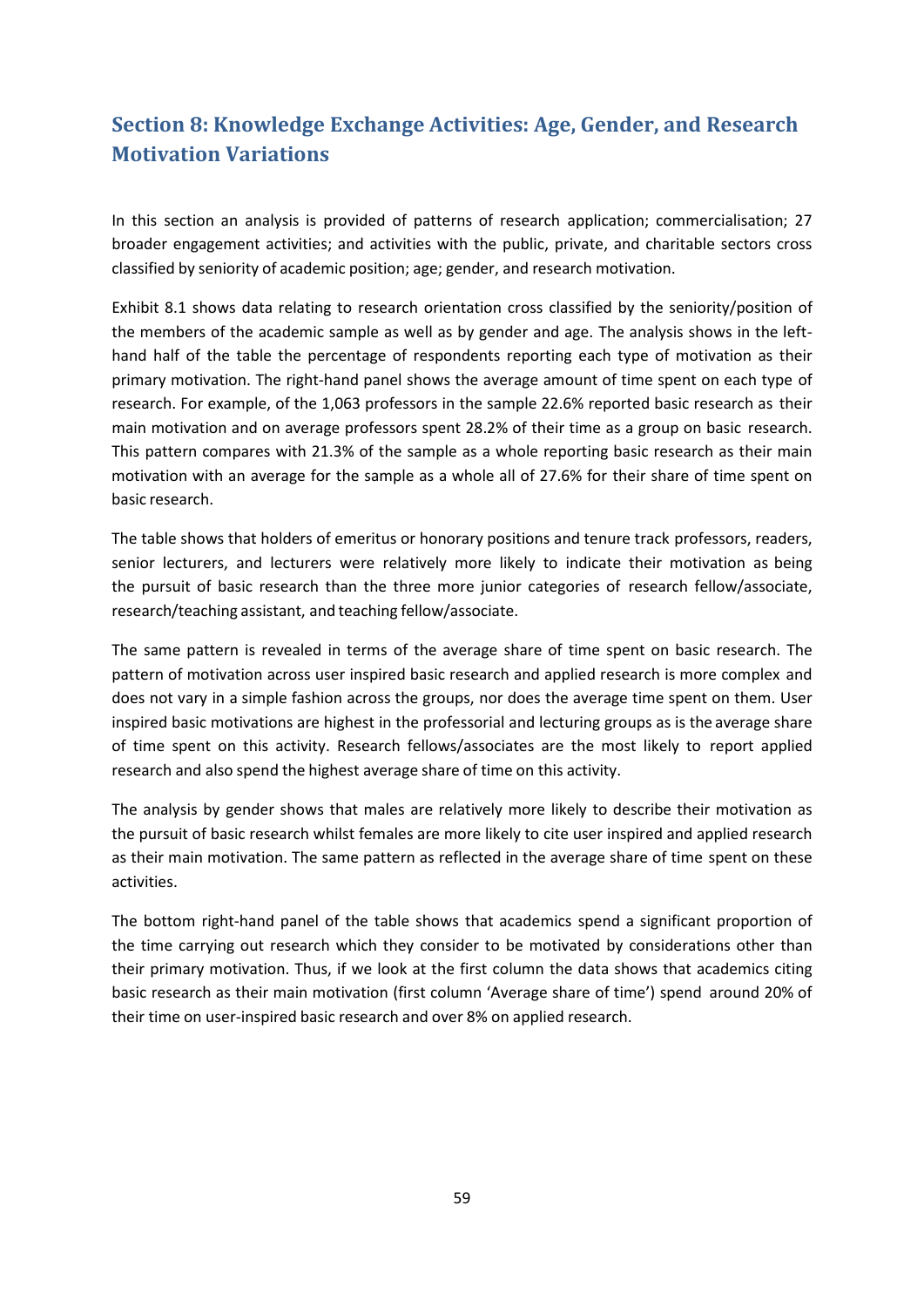## Section 8: Knowledge Exchange Activities: Age, Gender, and Research Motivation Variations

In this section an analysis is provided of patterns of research application; commercialisation; 27 broader engagement activities; and activities with the public, private, and charitable sectors cross classified by seniority of academic position; age; gender, and research motivation.

Exhibit 8.1 shows data relating to research orientation cross classified by the seniority/position of the members of the academic sample as well as by gender and age. The analysis shows in the left-hand half of the table the percentage of respondents reporting each type of motivation as their primary motivation. The right-hand panel shows the average amount of time spent on each type of research. For example, of the 1,063 professors in the sample 22.6% reported basic research as their main motivation and on average professors spent 28.2% of their time as a group on basic research. This pattern compares with 21.3% of the sample as a whole reporting basic research as their main motivation with an average for the sample as a whole all of 27.6% for their share of time spent on basic research.

The table shows that holders of emeritus or honorary positions and tenure track professors, readers, senior lecturers, and lecturers were relatively more likely to indicate their motivation as being the pursuit of basic research than the three more junior categories of research fellow/associate, research/teaching assistant, and teaching fellow/associate.

The same pattern is revealed in terms of the average share of time spent on basic research. The pattern of motivation across user inspired basic research and applied research is more complex and does not vary in a simple fashion across the groups, nor does the average time spent on them. User inspired basic motivations are highest in the professorial and lecturing groups as is the average share of time spent on this activity. Research fellows/associates are the most likely to report applied research and also spend the highest average share of time on this activity.

The analysis by gender shows that males are relatively more likely to describe their motivation as the pursuit of basic research whilst females are more likely to cite user inspired and applied research as their main motivation. The same pattern as reflected in the average share of time spent on these activities.

The bottom right-hand panel of the table shows that academics spend a significant proportion of the time carrying out research which they consider to be motivated by considerations other than their primary motivation. Thus, if we look at the first column the data shows that academics citing basic research as their main motivation (first column 'Average share of time') spend around 20% of their time on user-inspired basic research and over 8% on applied research.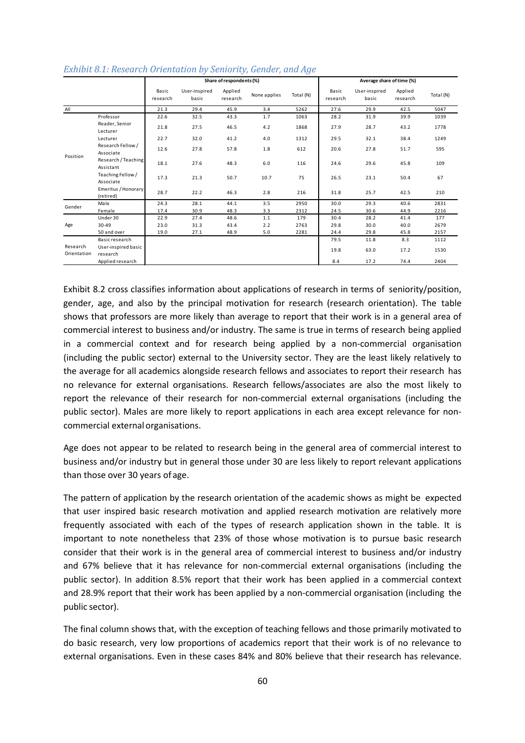*Exhibit 8.1: Research Orientation by Seniority, Gender, and Age*

| | | Share of respondents (%) | | | | | Average share of time (%) | | | |
|---|---|---|---|---|---|---|---|---|---|---|
| | | Basic research | User-inspired basic | Applied research | None applies | Total (N) | Basic research | User-inspired basic | Applied research | Total (N) |
| All | | 21.3 | 29.4 | 45.9 | 3.4 | 5262 | 27.6 | 29.9 | 42.5 | 5047 |
| Position | Professor | 22.6 | 32.5 | 43.3 | 1.7 | 1063 | 28.2 | 31.9 | 39.9 | 1039 |
| | Reader, Senior Lecturer | 21.8 | 27.5 | 46.5 | 4.2 | 1868 | 27.9 | 28.7 | 43.2 | 1778 |
| | Lecturer | 22.7 | 32.0 | 41.2 | 4.0 | 1312 | 29.5 | 32.1 | 38.4 | 1249 |
| | Research Fellow / Associate | 12.6 | 27.8 | 57.8 | 1.8 | 612 | 20.6 | 27.8 | 51.7 | 595 |
| | Research / Teaching Assistant | 18.1 | 27.6 | 48.3 | 6.0 | 116 | 24.6 | 29.6 | 45.8 | 109 |
| | Teaching Fellow / Associate | 17.3 | 21.3 | 50.7 | 10.7 | 75 | 26.5 | 23.1 | 50.4 | 67 |
| | Emeritus / Honorary (retired) | 28.7 | 22.2 | 46.3 | 2.8 | 216 | 31.8 | 25.7 | 42.5 | 210 |
| Gender | Male | 24.3 | 28.1 | 44.1 | 3.5 | 2950 | 30.0 | 29.3 | 40.6 | 2831 |
| | Female | 17.4 | 30.9 | 48.3 | 3.3 | 2312 | 24.5 | 30.6 | 44.9 | 2216 |
| Age | Under 30 | 22.9 | 27.4 | 48.6 | 1.1 | 179 | 30.4 | 28.2 | 41.4 | 177 |
| | 30-49 | 23.0 | 31.3 | 43.4 | 2.2 | 2763 | 29.8 | 30.0 | 40.0 | 2679 |
| | 50 and over | 19.0 | 27.1 | 48.9 | 5.0 | 2281 | 24.4 | 29.8 | 45.8 | 2157 |
| Research Orientation | Basic research | | | | | | 79.5 | 11.8 | 8.3 | 1112 |
| | User-inspired basic research | | | | | | 19.8 | 63.0 | 17.2 | 1530 |
| | Applied research | | | | | | 8.4 | 17.2 | 74.4 | 2404 |

Exhibit 8.2 cross classifies information about applications of research in terms of seniority/position, gender, age, and also by the principal motivation for research (research orientation). The table shows that professors are more likely than average to report that their work is in a general area of commercial interest to business and/or industry. The same is true in terms of research being applied in a commercial context and for research being applied by a non-commercial organisation (including the public sector) external to the University sector. They are the least likely relatively to the average for all academics alongside research fellows and associates to report their research has no relevance for external organisations. Research fellows/associates are also the most likely to report the relevance of their research for non-commercial external organisations (including the public sector). Males are more likely to report applications in each area except relevance for non-commercial external organisations.

Age does not appear to be related to research being in the general area of commercial interest to business and/or industry but in general those under 30 are less likely to report relevant applications than those over 30 years of age.

The pattern of application by the research orientation of the academic shows as might be expected that user inspired basic research motivation and applied research motivation are relatively more frequently associated with each of the types of research application shown in the table. It is important to note nonetheless that 23% of those whose motivation is to pursue basic research consider that their work is in the general area of commercial interest to business and/or industry and 67% believe that it has relevance for non-commercial external organisations (including the public sector). In addition 8.5% report that their work has been applied in a commercial context and 28.9% report that their work has been applied by a non-commercial organisation (including the public sector).

The final column shows that, with the exception of teaching fellows and those primarily motivated to do basic research, very low proportions of academics report that their work is of no relevance to external organisations. Even in these cases 84% and 80% believe that their research has relevance.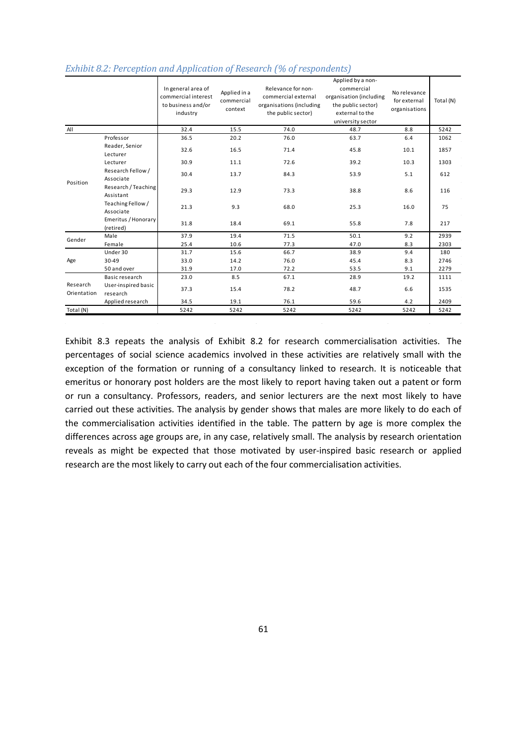*Exhibit 8.2: Perception and Application of Research (% of respondents)*

| | | In general area of commercial interest to business and/or industry | Applied in a commercial context | Relevance for non-commercial external organisations (including the public sector) | Applied by a non-commercial organisation (including the public sector) external to the university sector | No relevance for external organisations | Total (N) |
|---|---|---|---|---|---|---|---|
| All | | 32.4 | 15.5 | 74.0 | 48.7 | 8.8 | 5242 |
| Position | Professor | 36.5 | 20.2 | 76.0 | 63.7 | 6.4 | 1062 |
| | Reader, Senior Lecturer | 32.6 | 16.5 | 71.4 | 45.8 | 10.1 | 1857 |
| | Lecturer | 30.9 | 11.1 | 72.6 | 39.2 | 10.3 | 1303 |
| | Research Fellow / Associate | 30.4 | 13.7 | 84.3 | 53.9 | 5.1 | 612 |
| | Research / Teaching Assistant | 29.3 | 12.9 | 73.3 | 38.8 | 8.6 | 116 |
| | Teaching Fellow / Associate | 21.3 | 9.3 | 68.0 | 25.3 | 16.0 | 75 |
| | Emeritus / Honorary (retired) | 31.8 | 18.4 | 69.1 | 55.8 | 7.8 | 217 |
| Gender | Male | 37.9 | 19.4 | 71.5 | 50.1 | 9.2 | 2939 |
| | Female | 25.4 | 10.6 | 77.3 | 47.0 | 8.3 | 2303 |
| Age | Under 30 | 31.7 | 15.6 | 66.7 | 38.9 | 9.4 | 180 |
| | 30-49 | 33.0 | 14.2 | 76.0 | 45.4 | 8.3 | 2746 |
| | 50 and over | 31.9 | 17.0 | 72.2 | 53.5 | 9.1 | 2279 |
| Research Orientation | Basic research | 23.0 | 8.5 | 67.1 | 28.9 | 19.2 | 1111 |
| | User-inspired basic research | 37.3 | 15.4 | 78.2 | 48.7 | 6.6 | 1535 |
| | Applied research | 34.5 | 19.1 | 76.1 | 59.6 | 4.2 | 2409 |
| Total (N) | | 5242 | 5242 | 5242 | 5242 | 5242 | 5242 |

Exhibit 8.3 repeats the analysis of Exhibit 8.2 for research commercialisation activities. The percentages of social science academics involved in these activities are relatively small with the exception of the formation or running of a consultancy linked to research. It is noticeable that emeritus or honorary post holders are the most likely to report having taken out a patent or form or run a consultancy. Professors, readers, and senior lecturers are the next most likely to have carried out these activities. The analysis by gender shows that males are more likely to do each of the commercialisation activities identified in the table. The pattern by age is more complex the differences across age groups are, in any case, relatively small. The analysis by research orientation reveals as might be expected that those motivated by user-inspired basic research or applied research are the most likely to carry out each of the four commercialisation activities.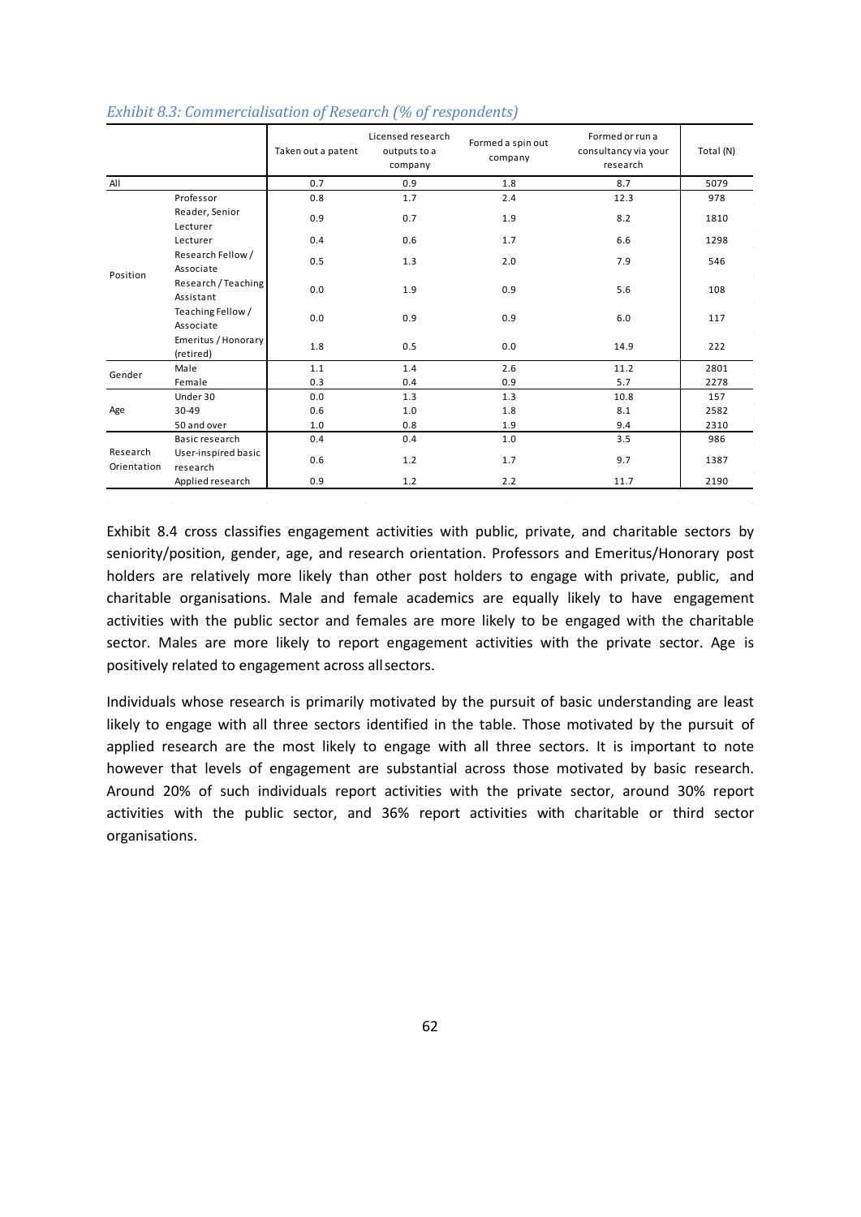*Exhibit 8.3: Commercialisation of Research (% of respondents)*

| | | Taken out a patent | Licensed research outputs to a company | Formed a spin out company | Formed or run a consultancy via your research | Total (N) |
|---|---|---|---|---|---|---|
| All | | 0.7 | 0.9 | 1.8 | 8.7 | 5079 |
| Position | Professor | 0.8 | 1.7 | 2.4 | 12.3 | 978 |
| | Reader, Senior Lecturer | 0.9 | 0.7 | 1.9 | 8.2 | 1810 |
| | Lecturer | 0.4 | 0.6 | 1.7 | 6.6 | 1298 |
| | Research Fellow / Associate | 0.5 | 1.3 | 2.0 | 7.9 | 546 |
| | Research / Teaching Assistant | 0.0 | 1.9 | 0.9 | 5.6 | 108 |
| | Teaching Fellow / Associate | 0.0 | 0.9 | 0.9 | 6.0 | 117 |
| | Emeritus / Honorary (retired) | 1.8 | 0.5 | 0.0 | 14.9 | 222 |
| Gender | Male | 1.1 | 1.4 | 2.6 | 11.2 | 2801 |
| | Female | 0.3 | 0.4 | 0.9 | 5.7 | 2278 |
| Age | Under 30 | 0.0 | 1.3 | 1.3 | 10.8 | 157 |
| | 30-49 | 0.6 | 1.0 | 1.8 | 8.1 | 2582 |
| | 50 and over | 1.0 | 0.8 | 1.9 | 9.4 | 2310 |
| Research Orientation | Basic research | 0.4 | 0.4 | 1.0 | 3.5 | 986 |
| | User-inspired basic research | 0.6 | 1.2 | 1.7 | 9.7 | 1387 |
| | Applied research | 0.9 | 1.2 | 2.2 | 11.7 | 2190 |

Exhibit 8.4 cross classifies engagement activities with public, private, and charitable sectors by seniority/position, gender, age, and research orientation. Professors and Emeritus/Honorary post holders are relatively more likely than other post holders to engage with private, public, and charitable organisations. Male and female academics are equally likely to have engagement activities with the public sector and females are more likely to be engaged with the charitable sector. Males are more likely to report engagement activities with the private sector. Age is positively related to engagement across all sectors.

Individuals whose research is primarily motivated by the pursuit of basic understanding are least likely to engage with all three sectors identified in the table. Those motivated by the pursuit of applied research are the most likely to engage with all three sectors. It is important to note however that levels of engagement are substantial across those motivated by basic research. Around 20% of such individuals report activities with the private sector, around 30% report activities with the public sector, and 36% report activities with charitable or third sector organisations.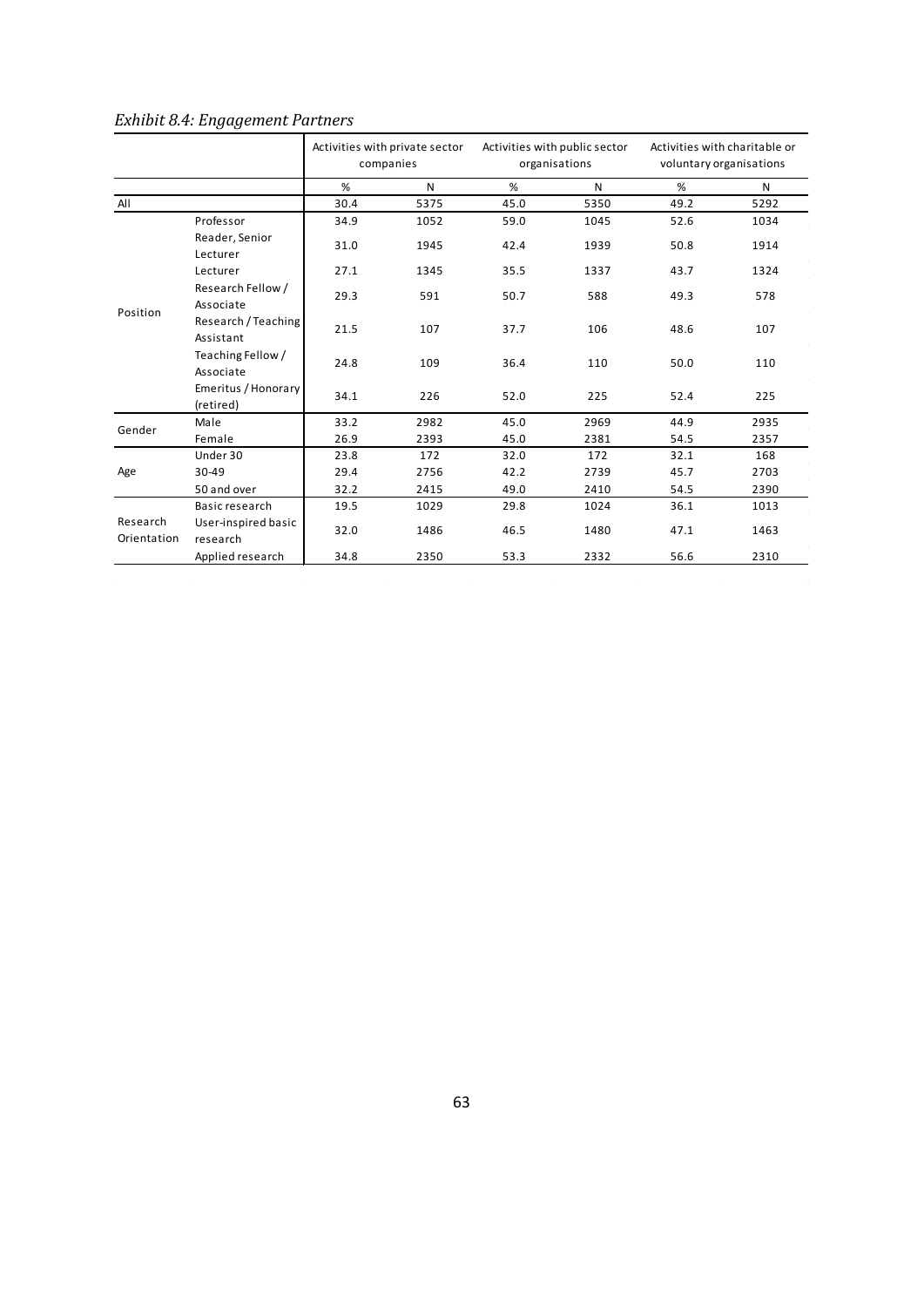*Exhibit 8.4: Engagement Partners*

| | | Activities with private sector companies | | Activities with public sector organisations | | Activities with charitable or voluntary organisations | |
|---|---|---|---|---|---|---|---|
| | | % | N | % | N | % | N |
| All | | 30.4 | 5375 | 45.0 | 5350 | 49.2 | 5292 |
| Position | Professor | 34.9 | 1052 | 59.0 | 1045 | 52.6 | 1034 |
| | Reader, Senior Lecturer | 31.0 | 1945 | 42.4 | 1939 | 50.8 | 1914 |
| | Lecturer | 27.1 | 1345 | 35.5 | 1337 | 43.7 | 1324 |
| | Research Fellow / Associate | 29.3 | 591 | 50.7 | 588 | 49.3 | 578 |
| | Research / Teaching Assistant | 21.5 | 107 | 37.7 | 106 | 48.6 | 107 |
| | Teaching Fellow / Associate | 24.8 | 109 | 36.4 | 110 | 50.0 | 110 |
| | Emeritus / Honorary (retired) | 34.1 | 226 | 52.0 | 225 | 52.4 | 225 |
| Gender | Male | 33.2 | 2982 | 45.0 | 2969 | 44.9 | 2935 |
| | Female | 26.9 | 2393 | 45.0 | 2381 | 54.5 | 2357 |
| Age | Under 30 | 23.8 | 172 | 32.0 | 172 | 32.1 | 168 |
| | 30-49 | 29.4 | 2756 | 42.2 | 2739 | 45.7 | 2703 |
| | 50 and over | 32.2 | 2415 | 49.0 | 2410 | 54.5 | 2390 |
| Research Orientation | Basic research | 19.5 | 1029 | 29.8 | 1024 | 36.1 | 1013 |
| | User-inspired basic research | 32.0 | 1486 | 46.5 | 1480 | 47.1 | 1463 |
| | Applied research | 34.8 | 2350 | 53.3 | 2332 | 56.6 | 2310 |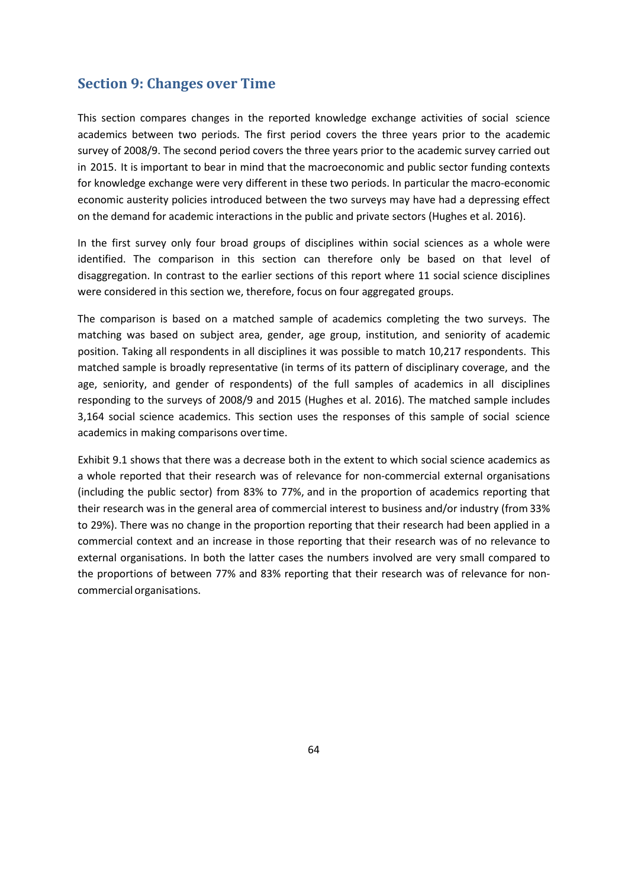## Section 9: Changes over Time

This section compares changes in the reported knowledge exchange activities of social science academics between two periods. The first period covers the three years prior to the academic survey of 2008/9. The second period covers the three years prior to the academic survey carried out in 2015. It is important to bear in mind that the macroeconomic and public sector funding contexts for knowledge exchange were very different in these two periods. In particular the macro-economic economic austerity policies introduced between the two surveys may have had a depressing effect on the demand for academic interactions in the public and private sectors (Hughes et al. 2016).

In the first survey only four broad groups of disciplines within social sciences as a whole were identified. The comparison in this section can therefore only be based on that level of disaggregation. In contrast to the earlier sections of this report where 11 social science disciplines were considered in this section we, therefore, focus on four aggregated groups.

The comparison is based on a matched sample of academics completing the two surveys. The matching was based on subject area, gender, age group, institution, and seniority of academic position. Taking all respondents in all disciplines it was possible to match 10,217 respondents. This matched sample is broadly representative (in terms of its pattern of disciplinary coverage, and the age, seniority, and gender of respondents) of the full samples of academics in all disciplines responding to the surveys of 2008/9 and 2015 (Hughes et al. 2016). The matched sample includes 3,164 social science academics. This section uses the responses of this sample of social science academics in making comparisons over time.

Exhibit 9.1 shows that there was a decrease both in the extent to which social science academics as a whole reported that their research was of relevance for non-commercial external organisations (including the public sector) from 83% to 77%, and in the proportion of academics reporting that their research was in the general area of commercial interest to business and/or industry (from 33% to 29%). There was no change in the proportion reporting that their research had been applied in a commercial context and an increase in those reporting that their research was of no relevance to external organisations. In both the latter cases the numbers involved are very small compared to the proportions of between 77% and 83% reporting that their research was of relevance for non-commercial organisations.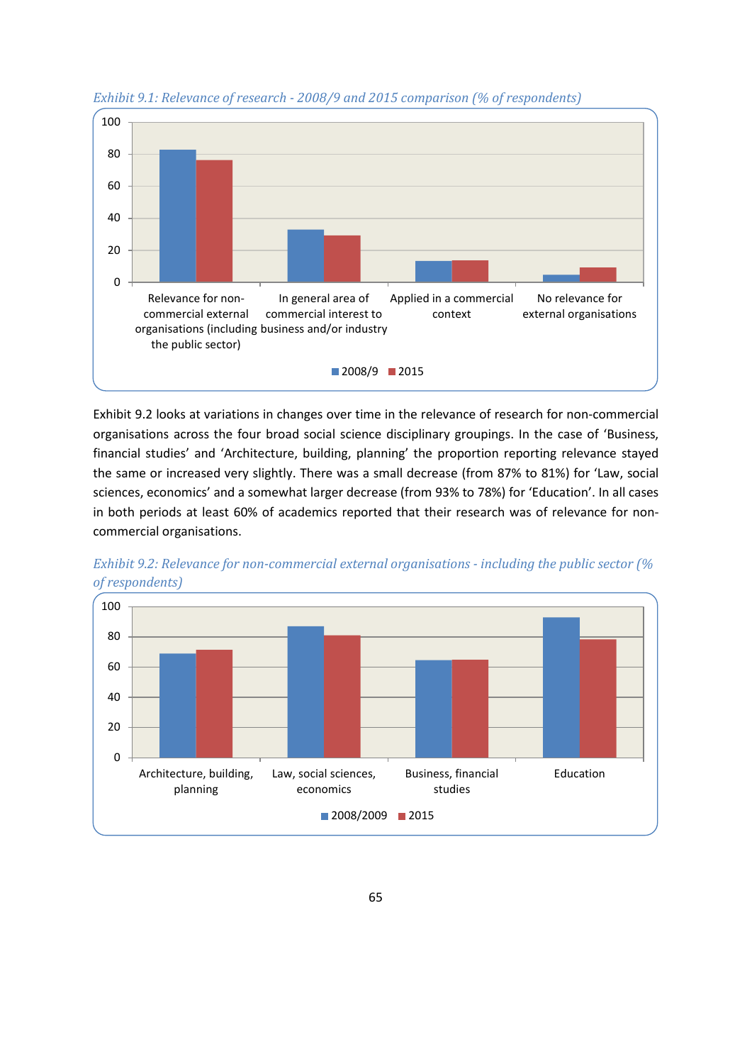*Exhibit 9.1: Relevance of research - 2008/9 and 2015 comparison (% of respondents)*

Exhibit 9.2 looks at variations in changes over time in the relevance of research for non-commercial organisations across the four broad social science disciplinary groupings. In the case of 'Business, financial studies' and 'Architecture, building, planning' the proportion reporting relevance stayed the same or increased very slightly. There was a small decrease (from 87% to 81%) for 'Law, social sciences, economics' and a somewhat larger decrease (from 93% to 78%) for 'Education'. In all cases in both periods at least 60% of academics reported that their research was of relevance for non-commercial organisations.

*Exhibit 9.2: Relevance for non-commercial external organisations - including the public sector (% of respondents)*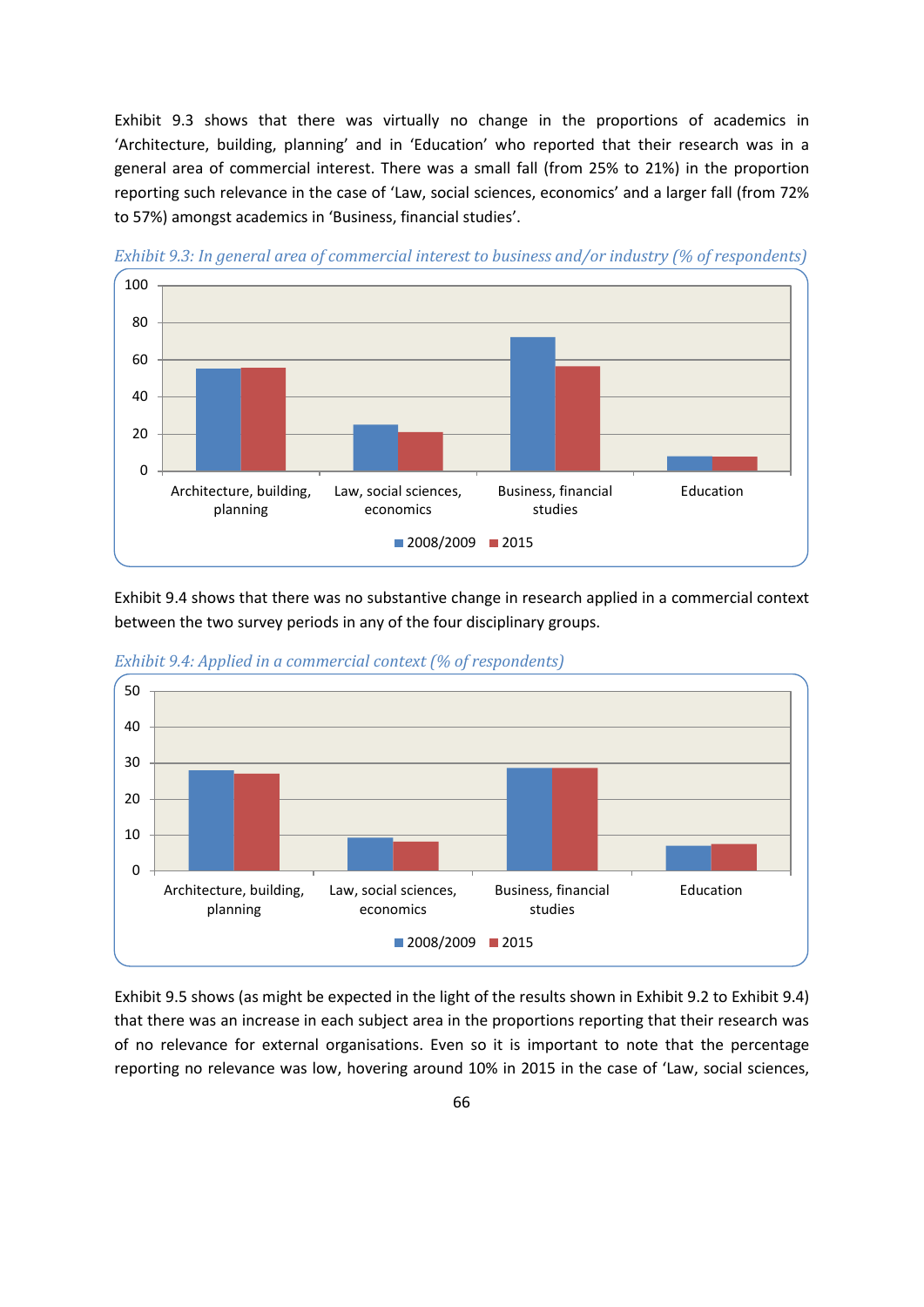Exhibit 9.3 shows that there was virtually no change in the proportions of academics in 'Architecture, building, planning' and in 'Education' who reported that their research was in a general area of commercial interest. There was a small fall (from 25% to 21%) in the proportion reporting such relevance in the case of 'Law, social sciences, economics' and a larger fall (from 72% to 57%) amongst academics in 'Business, financial studies'.

*Exhibit 9.3: In general area of commercial interest to business and/or industry (% of respondents)*

Exhibit 9.4 shows that there was no substantive change in research applied in a commercial context between the two survey periods in any of the four disciplinary groups.

*Exhibit 9.4: Applied in a commercial context (% of respondents)*

Exhibit 9.5 shows (as might be expected in the light of the results shown in Exhibit 9.2 to Exhibit 9.4) that there was an increase in each subject area in the proportions reporting that their research was of no relevance for external organisations. Even so it is important to note that the percentage reporting no relevance was low, hovering around 10% in 2015 in the case of 'Law, social sciences,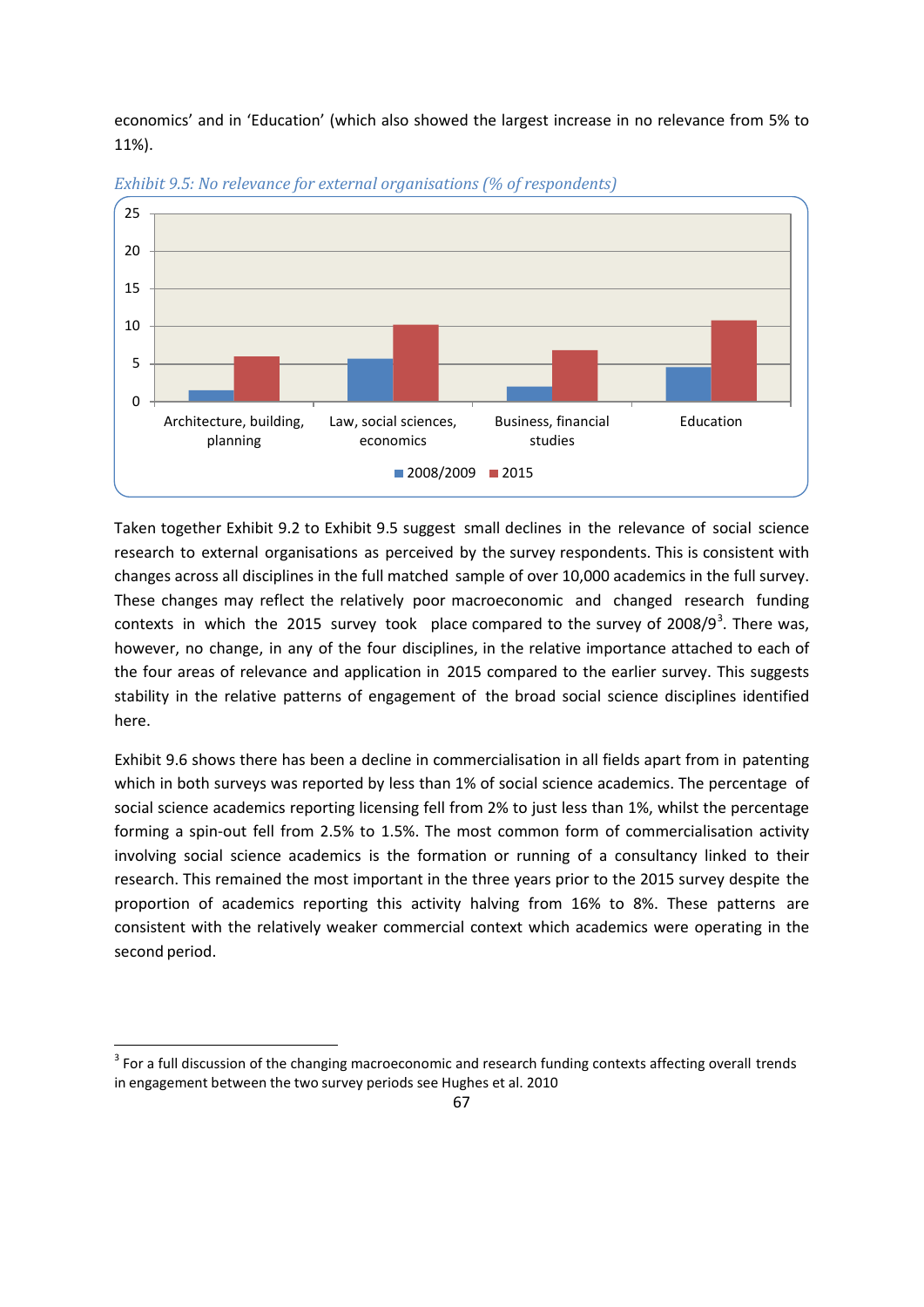economics' and in 'Education' (which also showed the largest increase in no relevance from 5% to 11%).

*Exhibit 9.5: No relevance for external organisations (% of respondents)*

Taken together Exhibit 9.2 to Exhibit 9.5 suggest small declines in the relevance of social science research to external organisations as perceived by the survey respondents. This is consistent with changes across all disciplines in the full matched sample of over 10,000 academics in the full survey. These changes may reflect the relatively poor macroeconomic and changed research funding contexts in which the 2015 survey took place compared to the survey of 2008/9[3]. There was, however, no change, in any of the four disciplines, in the relative importance attached to each of the four areas of relevance and application in 2015 compared to the earlier survey. This suggests stability in the relative patterns of engagement of the broad social science disciplines identified here.

Exhibit 9.6 shows there has been a decline in commercialisation in all fields apart from in patenting which in both surveys was reported by less than 1% of social science academics. The percentage of social science academics reporting licensing fell from 2% to just less than 1%, whilst the percentage forming a spin-out fell from 2.5% to 1.5%. The most common form of commercialisation activity involving social science academics is the formation or running of a consultancy linked to their research. This remained the most important in the three years prior to the 2015 survey despite the proportion of academics reporting this activity halving from 16% to 8%. These patterns are consistent with the relatively weaker commercial context which academics were operating in the second period.

[3] For a full discussion of the changing macroeconomic and research funding contexts affecting overall trends in engagement between the two survey periods see Hughes et al. 2010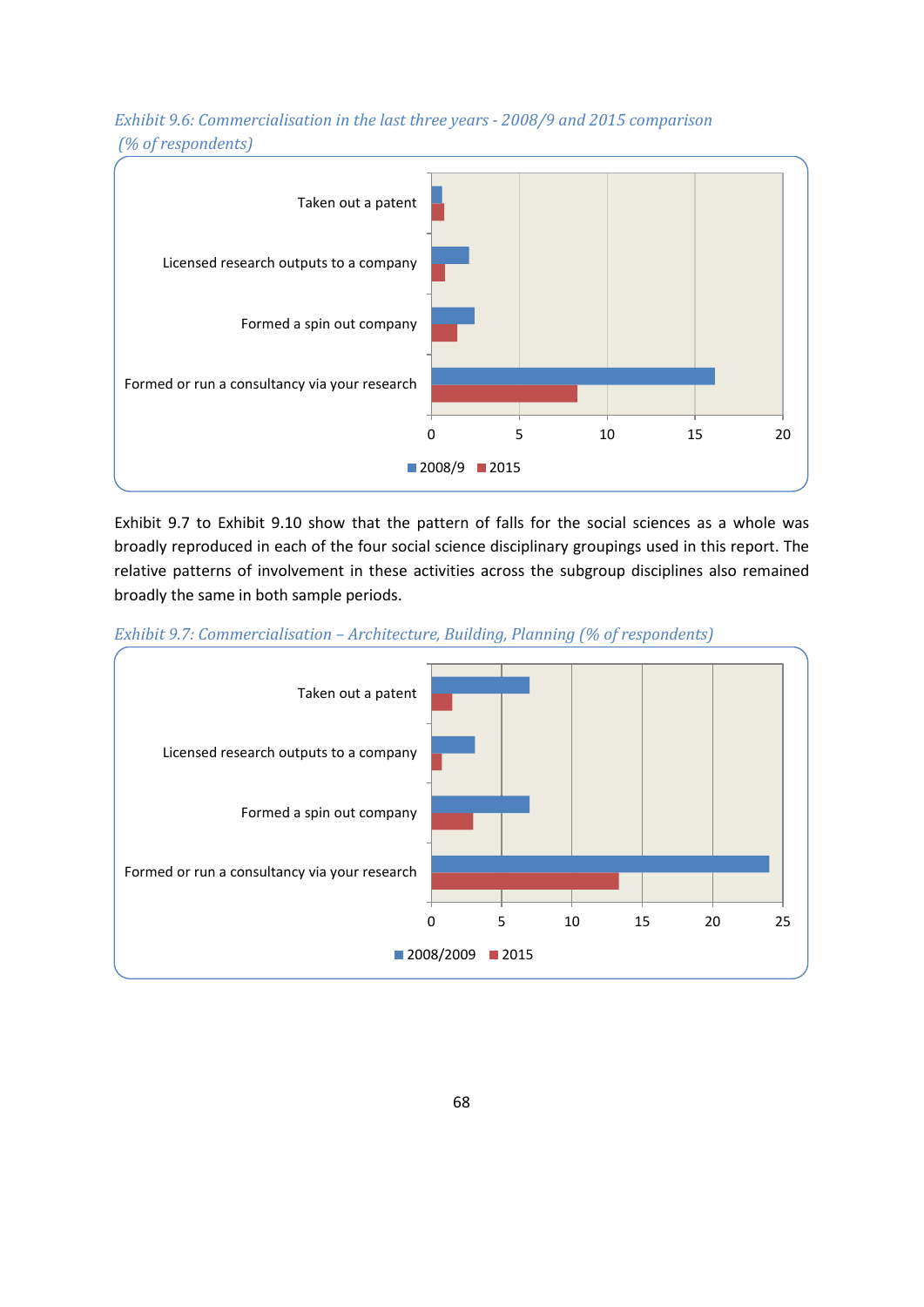*Exhibit 9.6: Commercialisation in the last three years - 2008/9 and 2015 comparison (% of respondents)*

Taken out a patent

Licensed research outputs to a company

Formed a spin out company

Formed or run a consultancy via your research

0 5 10 15 20

2008/9 2015

Exhibit 9.7 to Exhibit 9.10 show that the pattern of falls for the social sciences as a whole was broadly reproduced in each of the four social science disciplinary groupings used in this report. The relative patterns of involvement in these activities across the subgroup disciplines also remained broadly the same in both sample periods.

*Exhibit 9.7: Commercialisation – Architecture, Building, Planning (% of respondents)*

Taken out a patent

Licensed research outputs to a company

Formed a spin out company

Formed or run a consultancy via your research

0 5 10 15 20 25

2008/2009 2015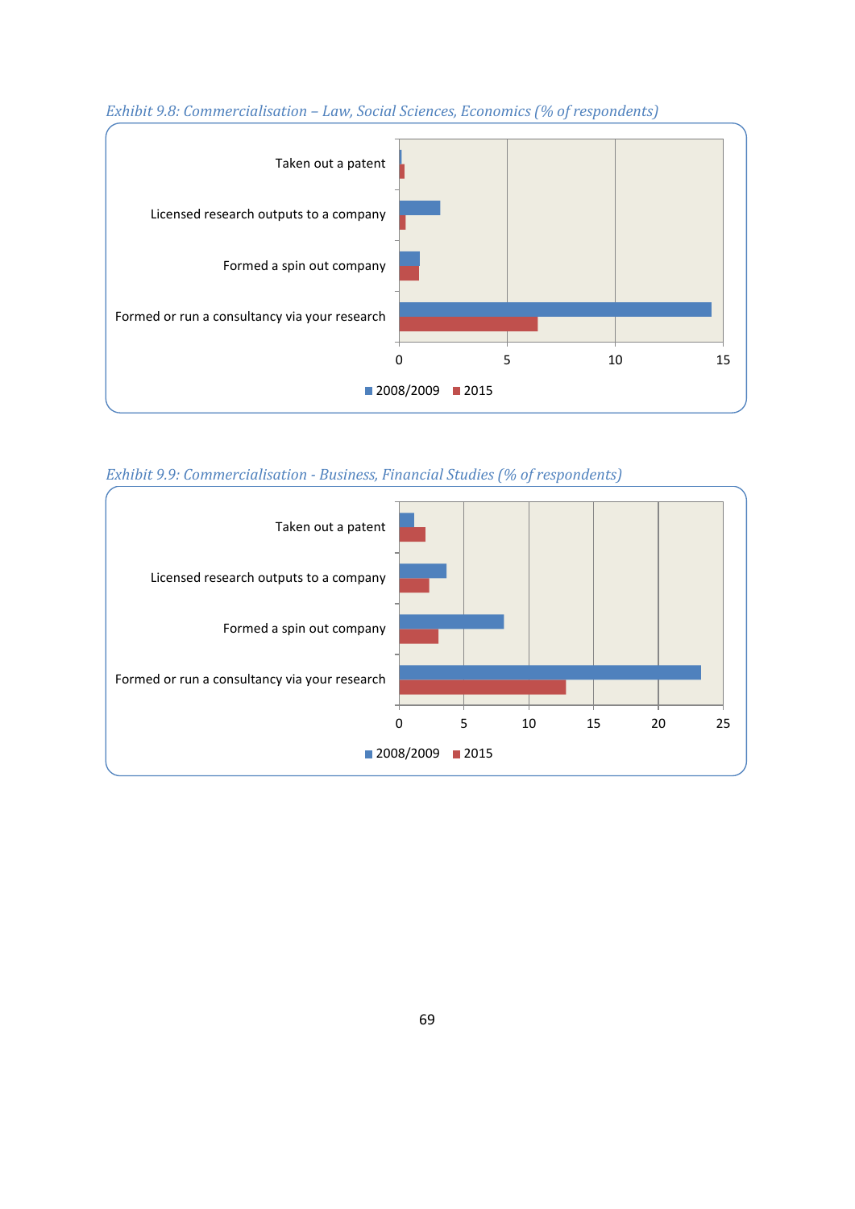*Exhibit 9.8: Commercialisation – Law, Social Sciences, Economics (% of respondents)*

| | 2008/2009 | 2015 |
|---|---|---|
| Taken out a patent | | |
| Licensed research outputs to a company | | |
| Formed a spin out company | | |
| Formed or run a consultancy via your research | | |

*Exhibit 9.9: Commercialisation - Business, Financial Studies (% of respondents)*

| | 2008/2009 | 2015 |
|---|---|---|
| Taken out a patent | | |
| Licensed research outputs to a company | | |
| Formed a spin out company | | |
| Formed or run a consultancy via your research | | |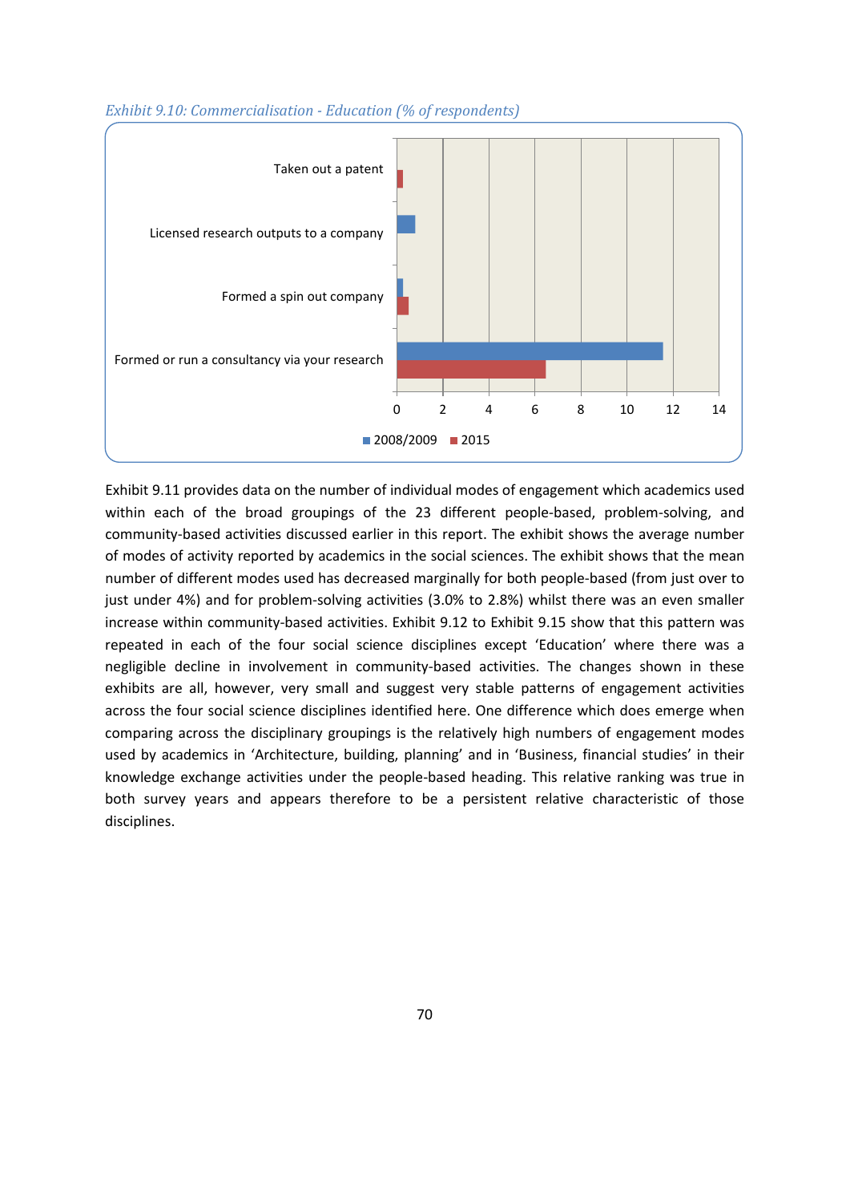*Exhibit 9.10: Commercialisation - Education (% of respondents)*

| | 2008/2009 | 2015 |
|---|---|---|
| Taken out a patent | | 0.2 |
| Licensed research outputs to a company | 0.8 | |
| Formed a spin out company | 0.2 | 0.5 |
| Formed or run a consultancy via your research | 11.6 | 6.5 |

Exhibit 9.11 provides data on the number of individual modes of engagement which academics used within each of the broad groupings of the 23 different people-based, problem-solving, and community-based activities discussed earlier in this report. The exhibit shows the average number of modes of activity reported by academics in the social sciences. The exhibit shows that the mean number of different modes used has decreased marginally for both people-based (from just over to just under 4%) and for problem-solving activities (3.0% to 2.8%) whilst there was an even smaller increase within community-based activities. Exhibit 9.12 to Exhibit 9.15 show that this pattern was repeated in each of the four social science disciplines except 'Education' where there was a negligible decline in involvement in community-based activities. The changes shown in these exhibits are all, however, very small and suggest very stable patterns of engagement activities across the four social science disciplines identified here. One difference which does emerge when comparing across the disciplinary groupings is the relatively high numbers of engagement modes used by academics in 'Architecture, building, planning' and in 'Business, financial studies' in their knowledge exchange activities under the people-based heading. This relative ranking was true in both survey years and appears therefore to be a persistent relative characteristic of those disciplines.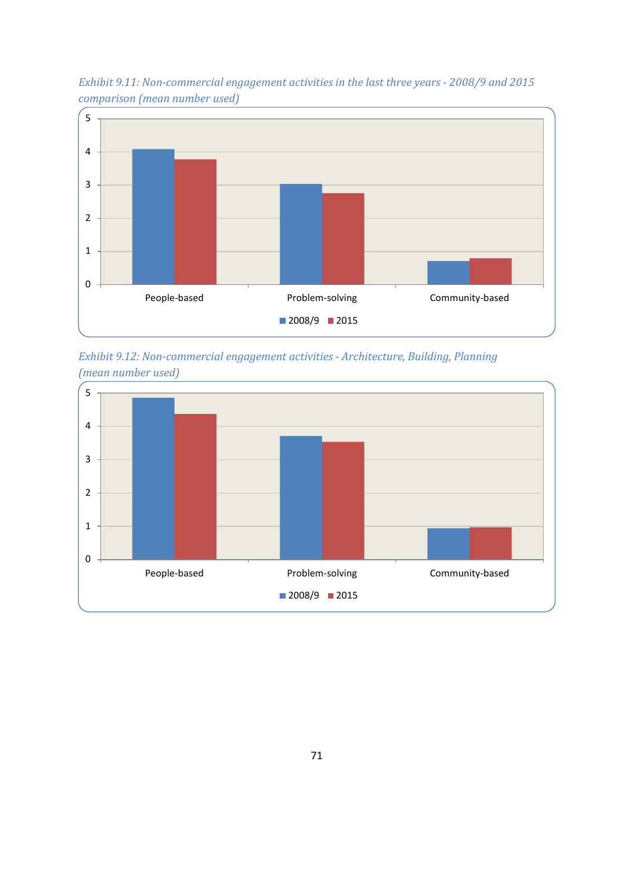*Exhibit 9.11: Non-commercial engagement activities in the last three years - 2008/9 and 2015 comparison (mean number used)*

*Exhibit 9.12: Non-commercial engagement activities - Architecture, Building, Planning (mean number used)*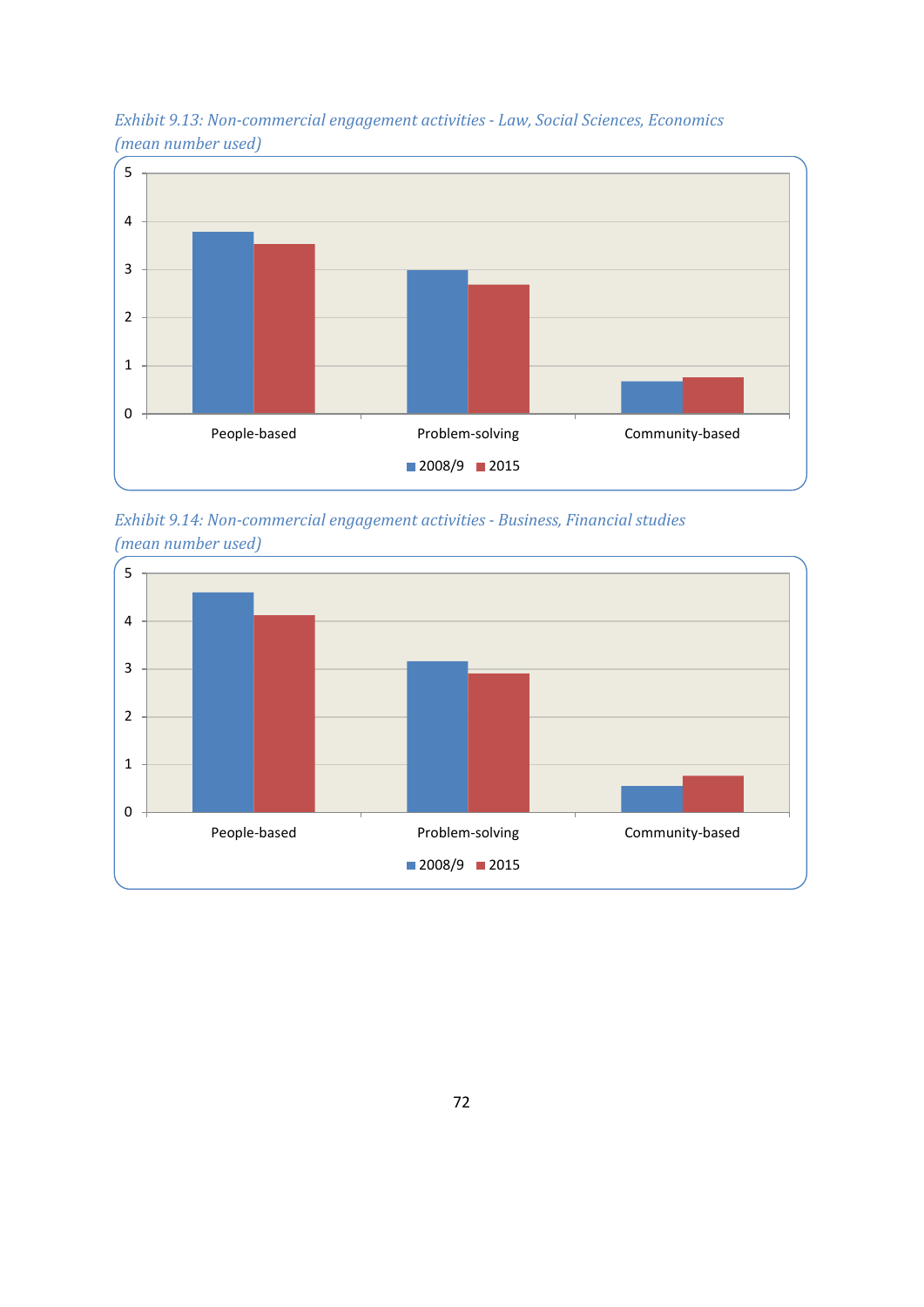*Exhibit 9.13: Non-commercial engagement activities - Law, Social Sciences, Economics (mean number used)*

*Exhibit 9.14: Non-commercial engagement activities - Business, Financial studies (mean number used)*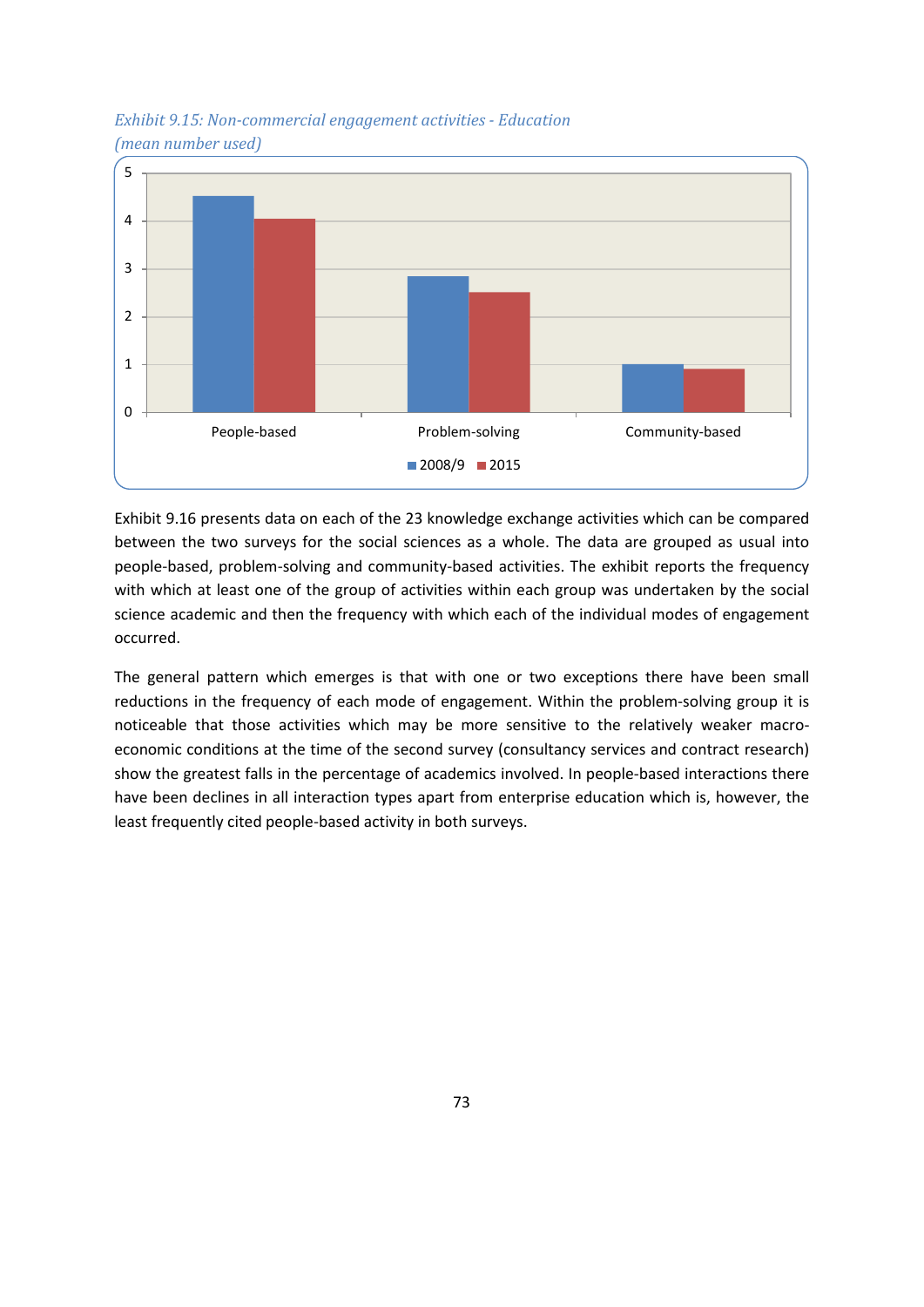*Exhibit 9.15: Non-commercial engagement activities - Education (mean number used)*

Exhibit 9.16 presents data on each of the 23 knowledge exchange activities which can be compared between the two surveys for the social sciences as a whole. The data are grouped as usual into people-based, problem-solving and community-based activities. The exhibit reports the frequency with which at least one of the group of activities within each group was undertaken by the social science academic and then the frequency with which each of the individual modes of engagement occurred.

The general pattern which emerges is that with one or two exceptions there have been small reductions in the frequency of each mode of engagement. Within the problem-solving group it is noticeable that those activities which may be more sensitive to the relatively weaker macro-economic conditions at the time of the second survey (consultancy services and contract research) show the greatest falls in the percentage of academics involved. In people-based interactions there have been declines in all interaction types apart from enterprise education which is, however, the least frequently cited people-based activity in both surveys.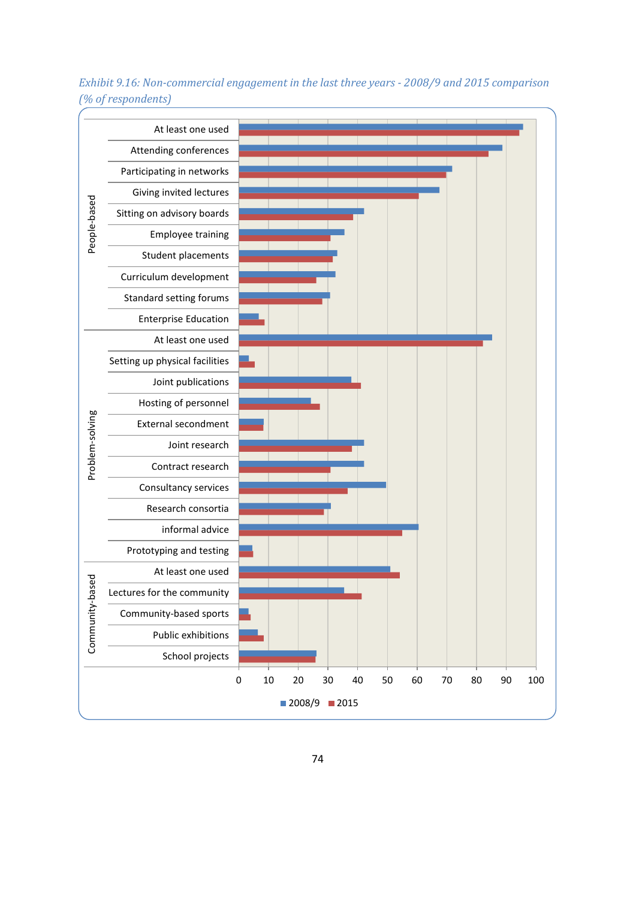*Exhibit 9.16: Non-commercial engagement in the last three years - 2008/9 and 2015 comparison (% of respondents)*

| Category | Activity | 2008/9 | 2015 |
|---|---|---|---|
| People-based | At least one used | | |
| | Attending conferences | | |
| | Participating in networks | | |
| | Giving invited lectures | | |
| | Sitting on advisory boards | | |
| | Employee training | | |
| | Student placements | | |
| | Curriculum development | | |
| | Standard setting forums | | |
| | Enterprise Education | | |
| Problem-solving | At least one used | | |
| | Setting up physical facilities | | |
| | Joint publications | | |
| | Hosting of personnel | | |
| | External secondment | | |
| | Joint research | | |
| | Contract research | | |
| | Consultancy services | | |
| | Research consortia | | |
| | informal advice | | |
| | Prototyping and testing | | |
| Community-based | At least one used | | |
| | Lectures for the community | | |
| | Community-based sports | | |
| | Public exhibitions | | |
| | School projects | | |

Axis: 0, 10, 20, 30, 40, 50, 60, 70, 80, 90, 100

Legend: 2008/9, 2015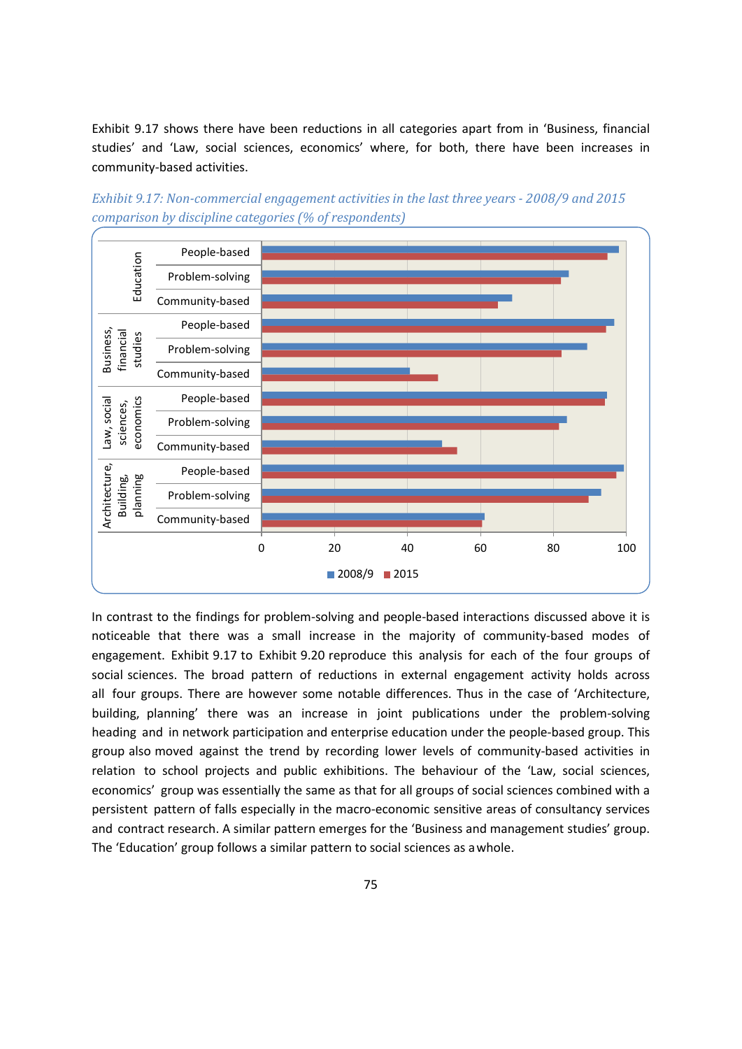Exhibit 9.17 shows there have been reductions in all categories apart from in 'Business, financial studies' and 'Law, social sciences, economics' where, for both, there have been increases in community-based activities.

*Exhibit 9.17: Non-commercial engagement activities in the last three years - 2008/9 and 2015 comparison by discipline categories (% of respondents)*

In contrast to the findings for problem-solving and people-based interactions discussed above it is noticeable that there was a small increase in the majority of community-based modes of engagement. Exhibit 9.17 to Exhibit 9.20 reproduce this analysis for each of the four groups of social sciences. The broad pattern of reductions in external engagement activity holds across all four groups. There are however some notable differences. Thus in the case of 'Architecture, building, planning' there was an increase in joint publications under the problem-solving heading and in network participation and enterprise education under the people-based group. This group also moved against the trend by recording lower levels of community-based activities in relation to school projects and public exhibitions. The behaviour of the 'Law, social sciences, economics' group was essentially the same as that for all groups of social sciences combined with a persistent pattern of falls especially in the macro-economic sensitive areas of consultancy services and contract research. A similar pattern emerges for the 'Business and management studies' group. The 'Education' group follows a similar pattern to social sciences as a whole.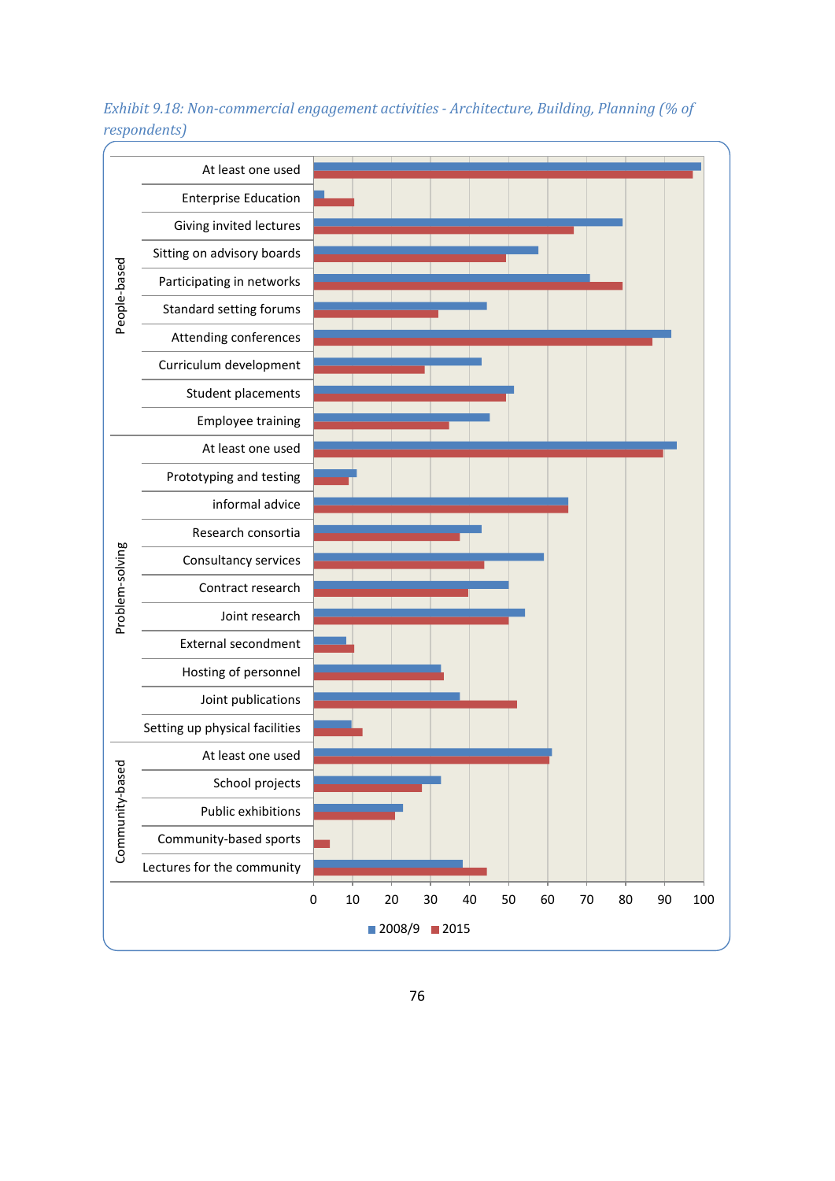*Exhibit 9.18: Non-commercial engagement activities - Architecture, Building, Planning (% of respondents)*

| Category | Activity | 2008/9 | 2015 |
|---|---|---|---|
| People-based | At least one used | | |
| | Enterprise Education | | |
| | Giving invited lectures | | |
| | Sitting on advisory boards | | |
| | Participating in networks | | |
| | Standard setting forums | | |
| | Attending conferences | | |
| | Curriculum development | | |
| | Student placements | | |
| | Employee training | | |
| Problem-solving | At least one used | | |
| | Prototyping and testing | | |
| | informal advice | | |
| | Research consortia | | |
| | Consultancy services | | |
| | Contract research | | |
| | Joint research | | |
| | External secondment | | |
| | Hosting of personnel | | |
| | Joint publications | | |
| | Setting up physical facilities | | |
| Community-based | At least one used | | |
| | School projects | | |
| | Public exhibitions | | |
| | Community-based sports | | |
| | Lectures for the community | | |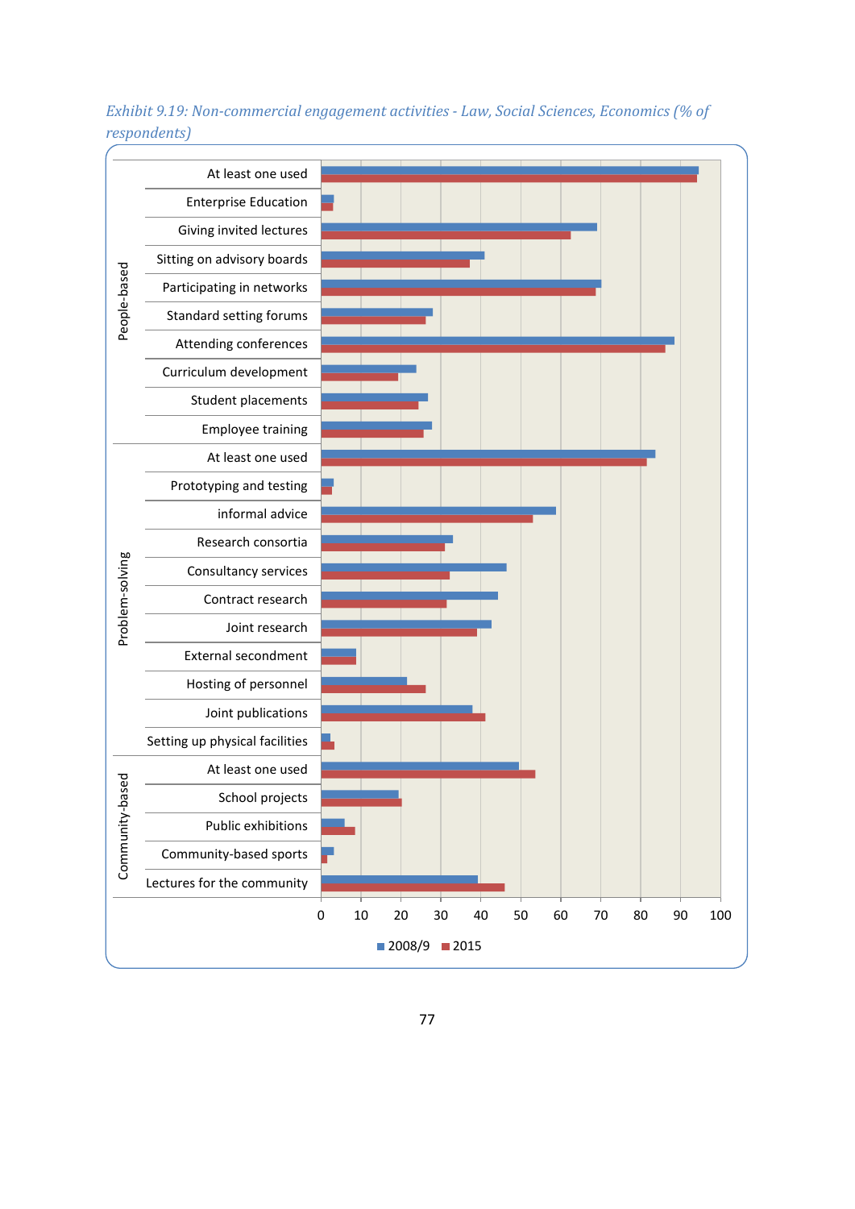*Exhibit 9.19: Non-commercial engagement activities - Law, Social Sciences, Economics (% of respondents)*

| Category | Activity | 2008/9 | 2015 |
|---|---|---|---|
| People-based | At least one used | 95 | 94 |
| | Enterprise Education | 3 | 3 |
| | Giving invited lectures | 69 | 63 |
| | Sitting on advisory boards | 41 | 37 |
| | Participating in networks | 70 | 69 |
| | Standard setting forums | 28 | 26 |
| | Attending conferences | 89 | 86 |
| | Curriculum development | 24 | 19 |
| | Student placements | 27 | 24 |
| | Employee training | 28 | 26 |
| Problem-solving | At least one used | 84 | 82 |
| | Prototyping and testing | 3 | 3 |
| | informal advice | 59 | 53 |
| | Research consortia | 33 | 31 |
| | Consultancy services | 47 | 32 |
| | Contract research | 44 | 31 |
| | Joint research | 43 | 39 |
| | External secondment | 9 | 9 |
| | Hosting of personnel | 22 | 26 |
| | Joint publications | 38 | 41 |
| | Setting up physical facilities | 2 | 3 |
| Community-based | At least one used | 50 | 54 |
| | School projects | 19 | 20 |
| | Public exhibitions | 6 | 8 |
| | Community-based sports | 3 | 1 |
| | Lectures for the community | 39 | 46 |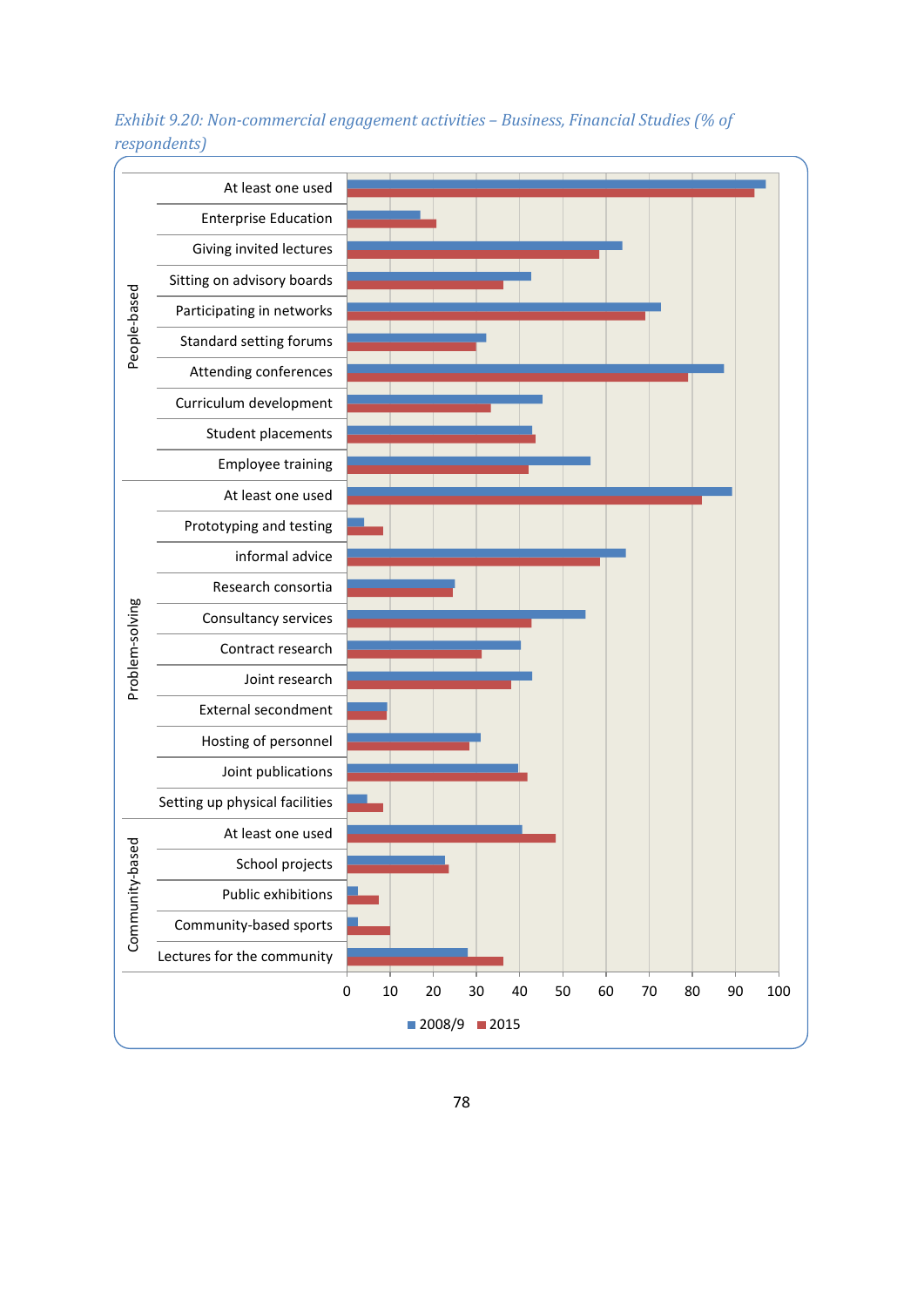*Exhibit 9.20: Non-commercial engagement activities – Business, Financial Studies (% of respondents)*

| Category | Activity | 2008/9 | 2015 |
|---|---|---|---|
| People-based | At least one used | 97 | 94 |
| | Enterprise Education | 17 | 21 |
| | Giving invited lectures | 64 | 58 |
| | Sitting on advisory boards | 43 | 36 |
| | Participating in networks | 73 | 69 |
| | Standard setting forums | 32 | 30 |
| | Attending conferences | 87 | 79 |
| | Curriculum development | 45 | 33 |
| | Student placements | 43 | 44 |
| | Employee training | 56 | 42 |
| Problem-solving | At least one used | 89 | 82 |
| | Prototyping and testing | 4 | 8 |
| | informal advice | 65 | 59 |
| | Research consortia | 25 | 25 |
| | Consultancy services | 55 | 43 |
| | Contract research | 40 | 31 |
| | Joint research | 43 | 38 |
| | External secondment | 9 | 9 |
| | Hosting of personnel | 31 | 28 |
| | Joint publications | 40 | 42 |
| | Setting up physical facilities | 5 | 8 |
| Community-based | At least one used | 41 | 48 |
| | School projects | 23 | 24 |
| | Public exhibitions | 2 | 7 |
| | Community-based sports | 2 | 10 |
| | Lectures for the community | 28 | 36 |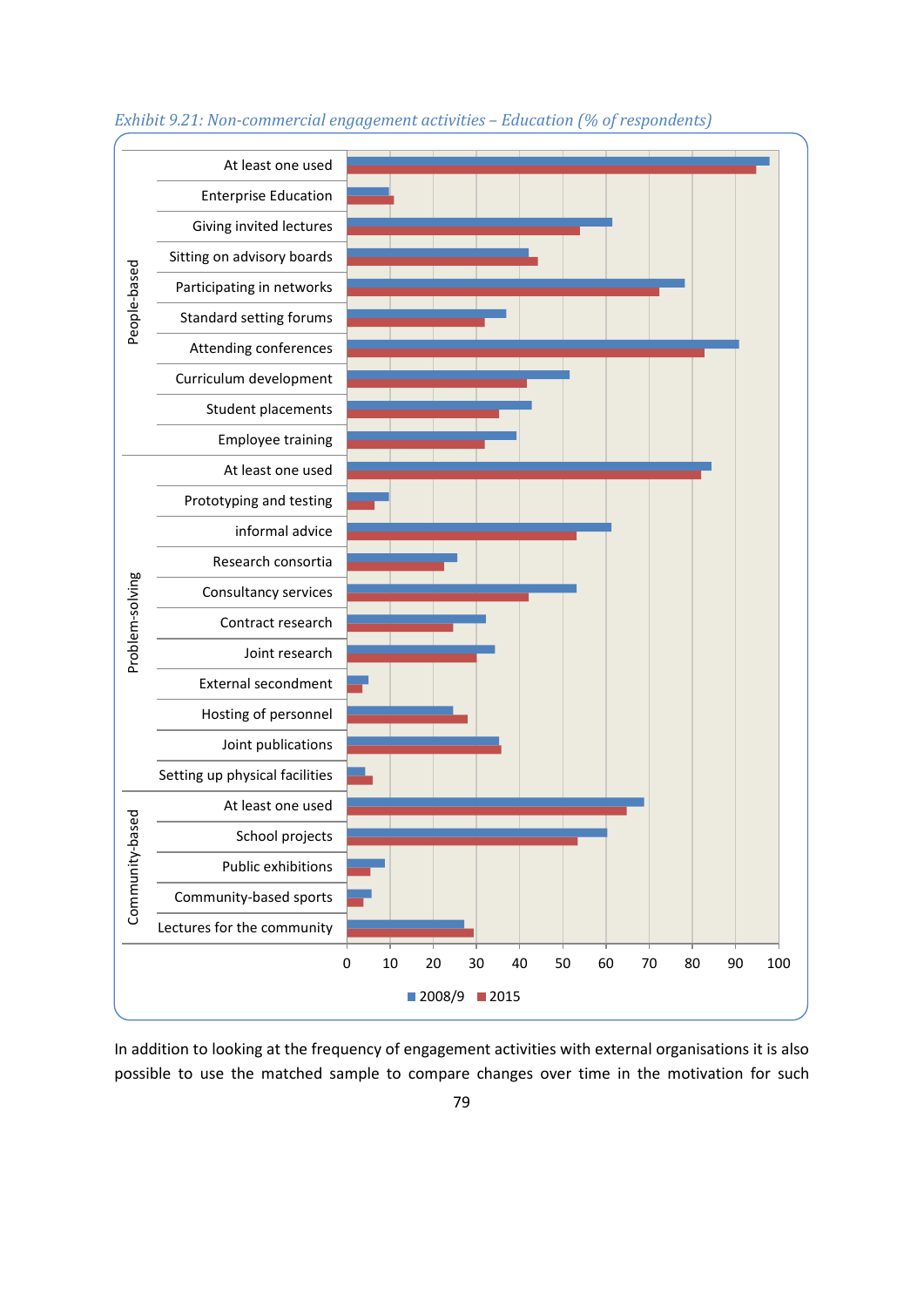*Exhibit 9.21: Non-commercial engagement activities – Education (% of respondents)*

| Category | Activity | 2008/9 | 2015 |
|---|---|---|---|
| People-based | At least one used | | |
| | Enterprise Education | | |
| | Giving invited lectures | | |
| | Sitting on advisory boards | | |
| | Participating in networks | | |
| | Standard setting forums | | |
| | Attending conferences | | |
| | Curriculum development | | |
| | Student placements | | |
| | Employee training | | |
| Problem-solving | At least one used | | |
| | Prototyping and testing | | |
| | informal advice | | |
| | Research consortia | | |
| | Consultancy services | | |
| | Contract research | | |
| | Joint research | | |
| | External secondment | | |
| | Hosting of personnel | | |
| | Joint publications | | |
| | Setting up physical facilities | | |
| Community-based | At least one used | | |
| | School projects | | |
| | Public exhibitions | | |
| | Community-based sports | | |
| | Lectures for the community | | |

In addition to looking at the frequency of engagement activities with external organisations it is also possible to use the matched sample to compare changes over time in the motivation for such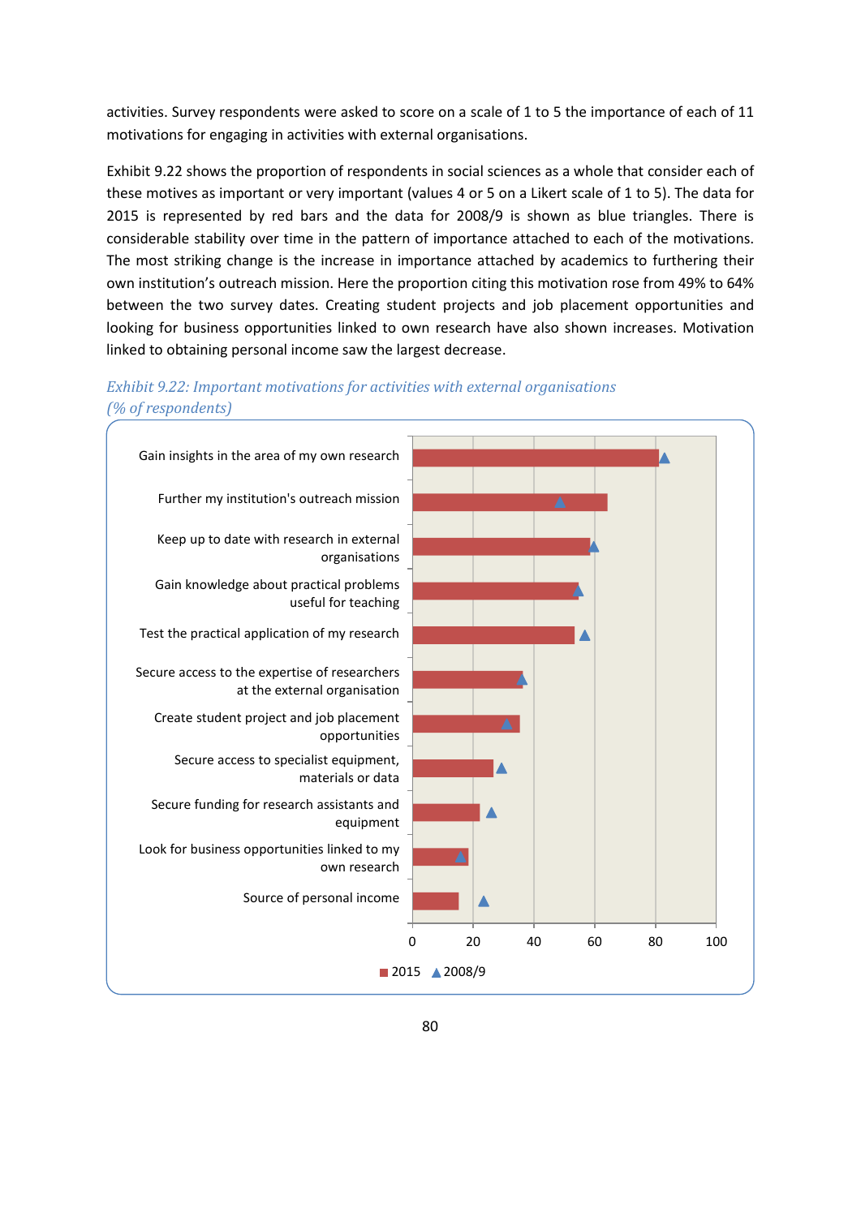activities. Survey respondents were asked to score on a scale of 1 to 5 the importance of each of 11 motivations for engaging in activities with external organisations.

Exhibit 9.22 shows the proportion of respondents in social sciences as a whole that consider each of these motives as important or very important (values 4 or 5 on a Likert scale of 1 to 5). The data for 2015 is represented by red bars and the data for 2008/9 is shown as blue triangles. There is considerable stability over time in the pattern of importance attached to each of the motivations. The most striking change is the increase in importance attached by academics to furthering their own institution's outreach mission. Here the proportion citing this motivation rose from 49% to 64% between the two survey dates. Creating student projects and job placement opportunities and looking for business opportunities linked to own research have also shown increases. Motivation linked to obtaining personal income saw the largest decrease.

*Exhibit 9.22: Important motivations for activities with external organisations (% of respondents)*

Gain insights in the area of my own research

Further my institution's outreach mission

Keep up to date with research in external organisations

Gain knowledge about practical problems useful for teaching

Test the practical application of my research

Secure access to the expertise of researchers at the external organisation

Create student project and job placement opportunities

Secure access to specialist equipment, materials or data

Secure funding for research assistants and equipment

Look for business opportunities linked to my own research

Source of personal income

0 20 40 60 80 100

■ 2015 ▲ 2008/9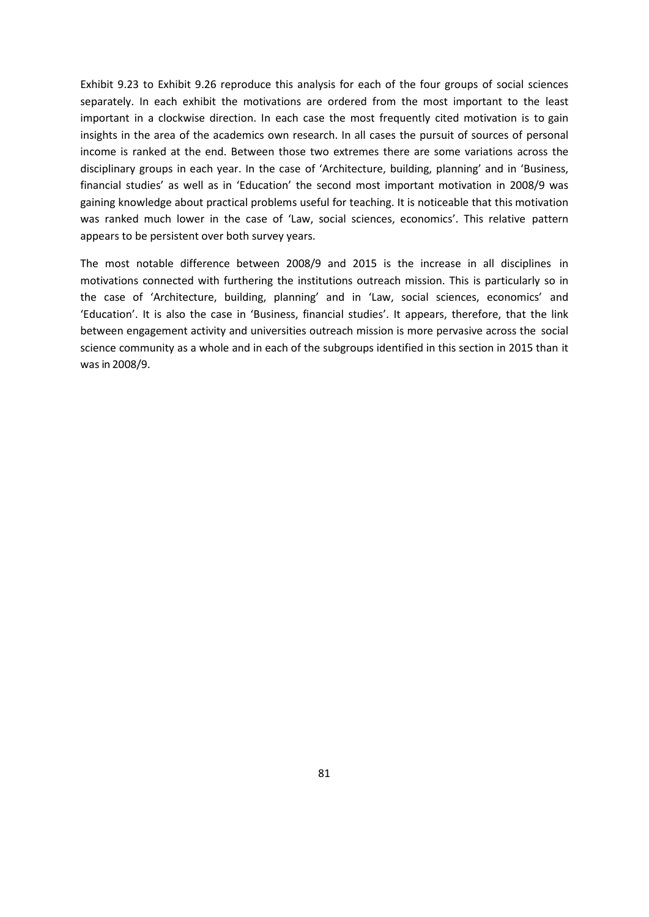Exhibit 9.23 to Exhibit 9.26 reproduce this analysis for each of the four groups of social sciences separately. In each exhibit the motivations are ordered from the most important to the least important in a clockwise direction. In each case the most frequently cited motivation is to gain insights in the area of the academics own research. In all cases the pursuit of sources of personal income is ranked at the end. Between those two extremes there are some variations across the disciplinary groups in each year. In the case of 'Architecture, building, planning' and in 'Business, financial studies' as well as in 'Education' the second most important motivation in 2008/9 was gaining knowledge about practical problems useful for teaching. It is noticeable that this motivation was ranked much lower in the case of 'Law, social sciences, economics'. This relative pattern appears to be persistent over both survey years.

The most notable difference between 2008/9 and 2015 is the increase in all disciplines in motivations connected with furthering the institutions outreach mission. This is particularly so in the case of 'Architecture, building, planning' and in 'Law, social sciences, economics' and 'Education'. It is also the case in 'Business, financial studies'. It appears, therefore, that the link between engagement activity and universities outreach mission is more pervasive across the social science community as a whole and in each of the subgroups identified in this section in 2015 than it was in 2008/9.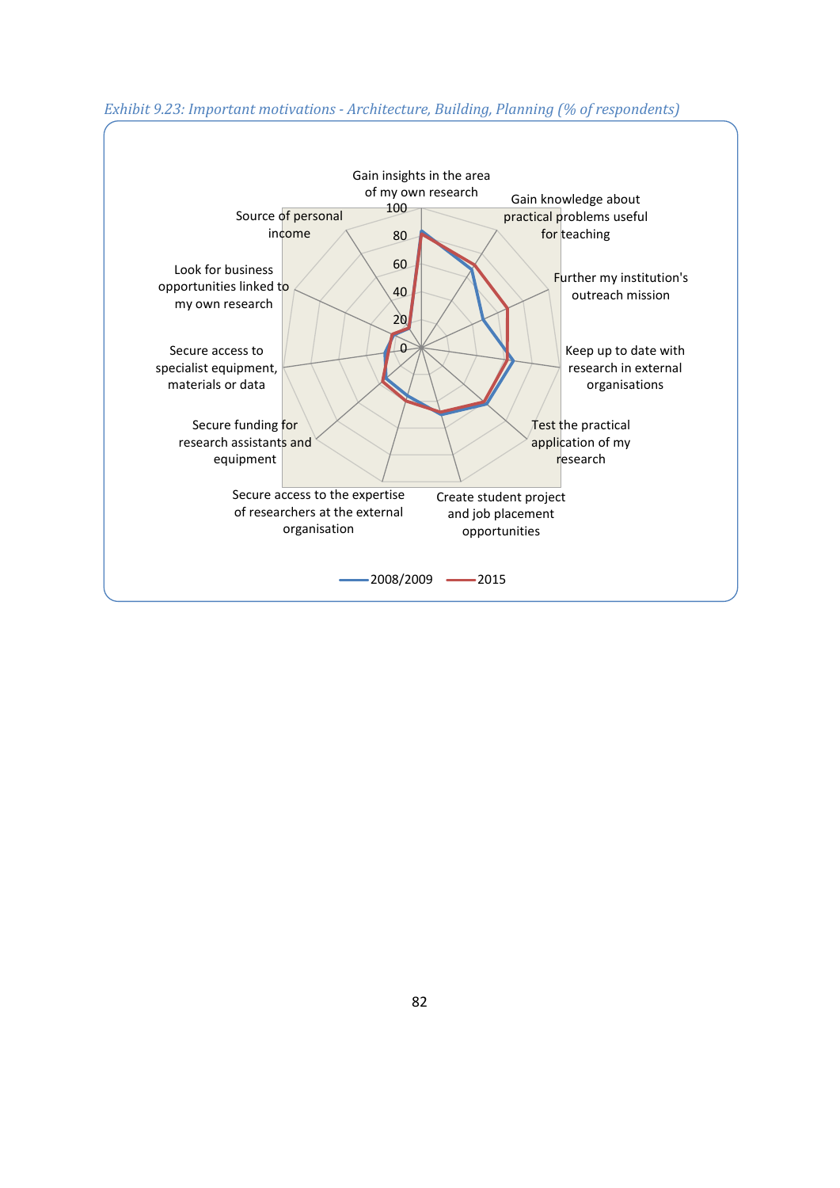*Exhibit 9.23: Important motivations - Architecture, Building, Planning (% of respondents)*

Gain insights in the area of my own research

Gain knowledge about practical problems useful for teaching

Further my institution's outreach mission

Keep up to date with research in external organisations

Test the practical application of my research

Create student project and job placement opportunities

Secure access to the expertise of researchers at the external organisation

Secure funding for research assistants and equipment

Secure access to specialist equipment, materials or data

Look for business opportunities linked to my own research

Source of personal income

100
80
60
40
20
0

2008/2009 2015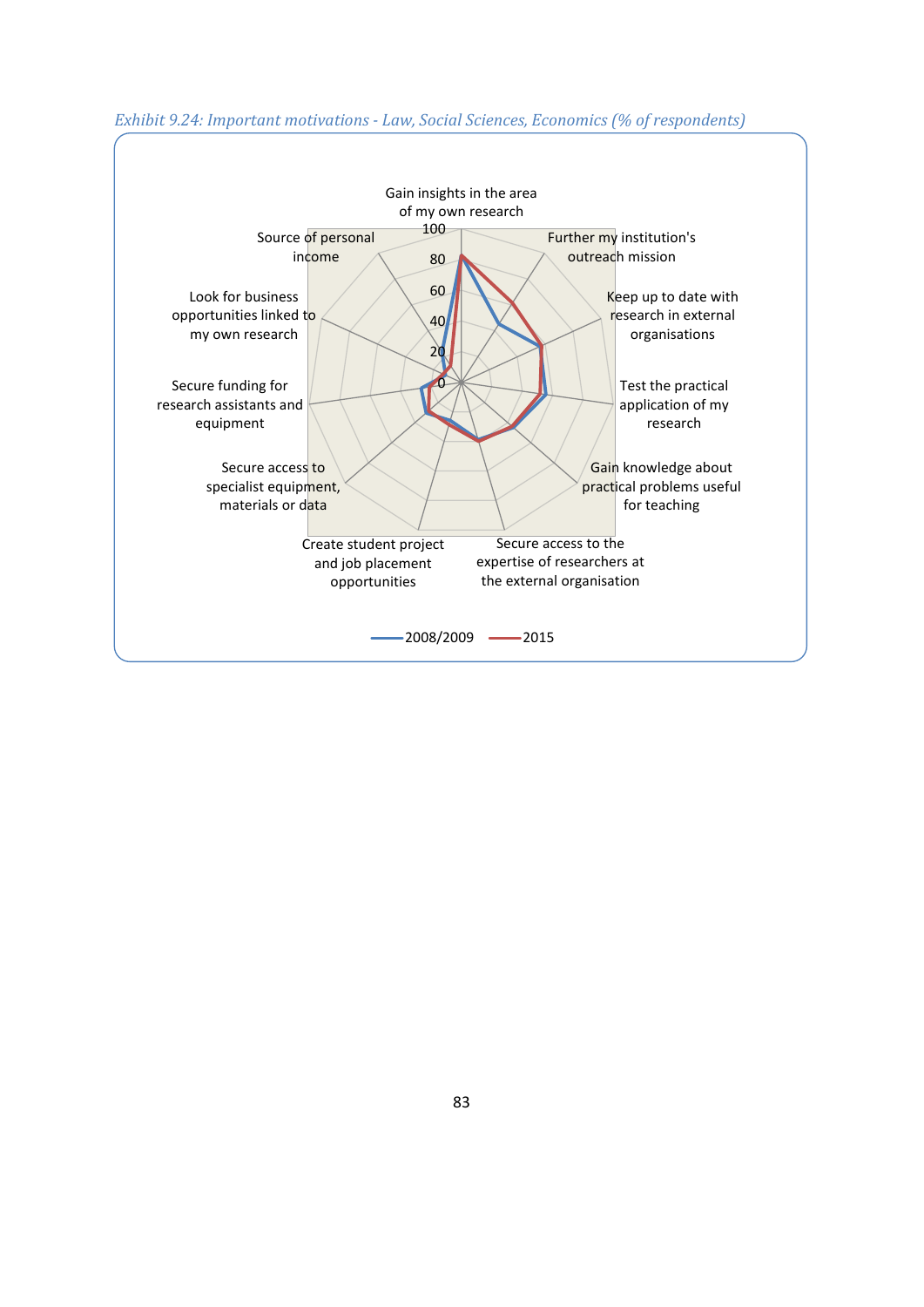*Exhibit 9.24: Important motivations - Law, Social Sciences, Economics (% of respondents)*

Gain insights in the area of my own research

Further my institution's outreach mission

Keep up to date with research in external organisations

Test the practical application of my research

Gain knowledge about practical problems useful for teaching

Secure access to the expertise of researchers at the external organisation

Create student project and job placement opportunities

Secure access to specialist equipment, materials or data

Secure funding for research assistants and equipment

Look for business opportunities linked to my own research

Source of personal income

0 20 40 60 80 100

2008/2009 2015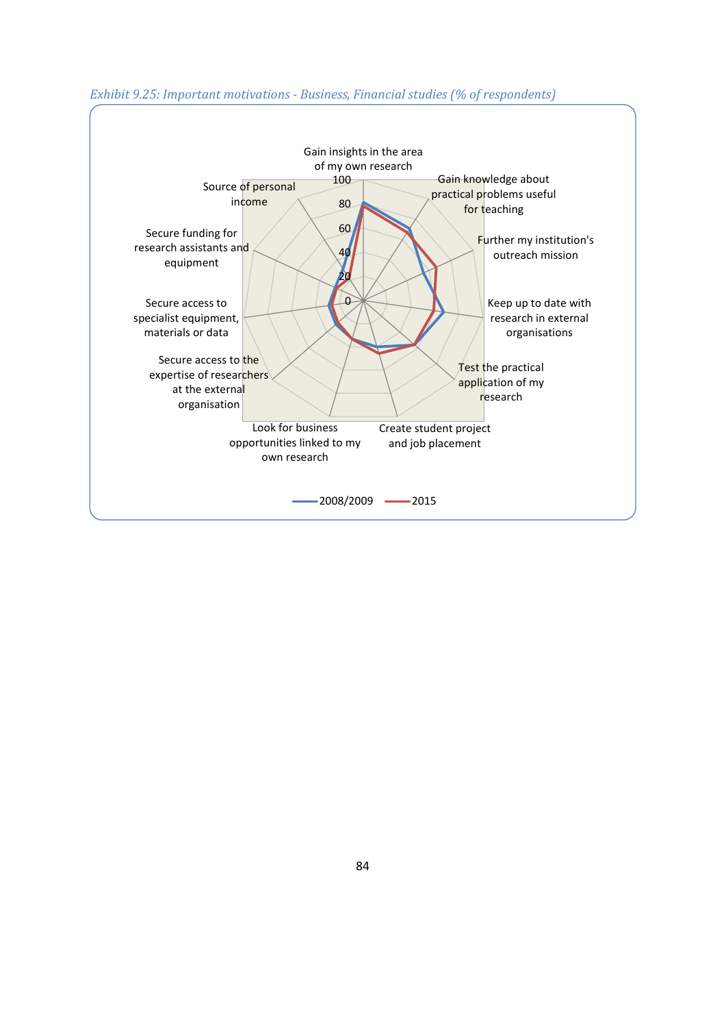*Exhibit 9.25: Important motivations - Business, Financial studies (% of respondents)*

Gain insights in the area of my own research

Gain knowledge about practical problems useful for teaching

Further my institution's outreach mission

Keep up to date with research in external organisations

Test the practical application of my research

Create student project and job placement

Look for business opportunities linked to my own research

Secure access to the expertise of researchers at the external organisation

Secure access to specialist equipment, materials or data

Secure funding for research assistants and equipment

Source of personal income

0, 20, 40, 60, 80, 100

2008/2009 — 2015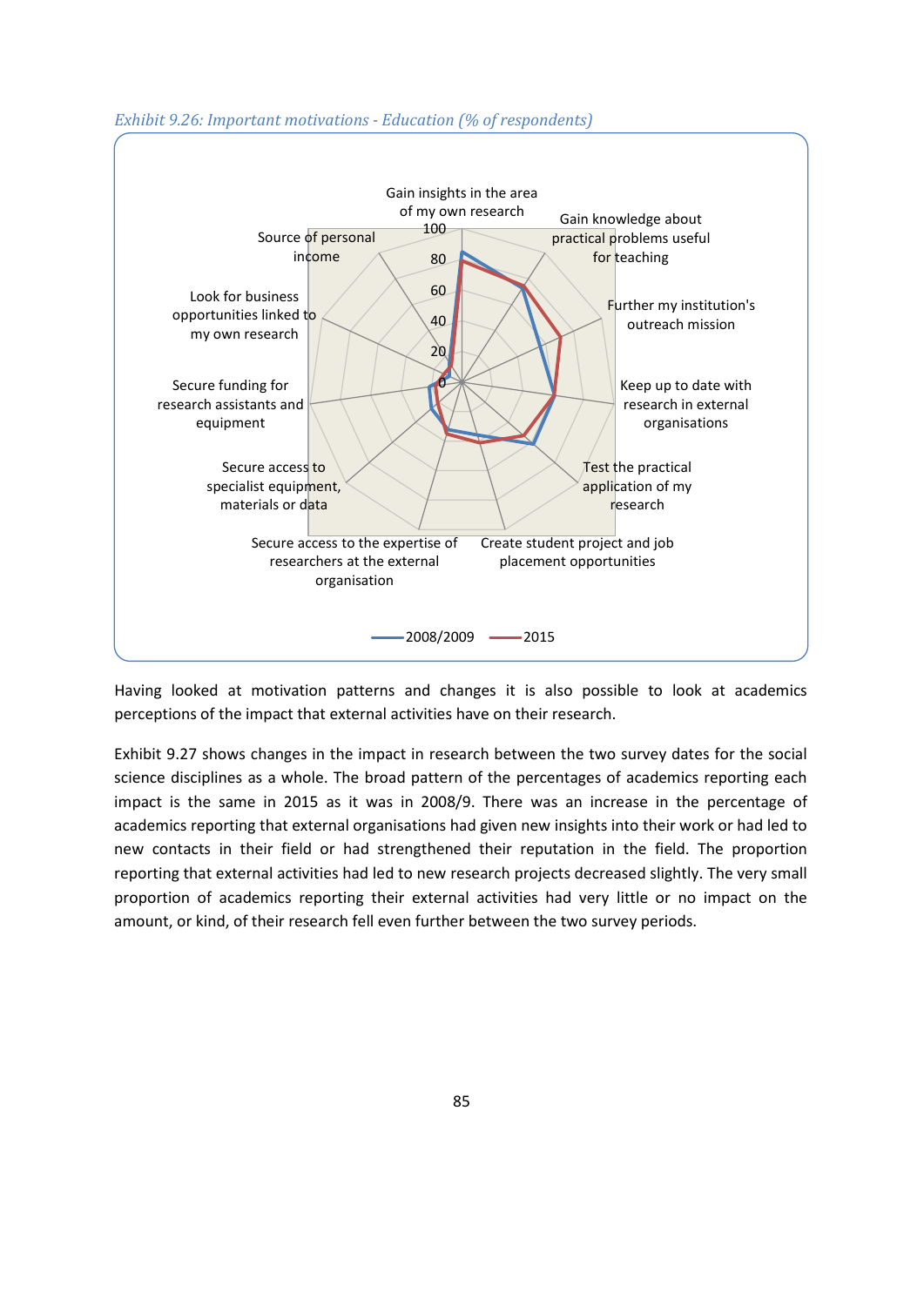*Exhibit 9.26: Important motivations - Education (% of respondents)*

Gain insights in the area of my own research

Gain knowledge about practical problems useful for teaching

Further my institution's outreach mission

Keep up to date with research in external organisations

Test the practical application of my research

Create student project and job placement opportunities

Secure access to the expertise of researchers at the external organisation

Secure access to specialist equipment, materials or data

Secure funding for research assistants and equipment

Look for business opportunities linked to my own research

Source of personal income

2008/2009 2015

Having looked at motivation patterns and changes it is also possible to look at academics perceptions of the impact that external activities have on their research.

Exhibit 9.27 shows changes in the impact in research between the two survey dates for the social science disciplines as a whole. The broad pattern of the percentages of academics reporting each impact is the same in 2015 as it was in 2008/9. There was an increase in the percentage of academics reporting that external organisations had given new insights into their work or had led to new contacts in their field or had strengthened their reputation in the field. The proportion reporting that external activities had led to new research projects decreased slightly. The very small proportion of academics reporting their external activities had very little or no impact on the amount, or kind, of their research fell even further between the two survey periods.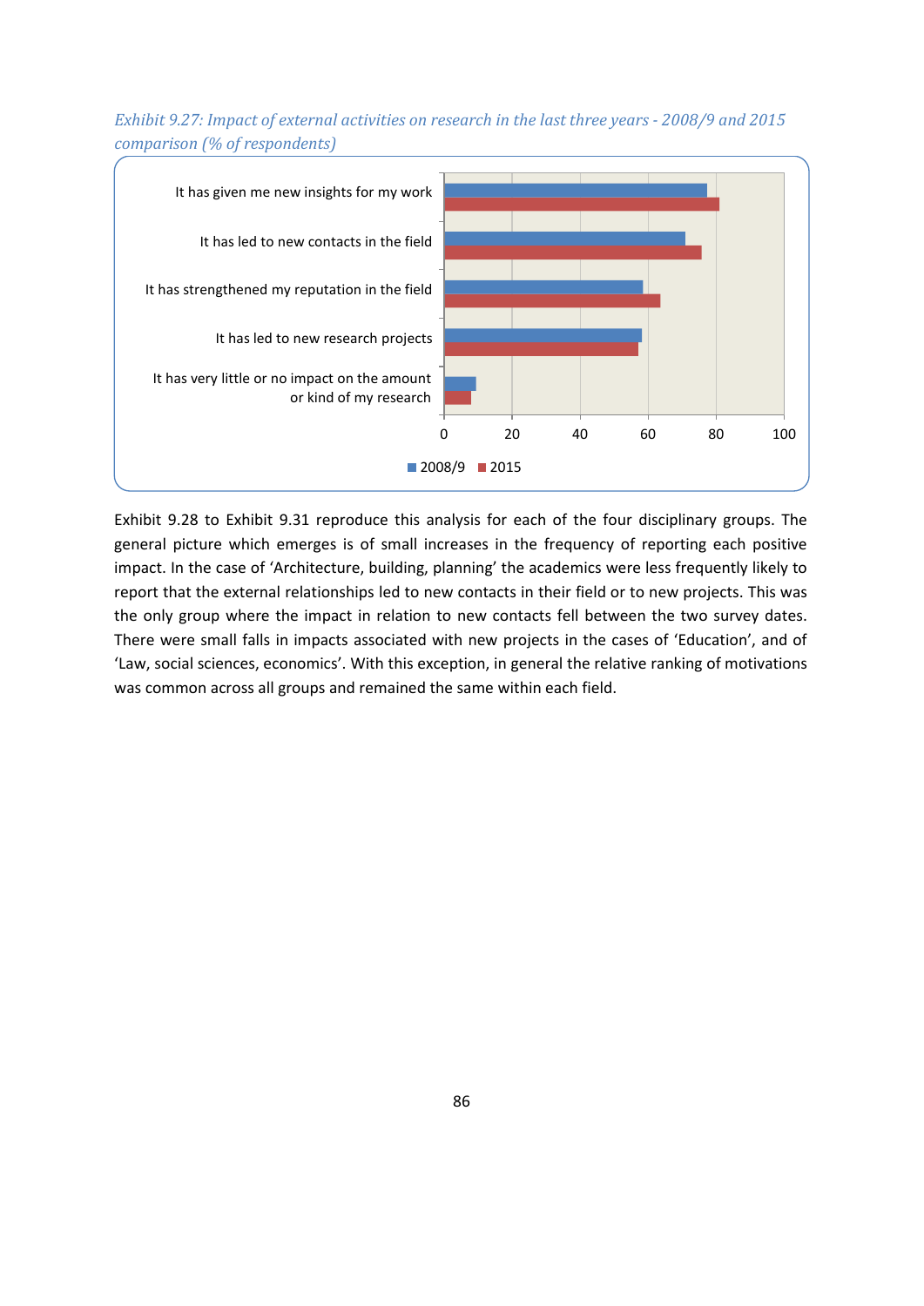*Exhibit 9.27: Impact of external activities on research in the last three years - 2008/9 and 2015 comparison (% of respondents)*

Exhibit 9.28 to Exhibit 9.31 reproduce this analysis for each of the four disciplinary groups. The general picture which emerges is of small increases in the frequency of reporting each positive impact. In the case of 'Architecture, building, planning' the academics were less frequently likely to report that the external relationships led to new contacts in their field or to new projects. This was the only group where the impact in relation to new contacts fell between the two survey dates. There were small falls in impacts associated with new projects in the cases of 'Education', and of 'Law, social sciences, economics'. With this exception, in general the relative ranking of motivations was common across all groups and remained the same within each field.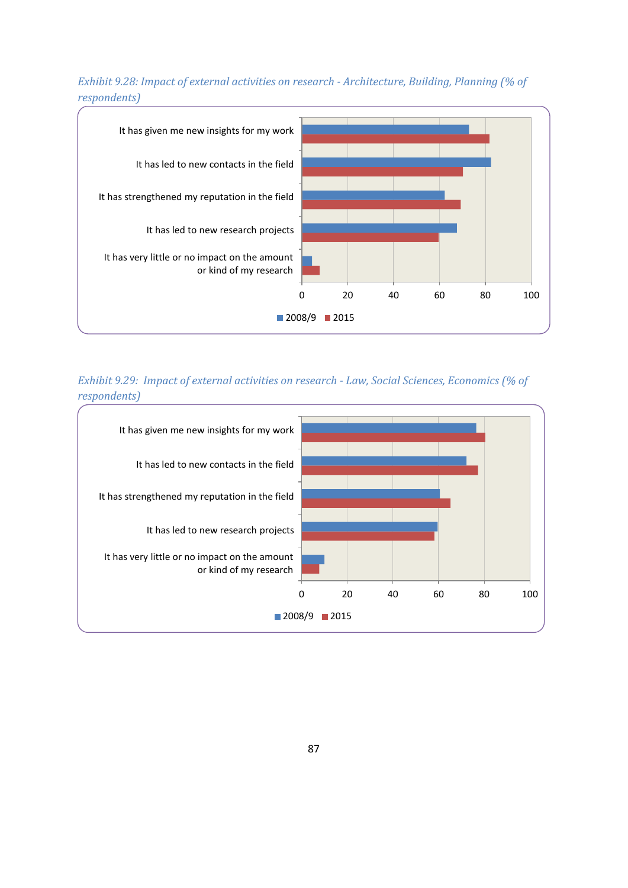*Exhibit 9.28: Impact of external activities on research - Architecture, Building, Planning (% of respondents)*

*Exhibit 9.29: Impact of external activities on research - Law, Social Sciences, Economics (% of respondents)*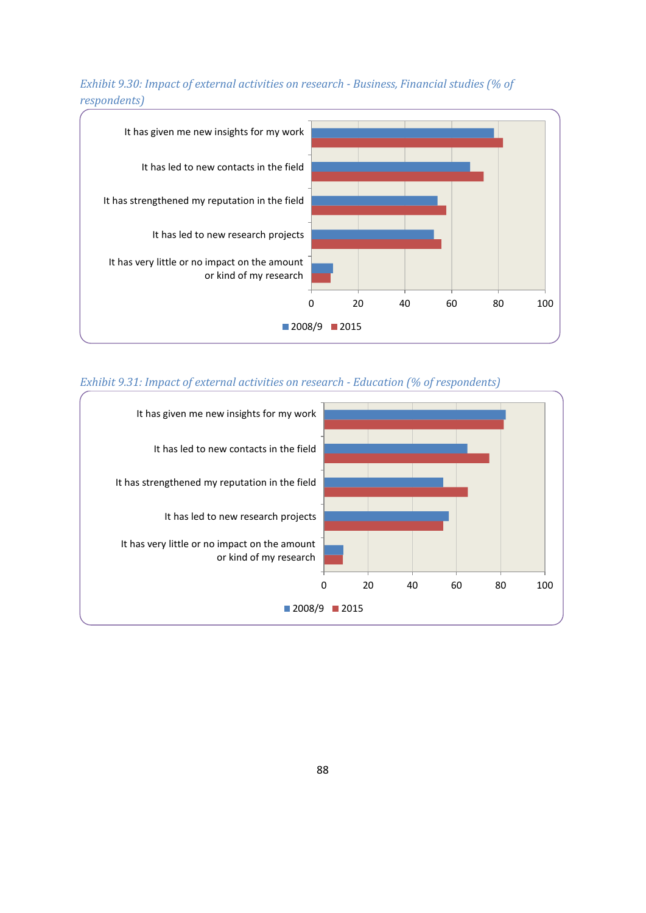*Exhibit 9.30: Impact of external activities on research - Business, Financial studies (% of respondents)*

| | 2008/9 | 2015 |
|---|---|---|
| It has given me new insights for my work | | |
| It has led to new contacts in the field | | |
| It has strengthened my reputation in the field | | |
| It has led to new research projects | | |
| It has very little or no impact on the amount or kind of my research | | |

*Exhibit 9.31: Impact of external activities on research - Education (% of respondents)*

| | 2008/9 | 2015 |
|---|---|---|
| It has given me new insights for my work | | |
| It has led to new contacts in the field | | |
| It has strengthened my reputation in the field | | |
| It has led to new research projects | | |
| It has very little or no impact on the amount or kind of my research | | |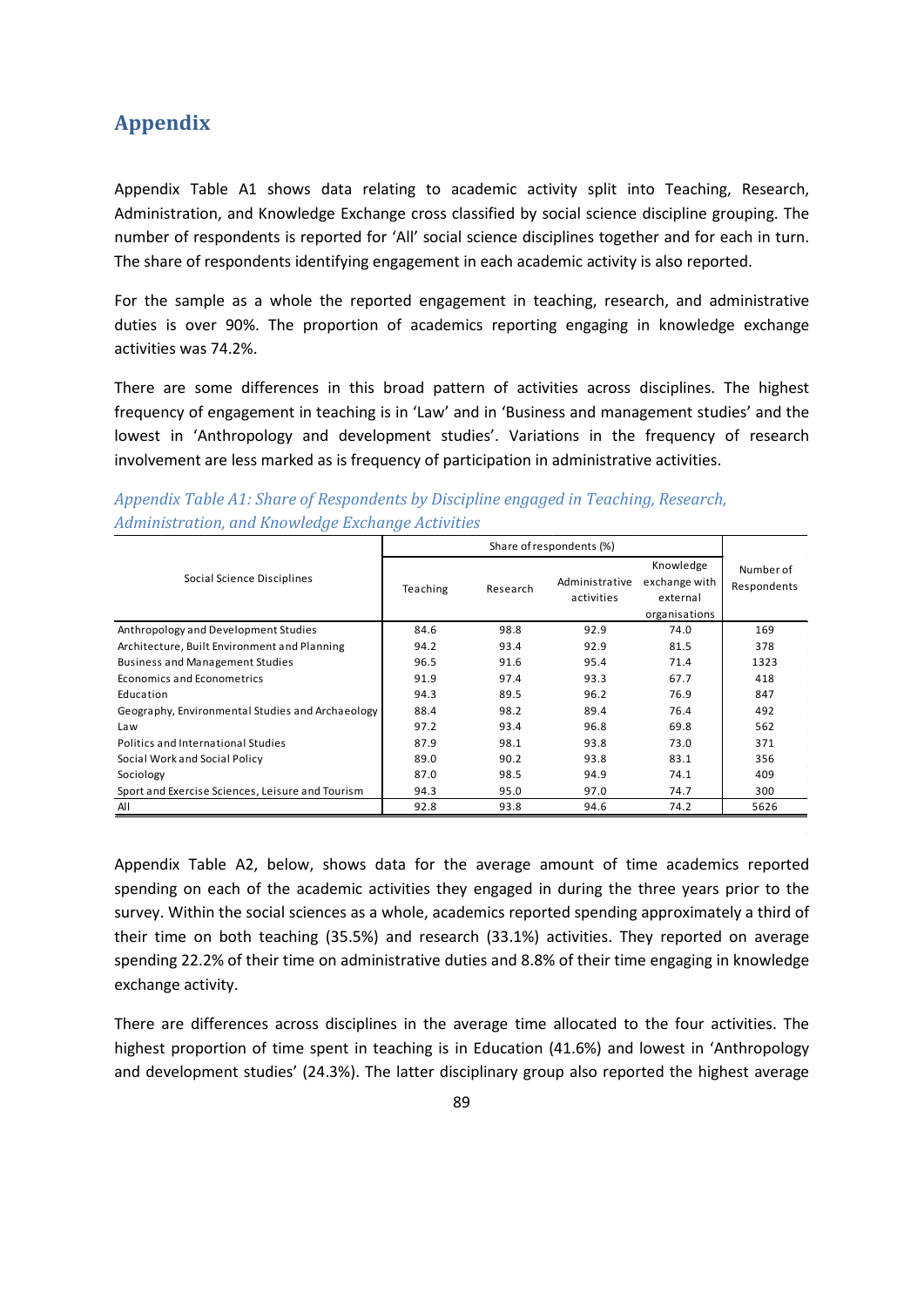## Appendix

Appendix Table A1 shows data relating to academic activity split into Teaching, Research, Administration, and Knowledge Exchange cross classified by social science discipline grouping. The number of respondents is reported for 'All' social science disciplines together and for each in turn. The share of respondents identifying engagement in each academic activity is also reported.

For the sample as a whole the reported engagement in teaching, research, and administrative duties is over 90%. The proportion of academics reporting engaging in knowledge exchange activities was 74.2%.

There are some differences in this broad pattern of activities across disciplines. The highest frequency of engagement in teaching is in 'Law' and in 'Business and management studies' and the lowest in 'Anthropology and development studies'. Variations in the frequency of research involvement are less marked as is frequency of participation in administrative activities.

*Appendix Table A1: Share of Respondents by Discipline engaged in Teaching, Research, Administration, and Knowledge Exchange Activities*

| Social Science Disciplines | Share of respondents (%) | | | | Number of Respondents |
|---|---|---|---|---|---|
| | Teaching | Research | Administrative activities | Knowledge exchange with external organisations | |
| Anthropology and Development Studies | 84.6 | 98.8 | 92.9 | 74.0 | 169 |
| Architecture, Built Environment and Planning | 94.2 | 93.4 | 92.9 | 81.5 | 378 |
| Business and Management Studies | 96.5 | 91.6 | 95.4 | 71.4 | 1323 |
| Economics and Econometrics | 91.9 | 97.4 | 93.3 | 67.7 | 418 |
| Education | 94.3 | 89.5 | 96.2 | 76.9 | 847 |
| Geography, Environmental Studies and Archaeology | 88.4 | 98.2 | 89.4 | 76.4 | 492 |
| Law | 97.2 | 93.4 | 96.8 | 69.8 | 562 |
| Politics and International Studies | 87.9 | 98.1 | 93.8 | 73.0 | 371 |
| Social Work and Social Policy | 89.0 | 90.2 | 93.8 | 83.1 | 356 |
| Sociology | 87.0 | 98.5 | 94.9 | 74.1 | 409 |
| Sport and Exercise Sciences, Leisure and Tourism | 94.3 | 95.0 | 97.0 | 74.7 | 300 |
| All | 92.8 | 93.8 | 94.6 | 74.2 | 5626 |

Appendix Table A2, below, shows data for the average amount of time academics reported spending on each of the academic activities they engaged in during the three years prior to the survey. Within the social sciences as a whole, academics reported spending approximately a third of their time on both teaching (35.5%) and research (33.1%) activities. They reported on average spending 22.2% of their time on administrative duties and 8.8% of their time engaging in knowledge exchange activity.

There are differences across disciplines in the average time allocated to the four activities. The highest proportion of time spent in teaching is in Education (41.6%) and lowest in 'Anthropology and development studies' (24.3%). The latter disciplinary group also reported the highest average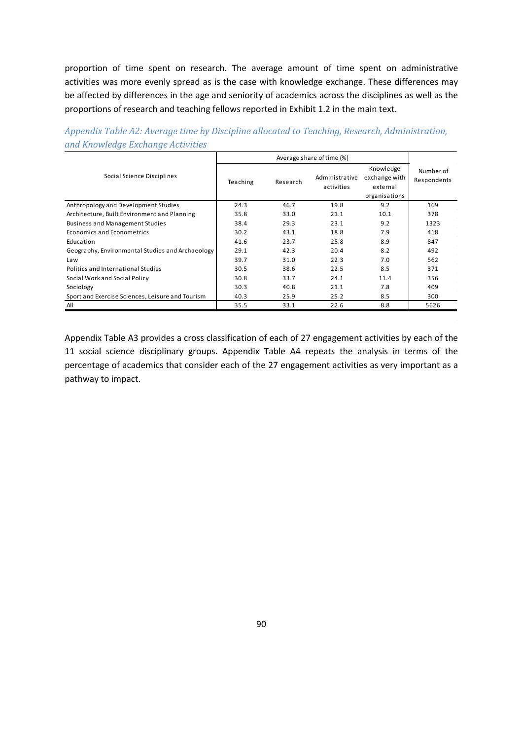proportion of time spent on research. The average amount of time spent on administrative activities was more evenly spread as is the case with knowledge exchange. These differences may be affected by differences in the age and seniority of academics across the disciplines as well as the proportions of research and teaching fellows reported in Exhibit 1.2 in the main text.

*Appendix Table A2: Average time by Discipline allocated to Teaching, Research, Administration, and Knowledge Exchange Activities*

| Social Science Disciplines | Average share of time (%) | | | | Number of Respondents |
|---|---|---|---|---|---|
| | Teaching | Research | Administrative activities | Knowledge exchange with external organisations | |
| Anthropology and Development Studies | 24.3 | 46.7 | 19.8 | 9.2 | 169 |
| Architecture, Built Environment and Planning | 35.8 | 33.0 | 21.1 | 10.1 | 378 |
| Business and Management Studies | 38.4 | 29.3 | 23.1 | 9.2 | 1323 |
| Economics and Econometrics | 30.2 | 43.1 | 18.8 | 7.9 | 418 |
| Education | 41.6 | 23.7 | 25.8 | 8.9 | 847 |
| Geography, Environmental Studies and Archaeology | 29.1 | 42.3 | 20.4 | 8.2 | 492 |
| Law | 39.7 | 31.0 | 22.3 | 7.0 | 562 |
| Politics and International Studies | 30.5 | 38.6 | 22.5 | 8.5 | 371 |
| Social Work and Social Policy | 30.8 | 33.7 | 24.1 | 11.4 | 356 |
| Sociology | 30.3 | 40.8 | 21.1 | 7.8 | 409 |
| Sport and Exercise Sciences, Leisure and Tourism | 40.3 | 25.9 | 25.2 | 8.5 | 300 |
| All | 35.5 | 33.1 | 22.6 | 8.8 | 5626 |

Appendix Table A3 provides a cross classification of each of 27 engagement activities by each of the 11 social science disciplinary groups. Appendix Table A4 repeats the analysis in terms of the percentage of academics that consider each of the 27 engagement activities as very important as a pathway to impact.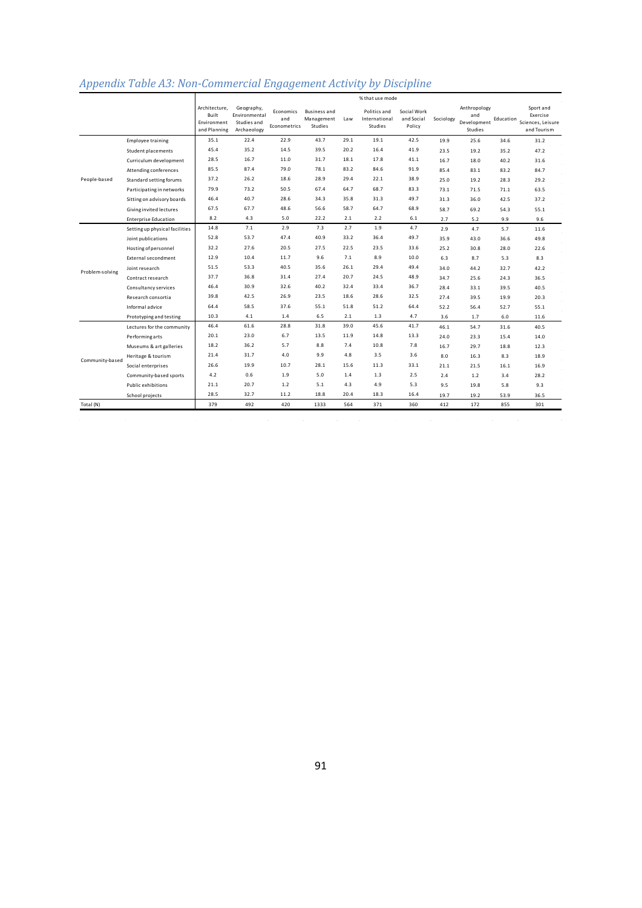## *Appendix Table A3: Non-Commercial Engagement Activity by Discipline*

| | | % that use mode | | | | | | | | | | |
|---|---|---|---|---|---|---|---|---|---|---|---|---|
| | | Architecture, Built Environment and Planning | Geography, Environmental Studies and Archaeology | Economics and Econometrics | Business and Management Studies | Law | Politics and International Studies | Social Work and Social Policy | Sociology | Anthropology and Development Studies | Education | Sport and Exercise Sciences, Leisure and Tourism |
| People-based | Employee training | 35.1 | 22.4 | 22.9 | 43.7 | 29.1 | 19.1 | 42.5 | 19.9 | 25.6 | 34.6 | 31.2 |
| | Student placements | 45.4 | 35.2 | 14.5 | 39.5 | 20.2 | 16.4 | 41.9 | 23.5 | 19.2 | 35.2 | 47.2 |
| | Curriculum development | 28.5 | 16.7 | 11.0 | 31.7 | 18.1 | 17.8 | 41.1 | 16.7 | 18.0 | 40.2 | 31.6 |
| | Attending conferences | 85.5 | 87.4 | 79.0 | 78.1 | 83.2 | 84.6 | 91.9 | 85.4 | 83.1 | 83.2 | 84.7 |
| | Standard setting forums | 37.2 | 26.2 | 18.6 | 28.9 | 29.4 | 22.1 | 38.9 | 25.0 | 19.2 | 28.3 | 29.2 |
| | Participating in networks | 79.9 | 73.2 | 50.5 | 67.4 | 64.7 | 68.7 | 83.3 | 73.1 | 71.5 | 71.1 | 63.5 |
| | Sitting on advisory boards | 46.4 | 40.7 | 28.6 | 34.3 | 35.8 | 31.3 | 49.7 | 31.3 | 36.0 | 42.5 | 37.2 |
| | Giving invited lectures | 67.5 | 67.7 | 48.6 | 56.6 | 58.7 | 64.7 | 68.9 | 58.7 | 69.2 | 54.3 | 55.1 |
| | Enterprise Education | 8.2 | 4.3 | 5.0 | 22.2 | 2.1 | 2.2 | 6.1 | 2.7 | 5.2 | 9.9 | 9.6 |
| Problem-solving | Setting up physical facilities | 14.8 | 7.1 | 2.9 | 7.3 | 2.7 | 1.9 | 4.7 | 2.9 | 4.7 | 5.7 | 11.6 |
| | Joint publications | 52.8 | 53.7 | 47.4 | 40.9 | 33.2 | 36.4 | 49.7 | 35.9 | 43.0 | 36.6 | 49.8 |
| | Hosting of personnel | 32.2 | 27.6 | 20.5 | 27.5 | 22.5 | 23.5 | 33.6 | 25.2 | 30.8 | 28.0 | 22.6 |
| | External secondment | 12.9 | 10.4 | 11.7 | 9.6 | 7.1 | 8.9 | 10.0 | 6.3 | 8.7 | 5.3 | 8.3 |
| | Joint research | 51.5 | 53.3 | 40.5 | 35.6 | 26.1 | 29.4 | 49.4 | 34.0 | 44.2 | 32.7 | 42.2 |
| | Contract research | 37.7 | 36.8 | 31.4 | 27.4 | 20.7 | 24.5 | 48.9 | 34.7 | 25.6 | 24.3 | 36.5 |
| | Consultancy services | 46.4 | 30.9 | 32.6 | 40.2 | 32.4 | 33.4 | 36.7 | 28.4 | 33.1 | 39.5 | 40.5 |
| | Research consortia | 39.8 | 42.5 | 26.9 | 23.5 | 18.6 | 28.6 | 32.5 | 27.4 | 39.5 | 19.9 | 20.3 |
| | Informal advice | 64.4 | 58.5 | 37.6 | 55.1 | 51.8 | 51.2 | 64.4 | 52.2 | 56.4 | 52.7 | 55.1 |
| | Prototyping and testing | 10.3 | 4.1 | 1.4 | 6.5 | 2.1 | 1.3 | 4.7 | 3.6 | 1.7 | 6.0 | 11.6 |
| Community-based | Lectures for the community | 46.4 | 61.6 | 28.8 | 31.8 | 39.0 | 45.6 | 41.7 | 46.1 | 54.7 | 31.6 | 40.5 |
| | Performing arts | 20.1 | 23.0 | 6.7 | 13.5 | 11.9 | 14.8 | 13.3 | 24.0 | 23.3 | 15.4 | 14.0 |
| | Museums & art galleries | 18.2 | 36.2 | 5.7 | 8.8 | 7.4 | 10.8 | 7.8 | 16.7 | 29.7 | 18.8 | 12.3 |
| | Heritage & tourism | 21.4 | 31.7 | 4.0 | 9.9 | 4.8 | 3.5 | 3.6 | 8.0 | 16.3 | 8.3 | 18.9 |
| | Social enterprises | 26.6 | 19.9 | 10.7 | 28.1 | 15.6 | 11.3 | 33.1 | 21.1 | 21.5 | 16.1 | 16.9 |
| | Community-based sports | 4.2 | 0.6 | 1.9 | 5.0 | 1.4 | 1.3 | 2.5 | 2.4 | 1.2 | 3.4 | 28.2 |
| | Public exhibitions | 21.1 | 20.7 | 1.2 | 5.1 | 4.3 | 4.9 | 5.3 | 9.5 | 19.8 | 5.8 | 9.3 |
| | School projects | 28.5 | 32.7 | 11.2 | 18.8 | 20.4 | 18.3 | 16.4 | 19.7 | 19.2 | 53.9 | 36.5 |
| Total (N) | | 379 | 492 | 420 | 1333 | 564 | 371 | 360 | 412 | 172 | 855 | 301 |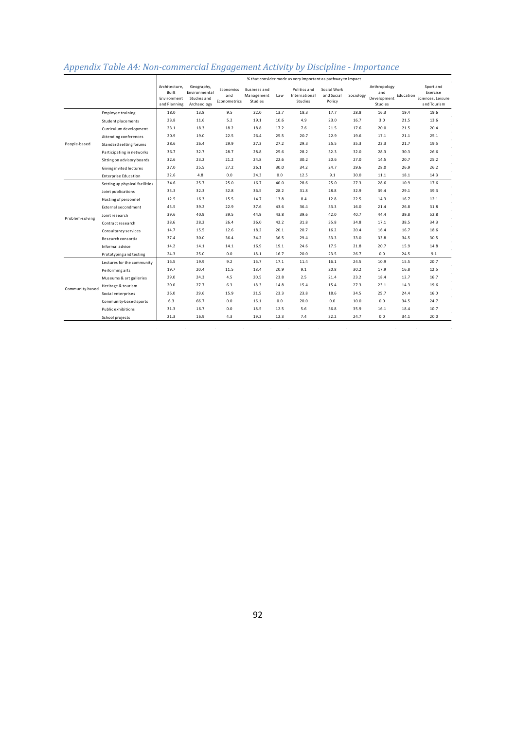# *Appendix Table A4: Non-commercial Engagement Activity by Discipline - Importance*

| | | % that consider mode as very important as pathway to impact | | | | | | | | | | | |
|---|---|---|---|---|---|---|---|---|---|---|---|---|---|
| | | Architecture, Built Environment and Planning | Geography, Environmental Studies and Archaeology | Economics and Econometrics | Business and Management Studies | Law | Politics and International Studies | Social Work and Social Policy | Sociology | Anthropology and Development Studies | Education | Sport and Exercise Sciences, Leisure and Tourism |
| People-based | Employee training | 18.0 | 13.8 | 9.5 | 22.0 | 13.7 | 18.3 | 17.7 | 28.8 | 16.3 | 19.4 | 19.6 |
| | Student placements | 23.8 | 11.6 | 5.2 | 19.1 | 10.6 | 4.9 | 23.0 | 16.7 | 3.0 | 21.5 | 13.6 |
| | Curriculum development | 23.1 | 18.3 | 18.2 | 18.8 | 17.2 | 7.6 | 21.5 | 17.6 | 20.0 | 21.5 | 20.4 |
| | Attending conferences | 20.9 | 19.0 | 22.5 | 26.4 | 25.5 | 20.7 | 22.9 | 19.6 | 17.1 | 21.1 | 25.1 |
| | Standard setting forums | 28.6 | 26.4 | 29.9 | 27.3 | 27.2 | 29.3 | 25.5 | 35.3 | 23.3 | 21.7 | 19.5 |
| | Participating in networks | 36.7 | 32.7 | 28.7 | 28.8 | 25.6 | 28.2 | 32.3 | 32.0 | 28.3 | 30.3 | 26.6 |
| | Sitting on advisory boards | 32.6 | 23.2 | 21.2 | 24.8 | 22.6 | 30.2 | 20.6 | 27.0 | 14.5 | 20.7 | 25.2 |
| | Giving invited lectures | 27.0 | 25.5 | 27.2 | 26.1 | 30.0 | 34.2 | 24.7 | 29.6 | 28.0 | 26.9 | 26.2 |
| | Enterprise Education | 22.6 | 4.8 | 0.0 | 24.3 | 0.0 | 12.5 | 9.1 | 30.0 | 11.1 | 18.1 | 14.3 |
| Problem-solving | Setting up physical facilities | 34.6 | 25.7 | 25.0 | 16.7 | 40.0 | 28.6 | 25.0 | 27.3 | 28.6 | 10.9 | 17.6 |
| | Joint publications | 33.3 | 32.3 | 32.8 | 36.5 | 28.2 | 31.8 | 28.8 | 32.9 | 39.4 | 29.1 | 39.3 |
| | Hosting of personnel | 12.5 | 16.3 | 15.5 | 14.7 | 13.8 | 8.4 | 12.8 | 22.5 | 14.3 | 16.7 | 12.1 |
| | External secondment | 43.5 | 39.2 | 22.9 | 37.6 | 43.6 | 36.4 | 33.3 | 16.0 | 21.4 | 26.8 | 31.8 |
| | Joint research | 39.6 | 40.9 | 39.5 | 44.9 | 43.8 | 39.6 | 42.0 | 40.7 | 44.4 | 39.8 | 52.8 |
| | Contract research | 38.6 | 28.2 | 26.4 | 36.0 | 42.2 | 31.8 | 35.8 | 34.8 | 17.1 | 38.5 | 34.3 |
| | Consultancy services | 14.7 | 15.5 | 12.6 | 18.2 | 20.1 | 20.7 | 16.2 | 20.4 | 16.4 | 16.7 | 18.6 |
| | Research consortia | 37.4 | 30.0 | 36.4 | 34.2 | 36.5 | 29.4 | 33.3 | 33.0 | 33.8 | 34.5 | 30.5 |
| | Informal advice | 14.2 | 14.1 | 14.1 | 16.9 | 19.1 | 24.6 | 17.5 | 21.8 | 20.7 | 15.9 | 14.8 |
| | Prototyping and testing | 24.3 | 25.0 | 0.0 | 18.1 | 16.7 | 20.0 | 23.5 | 26.7 | 0.0 | 24.5 | 9.1 |
| Community-based | Lectures for the community | 16.5 | 19.9 | 9.2 | 16.7 | 17.1 | 11.4 | 16.1 | 24.5 | 10.9 | 15.5 | 20.7 |
| | Performing arts | 19.7 | 20.4 | 11.5 | 18.4 | 20.9 | 9.1 | 20.8 | 30.2 | 17.9 | 16.8 | 12.5 |
| | Museums & art galleries | 29.0 | 24.3 | 4.5 | 20.5 | 23.8 | 2.5 | 21.4 | 23.2 | 18.4 | 12.7 | 16.7 |
| | Heritage & tourism | 20.0 | 27.7 | 6.3 | 18.3 | 14.8 | 15.4 | 15.4 | 27.3 | 23.1 | 14.3 | 19.6 |
| | Social enterprises | 26.0 | 29.6 | 15.9 | 21.5 | 23.3 | 23.8 | 18.6 | 34.5 | 25.7 | 24.4 | 16.0 |
| | Community-based sports | 6.3 | 66.7 | 0.0 | 16.1 | 0.0 | 20.0 | 0.0 | 10.0 | 0.0 | 34.5 | 24.7 |
| | Public exhibitions | 31.3 | 16.7 | 0.0 | 18.5 | 12.5 | 5.6 | 36.8 | 35.9 | 16.1 | 18.4 | 10.7 |
| | School projects | 21.3 | 16.9 | 4.3 | 19.2 | 12.3 | 7.4 | 32.2 | 24.7 | 0.0 | 34.1 | 20.0 |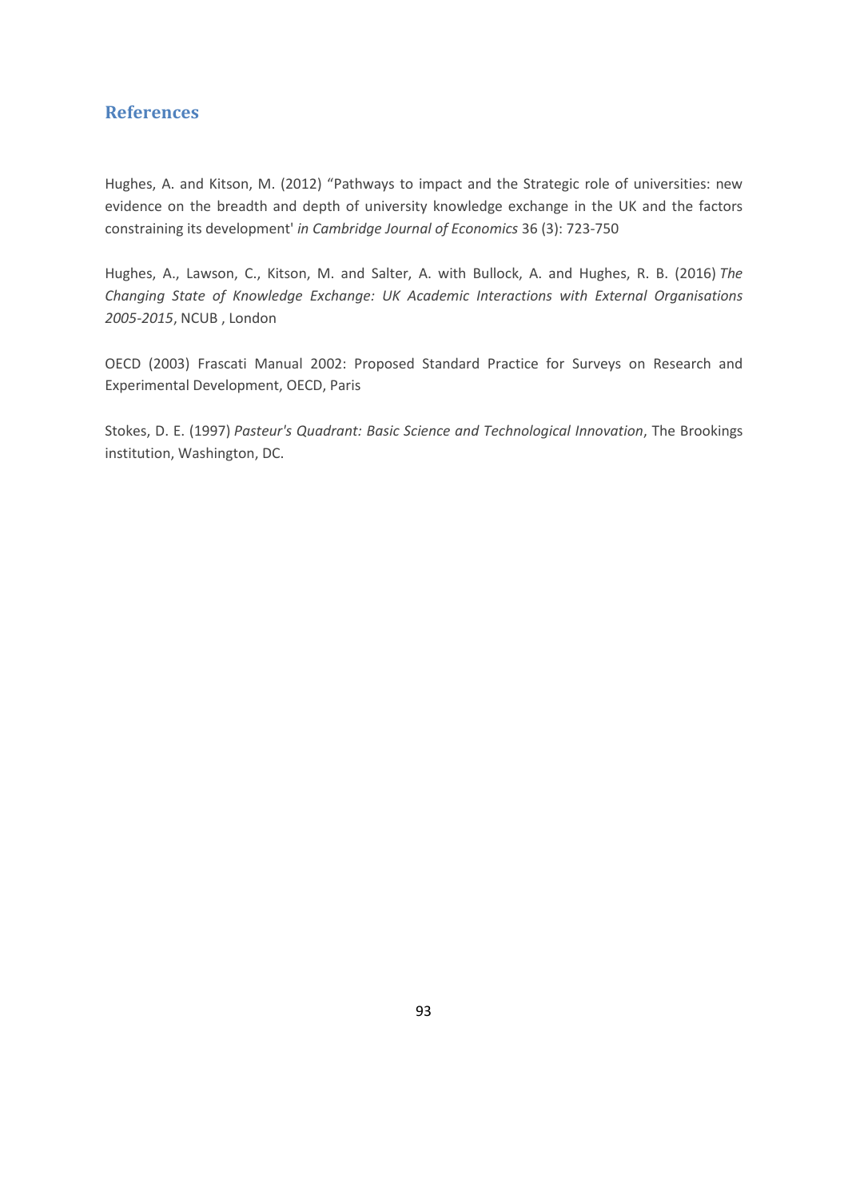## References

Hughes, A. and Kitson, M. (2012) "Pathways to impact and the Strategic role of universities: new evidence on the breadth and depth of university knowledge exchange in the UK and the factors constraining its development' *in Cambridge Journal of Economics* 36 (3): 723-750

Hughes, A., Lawson, C., Kitson, M. and Salter, A. with Bullock, A. and Hughes, R. B. (2016) *The Changing State of Knowledge Exchange: UK Academic Interactions with External Organisations 2005-2015*, NCUB , London

OECD (2003) Frascati Manual 2002: Proposed Standard Practice for Surveys on Research and Experimental Development, OECD, Paris

Stokes, D. E. (1997) *Pasteur's Quadrant: Basic Science and Technological Innovation*, The Brookings institution, Washington, DC.